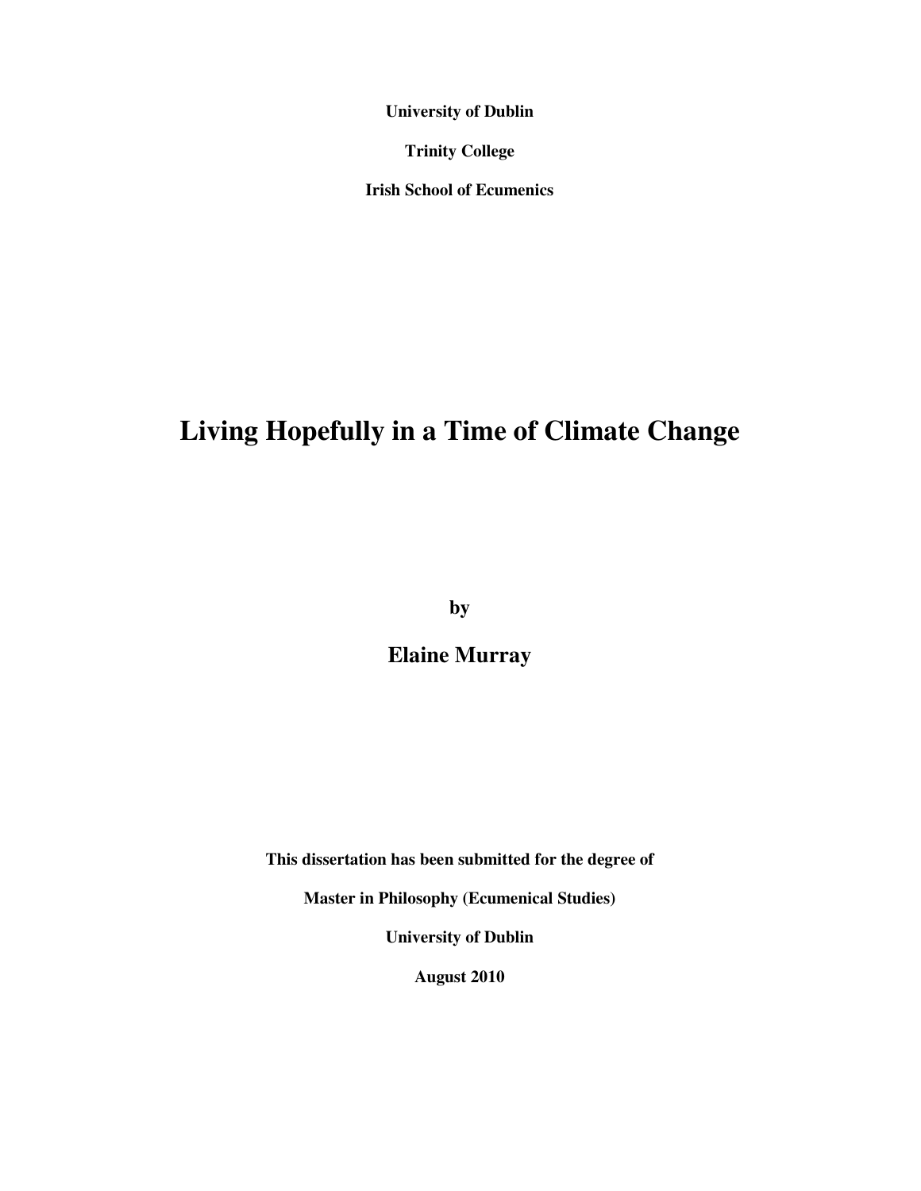**University of Dublin**

**Trinity College**

**Irish School of Ecumenics**

# Living Hopefully in a Time of Climate Change

**by**

**Elaine Murray**

**This dissertation has been submitted for the degree of**

**Master in Philosophy (Ecumenical Studies)**

**University of Dublin**

**August 2010**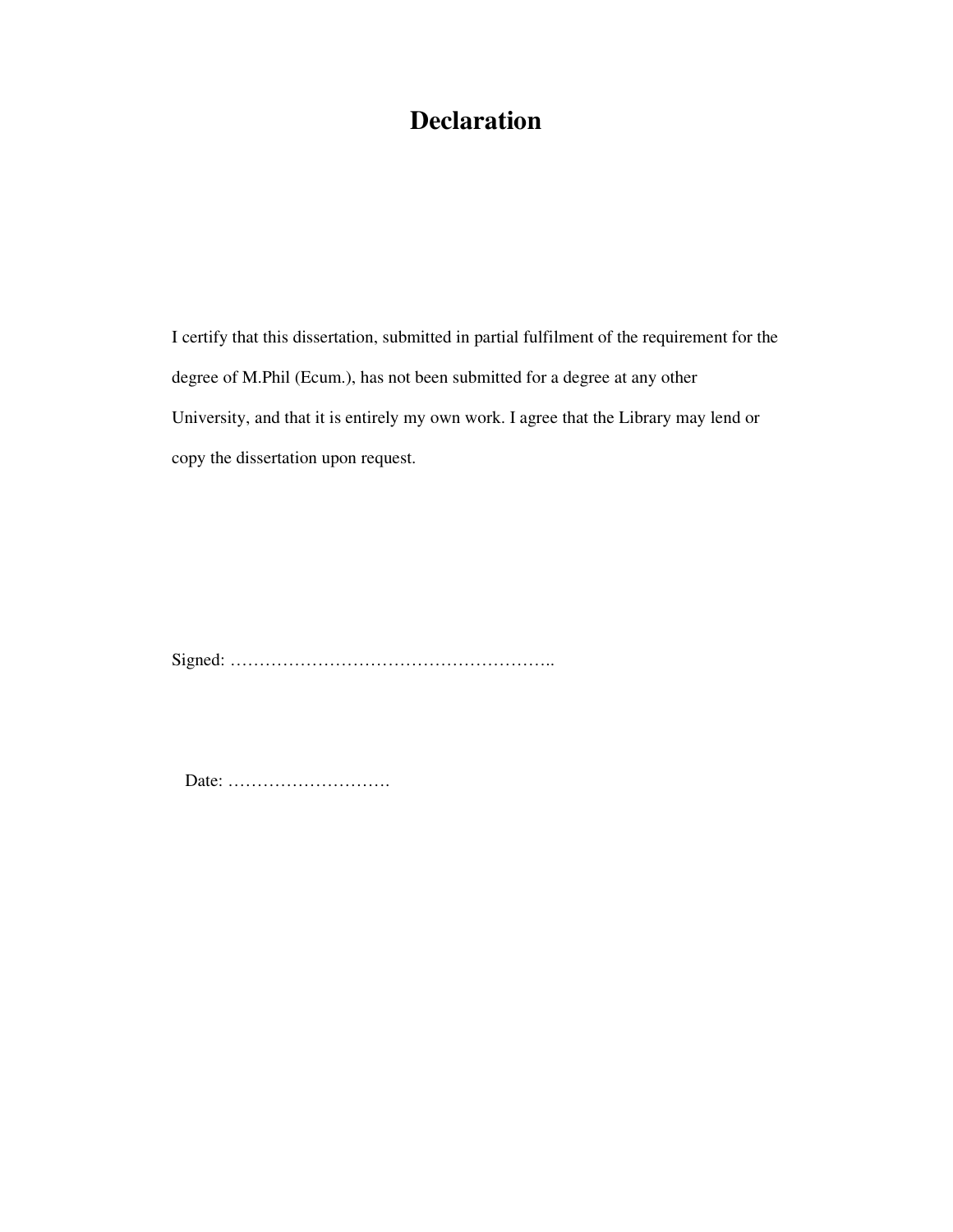# Declaration

I certify that this dissertation, submitted in partial fulfilment of the requirement for the degree of M.Phil (Ecum.), has not been submitted for a degree at any other University, and that it is entirely my own work. I agree that the Library may lend or copy the dissertation upon request.

Signed: ………………………………………………..

Date: ……………………….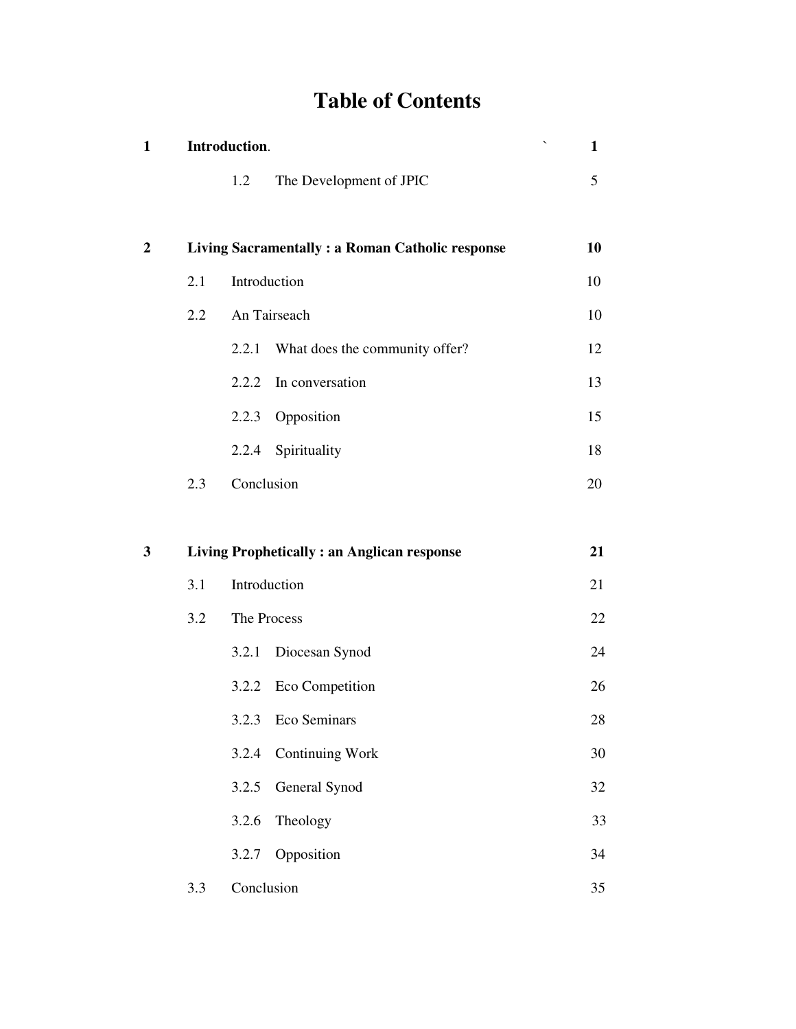# Table of Contents

| | | | |
|---|---|---|---|
| **1** | **Introduction**. | | **1** |
| | | 1.2 The Development of JPIC | 5 |
| **2** | **Living Sacramentally : a Roman Catholic response** | | **10** |
| | 2.1 | Introduction | 10 |
| | 2.2 | An Tairseach | 10 |
| | | 2.2.1 What does the community offer? | 12 |
| | | 2.2.2 In conversation | 13 |
| | | 2.2.3 Opposition | 15 |
| | | 2.2.4 Spirituality | 18 |
| | 2.3 | Conclusion | 20 |
| **3** | **Living Prophetically : an Anglican response** | | **21** |
| | 3.1 | Introduction | 21 |
| | 3.2 | The Process | 22 |
| | | 3.2.1 Diocesan Synod | 24 |
| | | 3.2.2 Eco Competition | 26 |
| | | 3.2.3 Eco Seminars | 28 |
| | | 3.2.4 Continuing Work | 30 |
| | | 3.2.5 General Synod | 32 |
| | | 3.2.6 Theology | 33 |
| | | 3.2.7 Opposition | 34 |
| | 3.3 | Conclusion | 35 |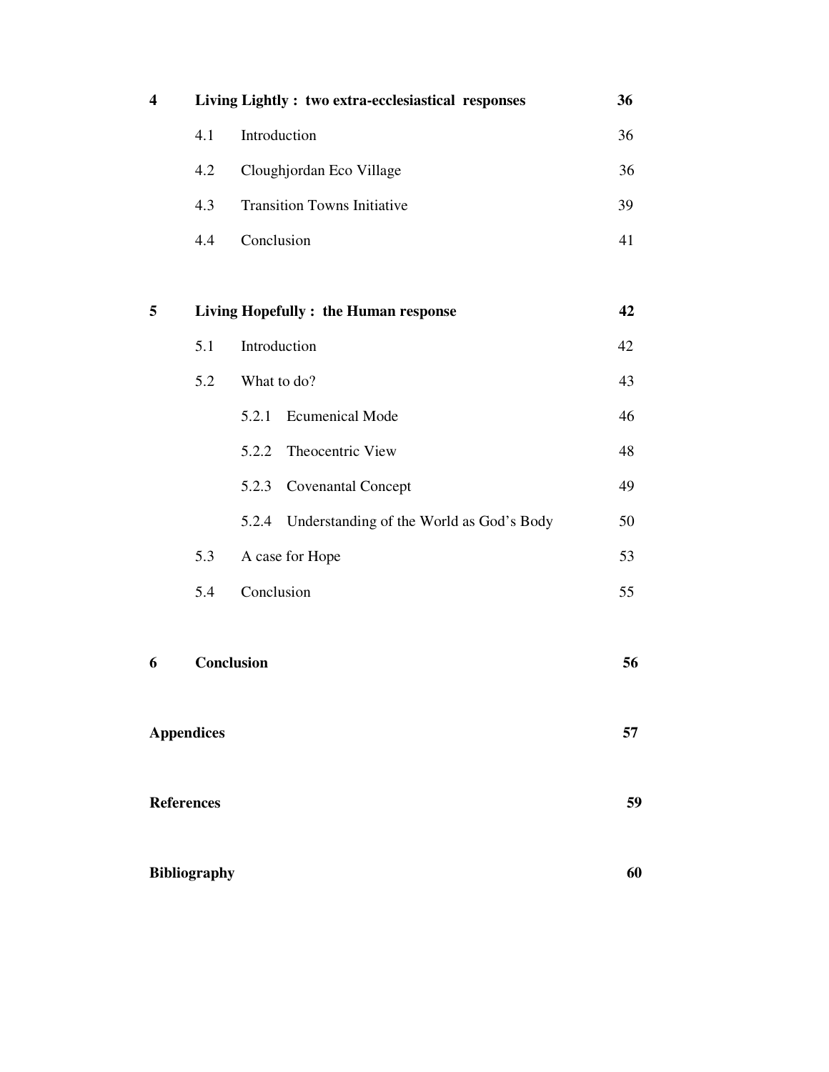| | | | |
|---|---|---|---|
| **4** | **Living Lightly : two extra-ecclesiastical responses** | | **36** |
| | 4.1 | Introduction | 36 |
| | 4.2 | Cloughjordan Eco Village | 36 |
| | 4.3 | Transition Towns Initiative | 39 |
| | 4.4 | Conclusion | 41 |
| **5** | **Living Hopefully : the Human response** | | **42** |
| | 5.1 | Introduction | 42 |
| | 5.2 | What to do? | 43 |
| | | 5.2.1 Ecumenical Mode | 46 |
| | | 5.2.2 Theocentric View | 48 |
| | | 5.2.3 Covenantal Concept | 49 |
| | | 5.2.4 Understanding of the World as God's Body | 50 |
| | 5.3 | A case for Hope | 53 |
| | 5.4 | Conclusion | 55 |
| **6** | **Conclusion** | | **56** |
| **Appendices** | | | **57** |
| **References** | | | **59** |
| **Bibliography** | | | **60** |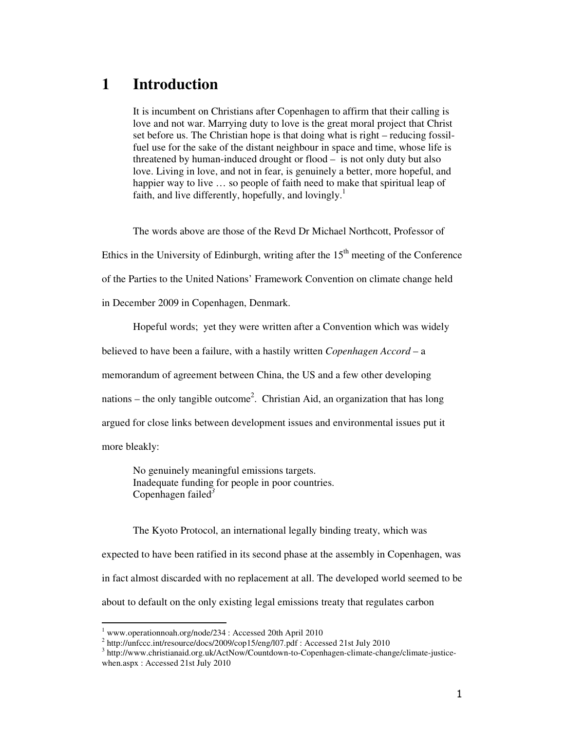# 1 Introduction

> It is incumbent on Christians after Copenhagen to affirm that their calling is love and not war. Marrying duty to love is the great moral project that Christ set before us. The Christian hope is that doing what is right – reducing fossil-fuel use for the sake of the distant neighbour in space and time, whose life is threatened by human-induced drought or flood – is not only duty but also love. Living in love, and not in fear, is genuinely a better, more hopeful, and happier way to live … so people of faith need to make that spiritual leap of faith, and live differently, hopefully, and lovingly.[1]

The words above are those of the Revd Dr Michael Northcott, Professor of Ethics in the University of Edinburgh, writing after the 15th meeting of the Conference of the Parties to the United Nations' Framework Convention on climate change held in December 2009 in Copenhagen, Denmark.

Hopeful words; yet they were written after a Convention which was widely believed to have been a failure, with a hastily written *Copenhagen Accord* – a memorandum of agreement between China, the US and a few other developing nations – the only tangible outcome[2]. Christian Aid, an organization that has long argued for close links between development issues and environmental issues put it more bleakly:

> No genuinely meaningful emissions targets.
> Inadequate funding for people in poor countries.
> Copenhagen failed[3]

The Kyoto Protocol, an international legally binding treaty, which was expected to have been ratified in its second phase at the assembly in Copenhagen, was in fact almost discarded with no replacement at all. The developed world seemed to be about to default on the only existing legal emissions treaty that regulates carbon

---

[1] www.operationnoah.org/node/234 : Accessed 20th April 2010

[2] http://unfccc.int/resource/docs/2009/cop15/eng/l07.pdf : Accessed 21st July 2010

[3] http://www.christianaid.org.uk/ActNow/Countdown-to-Copenhagen-climate-change/climate-justice-when.aspx : Accessed 21st July 2010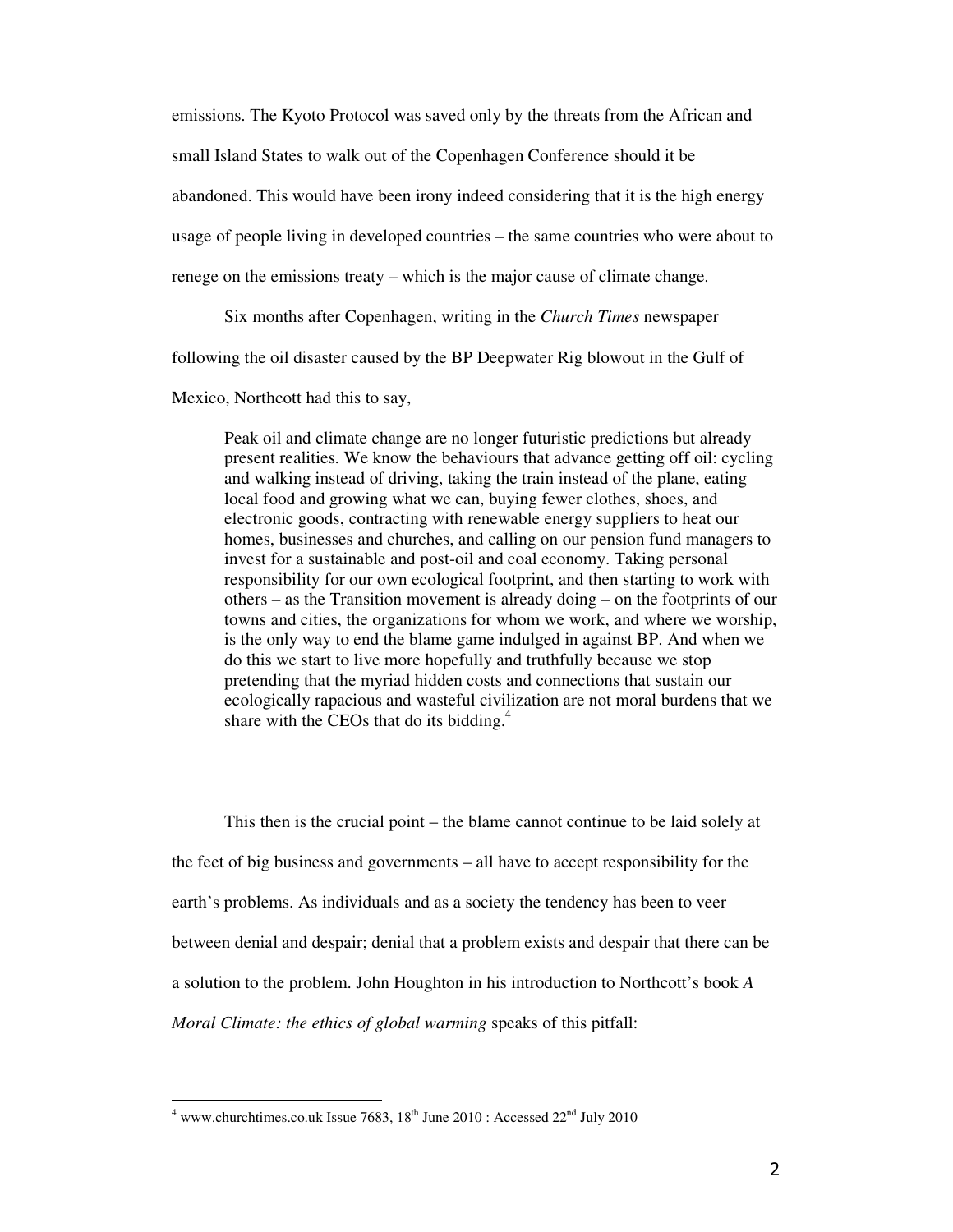emissions. The Kyoto Protocol was saved only by the threats from the African and small Island States to walk out of the Copenhagen Conference should it be abandoned. This would have been irony indeed considering that it is the high energy usage of people living in developed countries – the same countries who were about to renege on the emissions treaty – which is the major cause of climate change.

Six months after Copenhagen, writing in the *Church Times* newspaper following the oil disaster caused by the BP Deepwater Rig blowout in the Gulf of Mexico, Northcott had this to say,

> Peak oil and climate change are no longer futuristic predictions but already present realities. We know the behaviours that advance getting off oil: cycling and walking instead of driving, taking the train instead of the plane, eating local food and growing what we can, buying fewer clothes, shoes, and electronic goods, contracting with renewable energy suppliers to heat our homes, businesses and churches, and calling on our pension fund managers to invest for a sustainable and post-oil and coal economy. Taking personal responsibility for our own ecological footprint, and then starting to work with others – as the Transition movement is already doing – on the footprints of our towns and cities, the organizations for whom we work, and where we worship, is the only way to end the blame game indulged in against BP. And when we do this we start to live more hopefully and truthfully because we stop pretending that the myriad hidden costs and connections that sustain our ecologically rapacious and wasteful civilization are not moral burdens that we share with the CEOs that do its bidding.[4]

This then is the crucial point – the blame cannot continue to be laid solely at the feet of big business and governments – all have to accept responsibility for the earth's problems. As individuals and as a society the tendency has been to veer between denial and despair; denial that a problem exists and despair that there can be a solution to the problem. John Houghton in his introduction to Northcott's book *A Moral Climate: the ethics of global warming* speaks of this pitfall:

---

[4] www.churchtimes.co.uk Issue 7683, 18th June 2010 : Accessed 22nd July 2010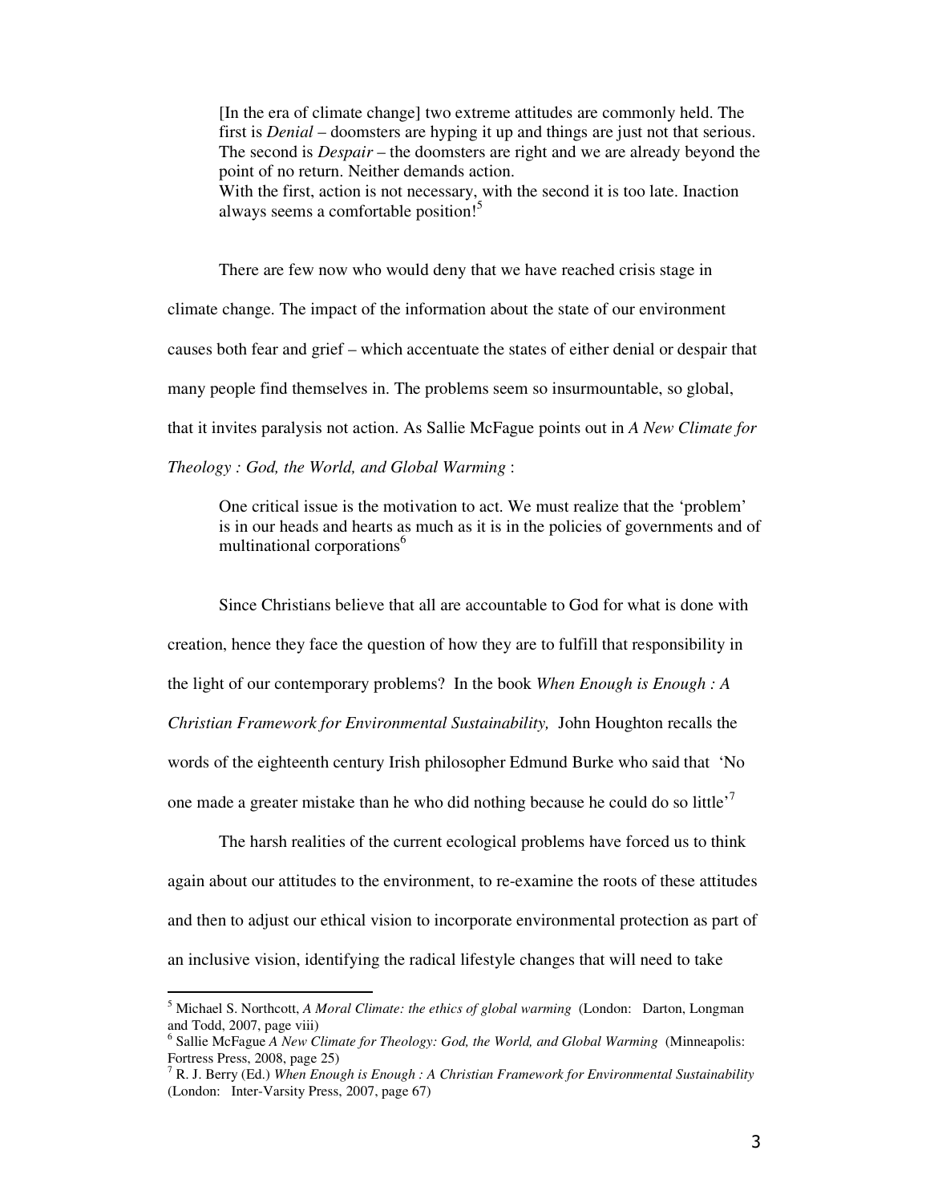> [In the era of climate change] two extreme attitudes are commonly held. The first is *Denial* – doomsters are hyping it up and things are just not that serious. The second is *Despair* – the doomsters are right and we are already beyond the point of no return. Neither demands action.
> With the first, action is not necessary, with the second it is too late. Inaction always seems a comfortable position![5]

There are few now who would deny that we have reached crisis stage in climate change. The impact of the information about the state of our environment causes both fear and grief – which accentuate the states of either denial or despair that many people find themselves in. The problems seem so insurmountable, so global, that it invites paralysis not action. As Sallie McFague points out in *A New Climate for Theology : God, the World, and Global Warming* :

> One critical issue is the motivation to act. We must realize that the 'problem' is in our heads and hearts as much as it is in the policies of governments and of multinational corporations[6]

Since Christians believe that all are accountable to God for what is done with creation, hence they face the question of how they are to fulfill that responsibility in the light of our contemporary problems? In the book *When Enough is Enough : A Christian Framework for Environmental Sustainability,* John Houghton recalls the words of the eighteenth century Irish philosopher Edmund Burke who said that 'No one made a greater mistake than he who did nothing because he could do so little'[7]

The harsh realities of the current ecological problems have forced us to think again about our attitudes to the environment, to re-examine the roots of these attitudes and then to adjust our ethical vision to incorporate environmental protection as part of an inclusive vision, identifying the radical lifestyle changes that will need to take

---

[5] Michael S. Northcott, *A Moral Climate: the ethics of global warming* (London: Darton, Longman and Todd, 2007, page viii)

[6] Sallie McFague *A New Climate for Theology: God, the World, and Global Warming* (Minneapolis: Fortress Press, 2008, page 25)

[7] R. J. Berry (Ed.) *When Enough is Enough : A Christian Framework for Environmental Sustainability* (London: Inter-Varsity Press, 2007, page 67)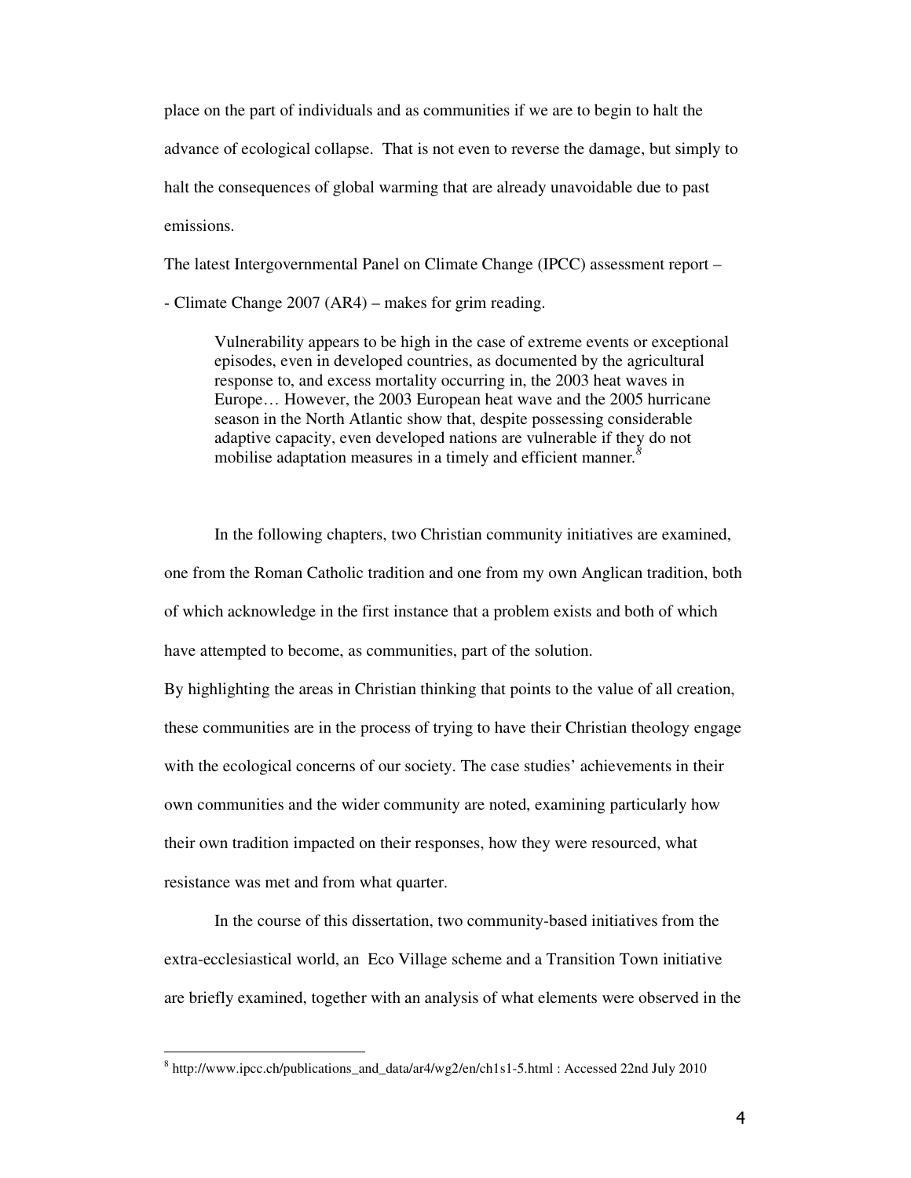place on the part of individuals and as communities if we are to begin to halt the advance of ecological collapse. That is not even to reverse the damage, but simply to halt the consequences of global warming that are already unavoidable due to past emissions.

The latest Intergovernmental Panel on Climate Change (IPCC) assessment report – - Climate Change 2007 (AR4) – makes for grim reading.

> Vulnerability appears to be high in the case of extreme events or exceptional episodes, even in developed countries, as documented by the agricultural response to, and excess mortality occurring in, the 2003 heat waves in Europe… However, the 2003 European heat wave and the 2005 hurricane season in the North Atlantic show that, despite possessing considerable adaptive capacity, even developed nations are vulnerable if they do not mobilise adaptation measures in a timely and efficient manner.[8]

In the following chapters, two Christian community initiatives are examined, one from the Roman Catholic tradition and one from my own Anglican tradition, both of which acknowledge in the first instance that a problem exists and both of which have attempted to become, as communities, part of the solution.

By highlighting the areas in Christian thinking that points to the value of all creation, these communities are in the process of trying to have their Christian theology engage with the ecological concerns of our society. The case studies' achievements in their own communities and the wider community are noted, examining particularly how their own tradition impacted on their responses, how they were resourced, what resistance was met and from what quarter.

In the course of this dissertation, two community-based initiatives from the extra-ecclesiastical world, an Eco Village scheme and a Transition Town initiative are briefly examined, together with an analysis of what elements were observed in the

---

[8] http://www.ipcc.ch/publications_and_data/ar4/wg2/en/ch1s1-5.html : Accessed 22nd July 2010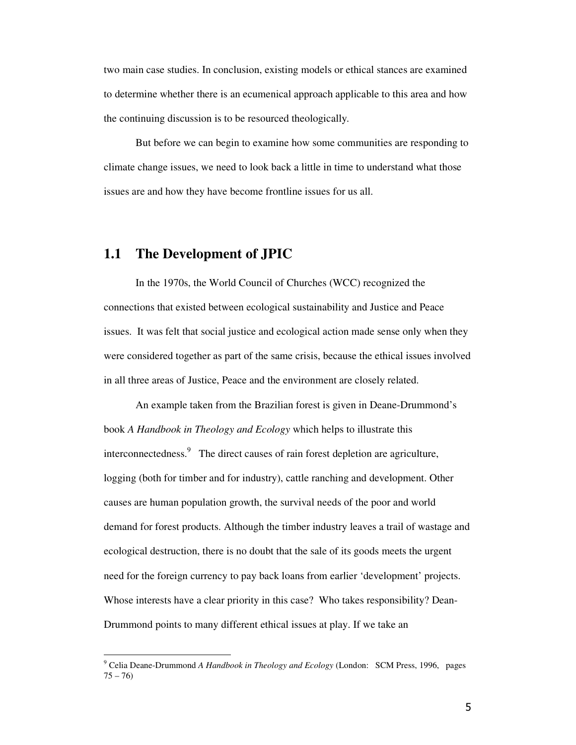two main case studies. In conclusion, existing models or ethical stances are examined to determine whether there is an ecumenical approach applicable to this area and how the continuing discussion is to be resourced theologically.

But before we can begin to examine how some communities are responding to climate change issues, we need to look back a little in time to understand what those issues are and how they have become frontline issues for us all.

## 1.1 The Development of JPIC

In the 1970s, the World Council of Churches (WCC) recognized the connections that existed between ecological sustainability and Justice and Peace issues. It was felt that social justice and ecological action made sense only when they were considered together as part of the same crisis, because the ethical issues involved in all three areas of Justice, Peace and the environment are closely related.

An example taken from the Brazilian forest is given in Deane-Drummond's book *A Handbook in Theology and Ecology* which helps to illustrate this interconnectedness.[9] The direct causes of rain forest depletion are agriculture, logging (both for timber and for industry), cattle ranching and development. Other causes are human population growth, the survival needs of the poor and world demand for forest products. Although the timber industry leaves a trail of wastage and ecological destruction, there is no doubt that the sale of its goods meets the urgent need for the foreign currency to pay back loans from earlier 'development' projects. Whose interests have a clear priority in this case? Who takes responsibility? Dean-Drummond points to many different ethical issues at play. If we take an

---

[9] Celia Deane-Drummond *A Handbook in Theology and Ecology* (London: SCM Press, 1996, pages 75 – 76)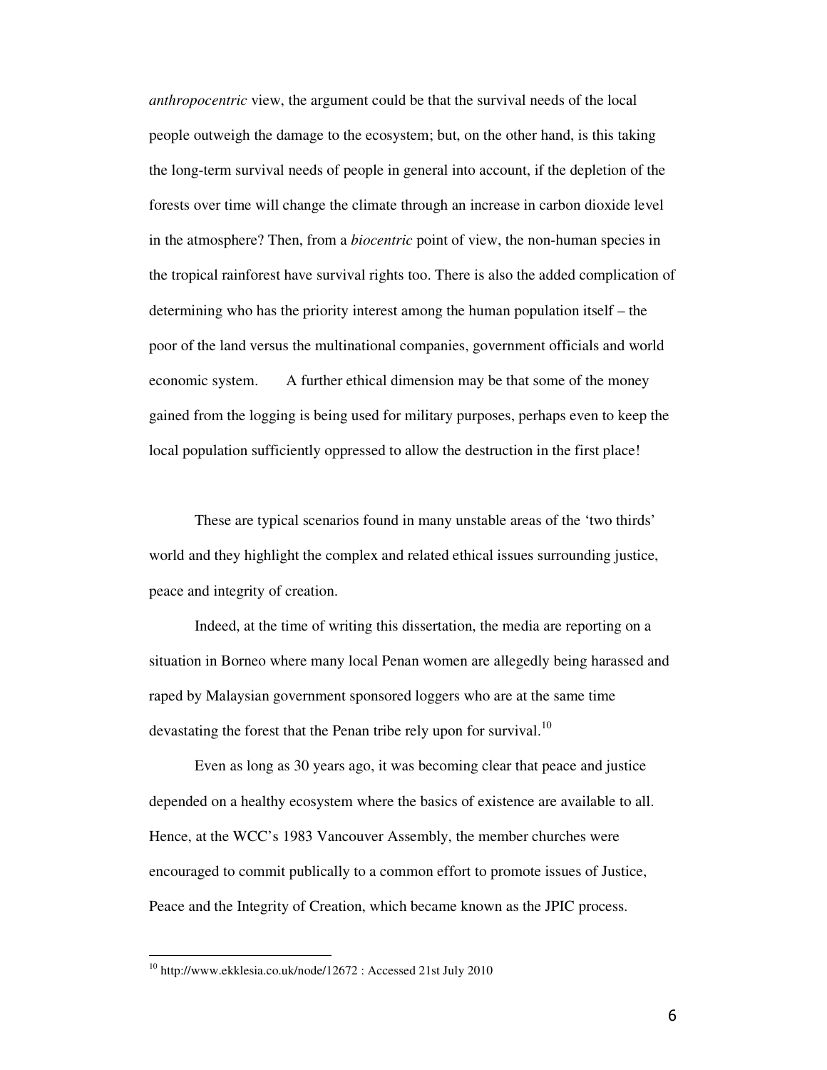*anthropocentric* view, the argument could be that the survival needs of the local people outweigh the damage to the ecosystem; but, on the other hand, is this taking the long-term survival needs of people in general into account, if the depletion of the forests over time will change the climate through an increase in carbon dioxide level in the atmosphere? Then, from a *biocentric* point of view, the non-human species in the tropical rainforest have survival rights too. There is also the added complication of determining who has the priority interest among the human population itself – the poor of the land versus the multinational companies, government officials and world economic system. A further ethical dimension may be that some of the money gained from the logging is being used for military purposes, perhaps even to keep the local population sufficiently oppressed to allow the destruction in the first place!

These are typical scenarios found in many unstable areas of the 'two thirds' world and they highlight the complex and related ethical issues surrounding justice, peace and integrity of creation.

Indeed, at the time of writing this dissertation, the media are reporting on a situation in Borneo where many local Penan women are allegedly being harassed and raped by Malaysian government sponsored loggers who are at the same time devastating the forest that the Penan tribe rely upon for survival.[10]

Even as long as 30 years ago, it was becoming clear that peace and justice depended on a healthy ecosystem where the basics of existence are available to all. Hence, at the WCC's 1983 Vancouver Assembly, the member churches were encouraged to commit publically to a common effort to promote issues of Justice, Peace and the Integrity of Creation, which became known as the JPIC process.

---

[10] http://www.ekklesia.co.uk/node/12672 : Accessed 21st July 2010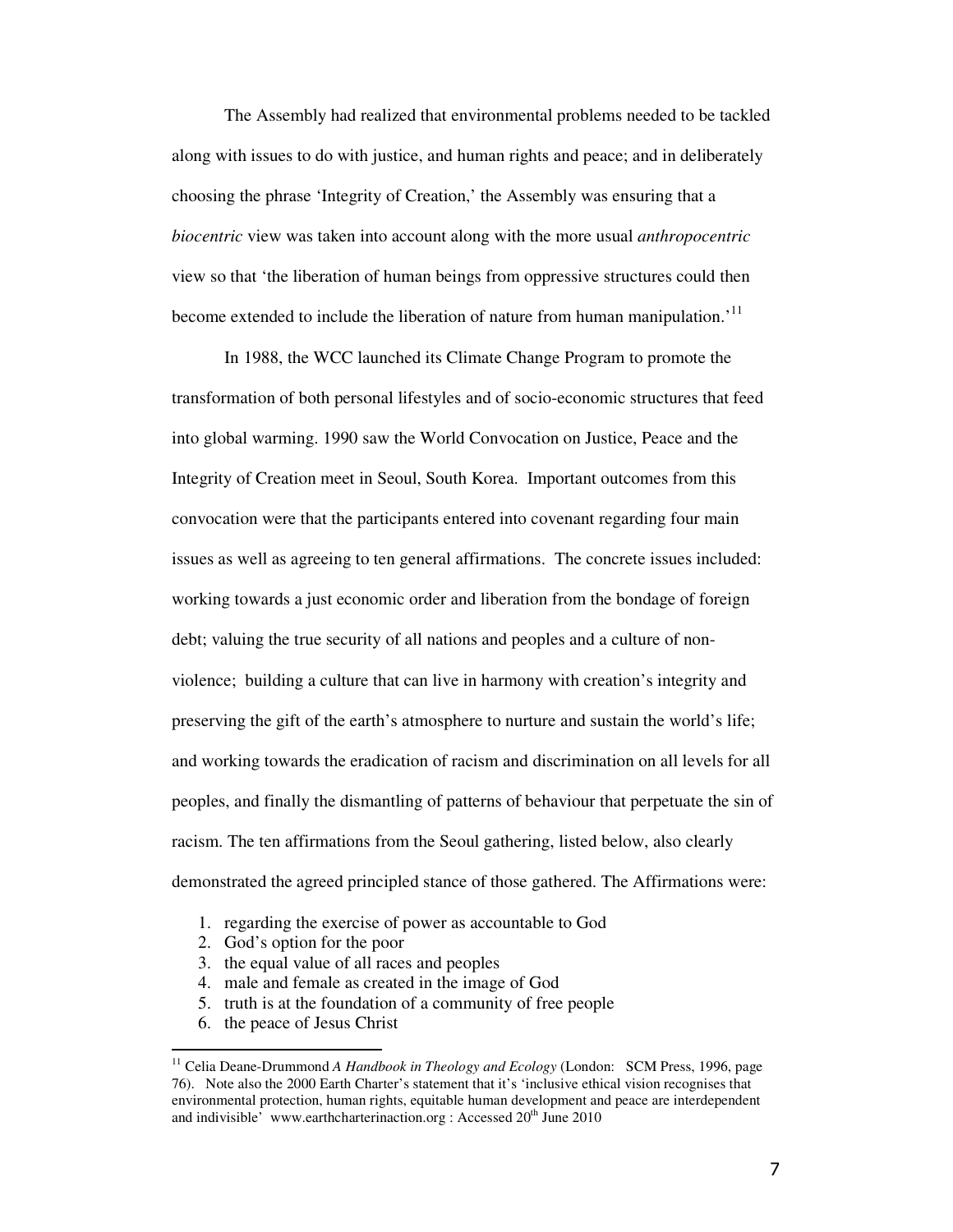The Assembly had realized that environmental problems needed to be tackled along with issues to do with justice, and human rights and peace; and in deliberately choosing the phrase 'Integrity of Creation,' the Assembly was ensuring that a *biocentric* view was taken into account along with the more usual *anthropocentric* view so that 'the liberation of human beings from oppressive structures could then become extended to include the liberation of nature from human manipulation.'[11]

In 1988, the WCC launched its Climate Change Program to promote the transformation of both personal lifestyles and of socio-economic structures that feed into global warming. 1990 saw the World Convocation on Justice, Peace and the Integrity of Creation meet in Seoul, South Korea. Important outcomes from this convocation were that the participants entered into covenant regarding four main issues as well as agreeing to ten general affirmations. The concrete issues included: working towards a just economic order and liberation from the bondage of foreign debt; valuing the true security of all nations and peoples and a culture of non-violence; building a culture that can live in harmony with creation's integrity and preserving the gift of the earth's atmosphere to nurture and sustain the world's life; and working towards the eradication of racism and discrimination on all levels for all peoples, and finally the dismantling of patterns of behaviour that perpetuate the sin of racism. The ten affirmations from the Seoul gathering, listed below, also clearly demonstrated the agreed principled stance of those gathered. The Affirmations were:

1. regarding the exercise of power as accountable to God
2. God's option for the poor
3. the equal value of all races and peoples
4. male and female as created in the image of God
5. truth is at the foundation of a community of free people
6. the peace of Jesus Christ

---

[11] Celia Deane-Drummond *A Handbook in Theology and Ecology* (London: SCM Press, 1996, page 76). Note also the 2000 Earth Charter's statement that it's 'inclusive ethical vision recognises that environmental protection, human rights, equitable human development and peace are interdependent and indivisible' www.earthcharterinaction.org : Accessed 20th June 2010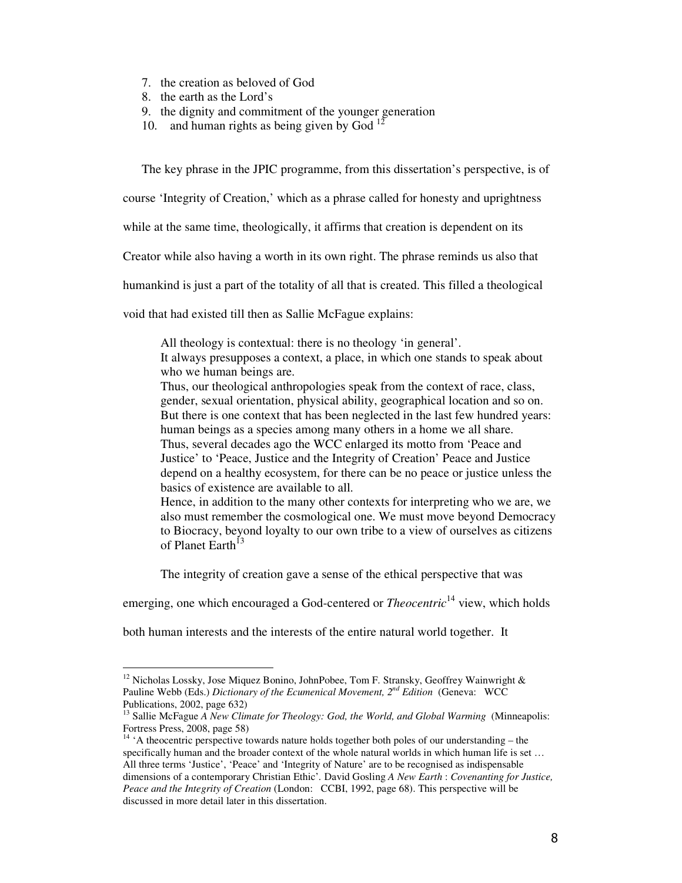7. the creation as beloved of God
8. the earth as the Lord's
9. the dignity and commitment of the younger generation
10. and human rights as being given by God [12]

The key phrase in the JPIC programme, from this dissertation's perspective, is of course 'Integrity of Creation,' which as a phrase called for honesty and uprightness while at the same time, theologically, it affirms that creation is dependent on its Creator while also having a worth in its own right. The phrase reminds us also that humankind is just a part of the totality of all that is created. This filled a theological void that had existed till then as Sallie McFague explains:

> All theology is contextual: there is no theology 'in general'.
> It always presupposes a context, a place, in which one stands to speak about who we human beings are.
> Thus, our theological anthropologies speak from the context of race, class, gender, sexual orientation, physical ability, geographical location and so on.
> But there is one context that has been neglected in the last few hundred years: human beings as a species among many others in a home we all share.
> Thus, several decades ago the WCC enlarged its motto from 'Peace and Justice' to 'Peace, Justice and the Integrity of Creation' Peace and Justice depend on a healthy ecosystem, for there can be no peace or justice unless the basics of existence are available to all.
> Hence, in addition to the many other contexts for interpreting who we are, we also must remember the cosmological one. We must move beyond Democracy to Biocracy, beyond loyalty to our own tribe to a view of ourselves as citizens of Planet Earth[13]

The integrity of creation gave a sense of the ethical perspective that was emerging, one which encouraged a God-centered or *Theocentric*[14] view, which holds both human interests and the interests of the entire natural world together. It

---

[12] Nicholas Lossky, Jose Miquez Bonino, JohnPobee, Tom F. Stransky, Geoffrey Wainwright & Pauline Webb (Eds.) *Dictionary of the Ecumenical Movement, 2nd Edition* (Geneva: WCC Publications, 2002, page 632)

[13] Sallie McFague *A New Climate for Theology: God, the World, and Global Warming* (Minneapolis: Fortress Press, 2008, page 58)

[14] 'A theocentric perspective towards nature holds together both poles of our understanding – the specifically human and the broader context of the whole natural worlds in which human life is set … All three terms 'Justice', 'Peace' and 'Integrity of Nature' are to be recognised as indispensable dimensions of a contemporary Christian Ethic'. David Gosling *A New Earth* : *Covenanting for Justice, Peace and the Integrity of Creation* (London: CCBI, 1992, page 68). This perspective will be discussed in more detail later in this dissertation.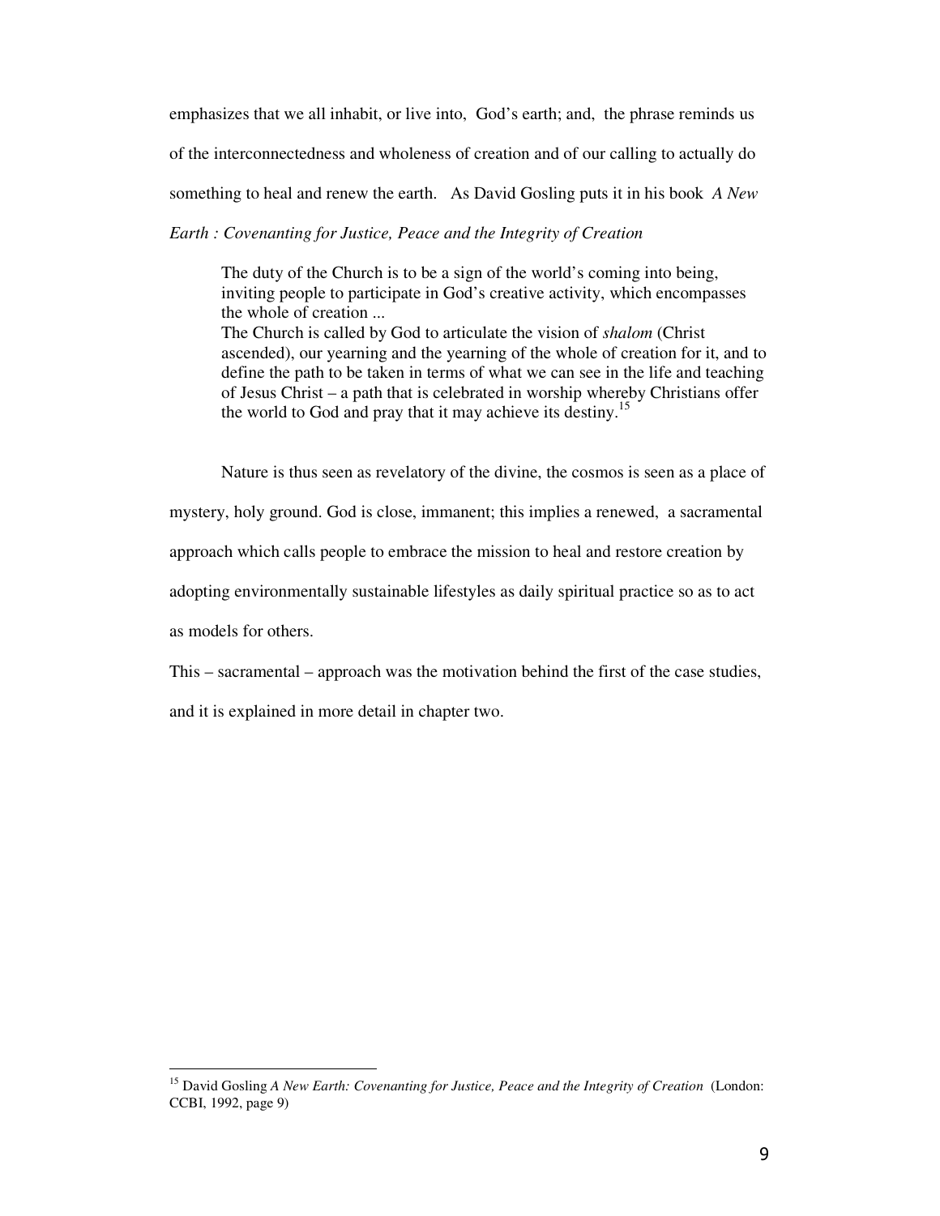emphasizes that we all inhabit, or live into, God's earth; and, the phrase reminds us of the interconnectedness and wholeness of creation and of our calling to actually do something to heal and renew the earth. As David Gosling puts it in his book *A New Earth : Covenanting for Justice, Peace and the Integrity of Creation*

> The duty of the Church is to be a sign of the world's coming into being, inviting people to participate in God's creative activity, which encompasses the whole of creation ...
> The Church is called by God to articulate the vision of *shalom* (Christ ascended), our yearning and the yearning of the whole of creation for it, and to define the path to be taken in terms of what we can see in the life and teaching of Jesus Christ – a path that is celebrated in worship whereby Christians offer the world to God and pray that it may achieve its destiny.[15]

Nature is thus seen as revelatory of the divine, the cosmos is seen as a place of mystery, holy ground. God is close, immanent; this implies a renewed, a sacramental approach which calls people to embrace the mission to heal and restore creation by adopting environmentally sustainable lifestyles as daily spiritual practice so as to act as models for others.

This – sacramental – approach was the motivation behind the first of the case studies, and it is explained in more detail in chapter two.

---

[15] David Gosling *A New Earth: Covenanting for Justice, Peace and the Integrity of Creation* (London: CCBI, 1992, page 9)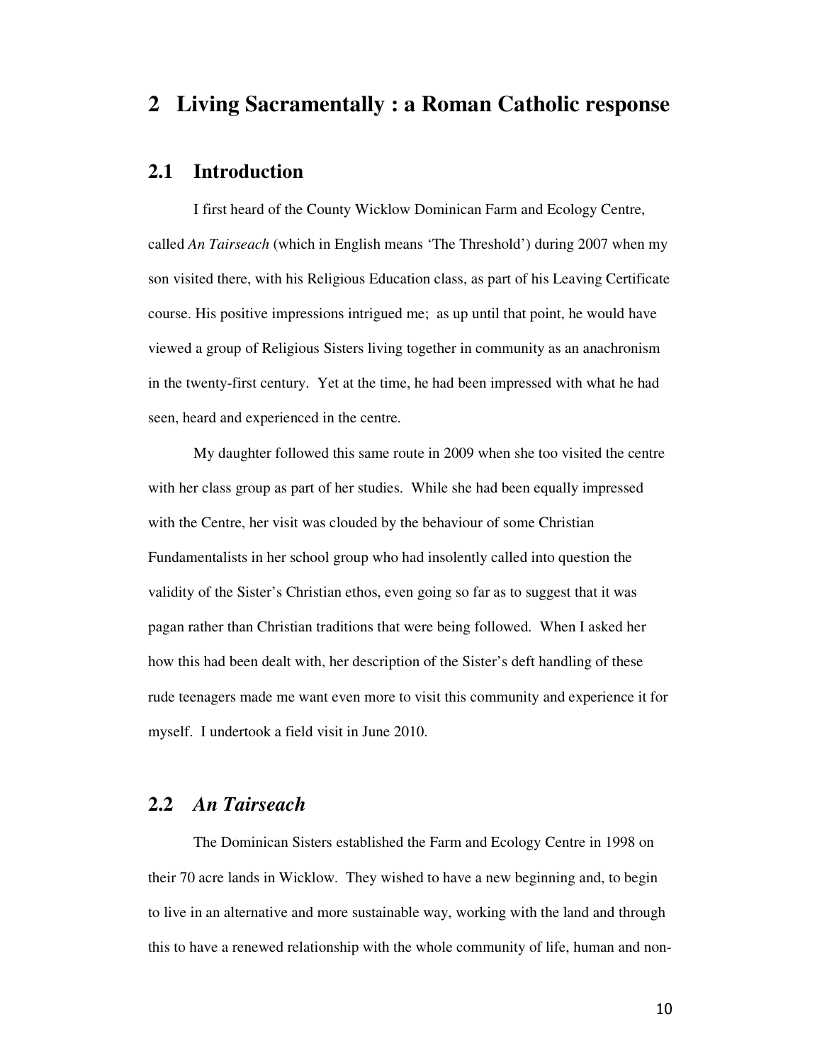# 2 Living Sacramentally : a Roman Catholic response

## 2.1 Introduction

I first heard of the County Wicklow Dominican Farm and Ecology Centre, called *An Tairseach* (which in English means 'The Threshold') during 2007 when my son visited there, with his Religious Education class, as part of his Leaving Certificate course. His positive impressions intrigued me; as up until that point, he would have viewed a group of Religious Sisters living together in community as an anachronism in the twenty-first century. Yet at the time, he had been impressed with what he had seen, heard and experienced in the centre.

My daughter followed this same route in 2009 when she too visited the centre with her class group as part of her studies. While she had been equally impressed with the Centre, her visit was clouded by the behaviour of some Christian Fundamentalists in her school group who had insolently called into question the validity of the Sister's Christian ethos, even going so far as to suggest that it was pagan rather than Christian traditions that were being followed. When I asked her how this had been dealt with, her description of the Sister's deft handling of these rude teenagers made me want even more to visit this community and experience it for myself. I undertook a field visit in June 2010.

## 2.2 *An Tairseach*

The Dominican Sisters established the Farm and Ecology Centre in 1998 on their 70 acre lands in Wicklow. They wished to have a new beginning and, to begin to live in an alternative and more sustainable way, working with the land and through this to have a renewed relationship with the whole community of life, human and non-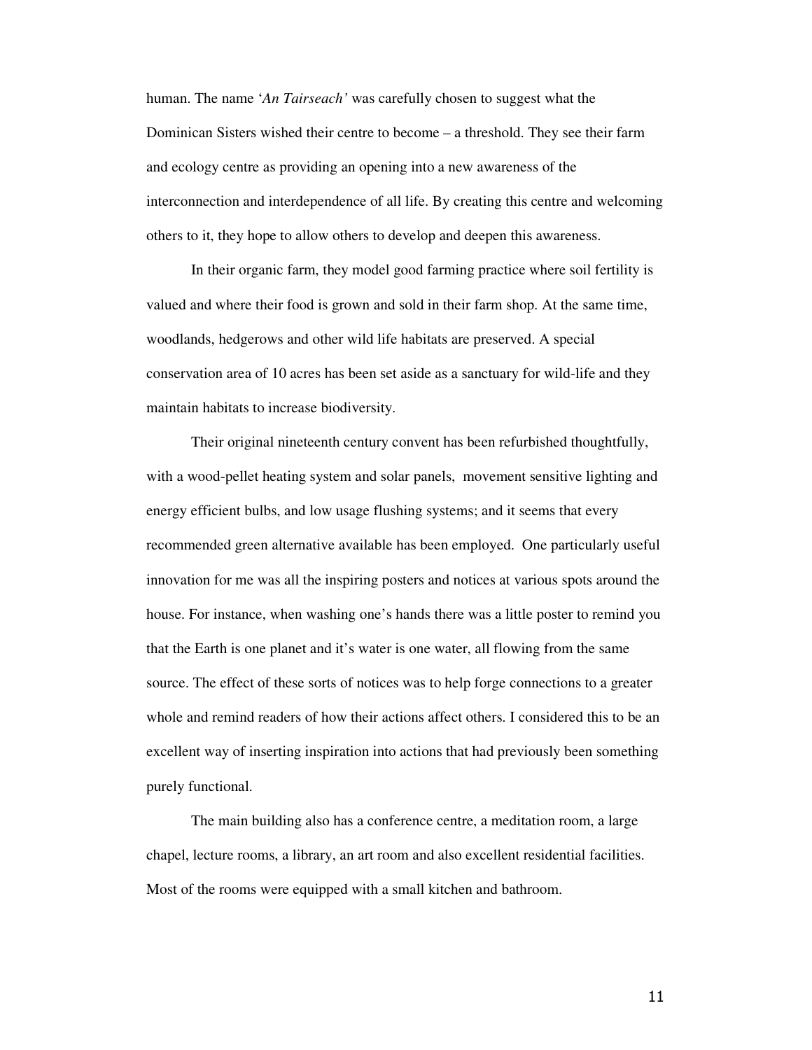human. The name '*An Tairseach'* was carefully chosen to suggest what the Dominican Sisters wished their centre to become – a threshold. They see their farm and ecology centre as providing an opening into a new awareness of the interconnection and interdependence of all life. By creating this centre and welcoming others to it, they hope to allow others to develop and deepen this awareness.

In their organic farm, they model good farming practice where soil fertility is valued and where their food is grown and sold in their farm shop. At the same time, woodlands, hedgerows and other wild life habitats are preserved. A special conservation area of 10 acres has been set aside as a sanctuary for wild-life and they maintain habitats to increase biodiversity.

Their original nineteenth century convent has been refurbished thoughtfully, with a wood-pellet heating system and solar panels, movement sensitive lighting and energy efficient bulbs, and low usage flushing systems; and it seems that every recommended green alternative available has been employed. One particularly useful innovation for me was all the inspiring posters and notices at various spots around the house. For instance, when washing one's hands there was a little poster to remind you that the Earth is one planet and it's water is one water, all flowing from the same source. The effect of these sorts of notices was to help forge connections to a greater whole and remind readers of how their actions affect others. I considered this to be an excellent way of inserting inspiration into actions that had previously been something purely functional.

The main building also has a conference centre, a meditation room, a large chapel, lecture rooms, a library, an art room and also excellent residential facilities. Most of the rooms were equipped with a small kitchen and bathroom.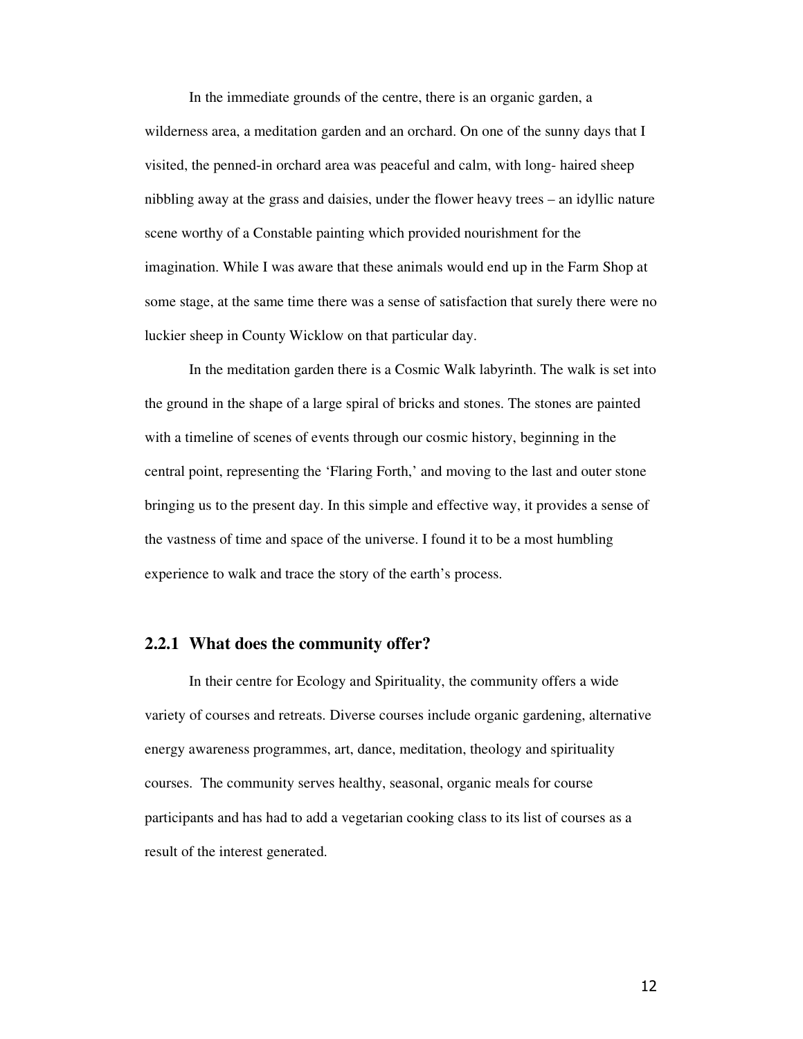In the immediate grounds of the centre, there is an organic garden, a wilderness area, a meditation garden and an orchard. On one of the sunny days that I visited, the penned-in orchard area was peaceful and calm, with long- haired sheep nibbling away at the grass and daisies, under the flower heavy trees – an idyllic nature scene worthy of a Constable painting which provided nourishment for the imagination. While I was aware that these animals would end up in the Farm Shop at some stage, at the same time there was a sense of satisfaction that surely there were no luckier sheep in County Wicklow on that particular day.

In the meditation garden there is a Cosmic Walk labyrinth. The walk is set into the ground in the shape of a large spiral of bricks and stones. The stones are painted with a timeline of scenes of events through our cosmic history, beginning in the central point, representing the 'Flaring Forth,' and moving to the last and outer stone bringing us to the present day. In this simple and effective way, it provides a sense of the vastness of time and space of the universe. I found it to be a most humbling experience to walk and trace the story of the earth's process.

### 2.2.1 What does the community offer?

In their centre for Ecology and Spirituality, the community offers a wide variety of courses and retreats. Diverse courses include organic gardening, alternative energy awareness programmes, art, dance, meditation, theology and spirituality courses. The community serves healthy, seasonal, organic meals for course participants and has had to add a vegetarian cooking class to its list of courses as a result of the interest generated.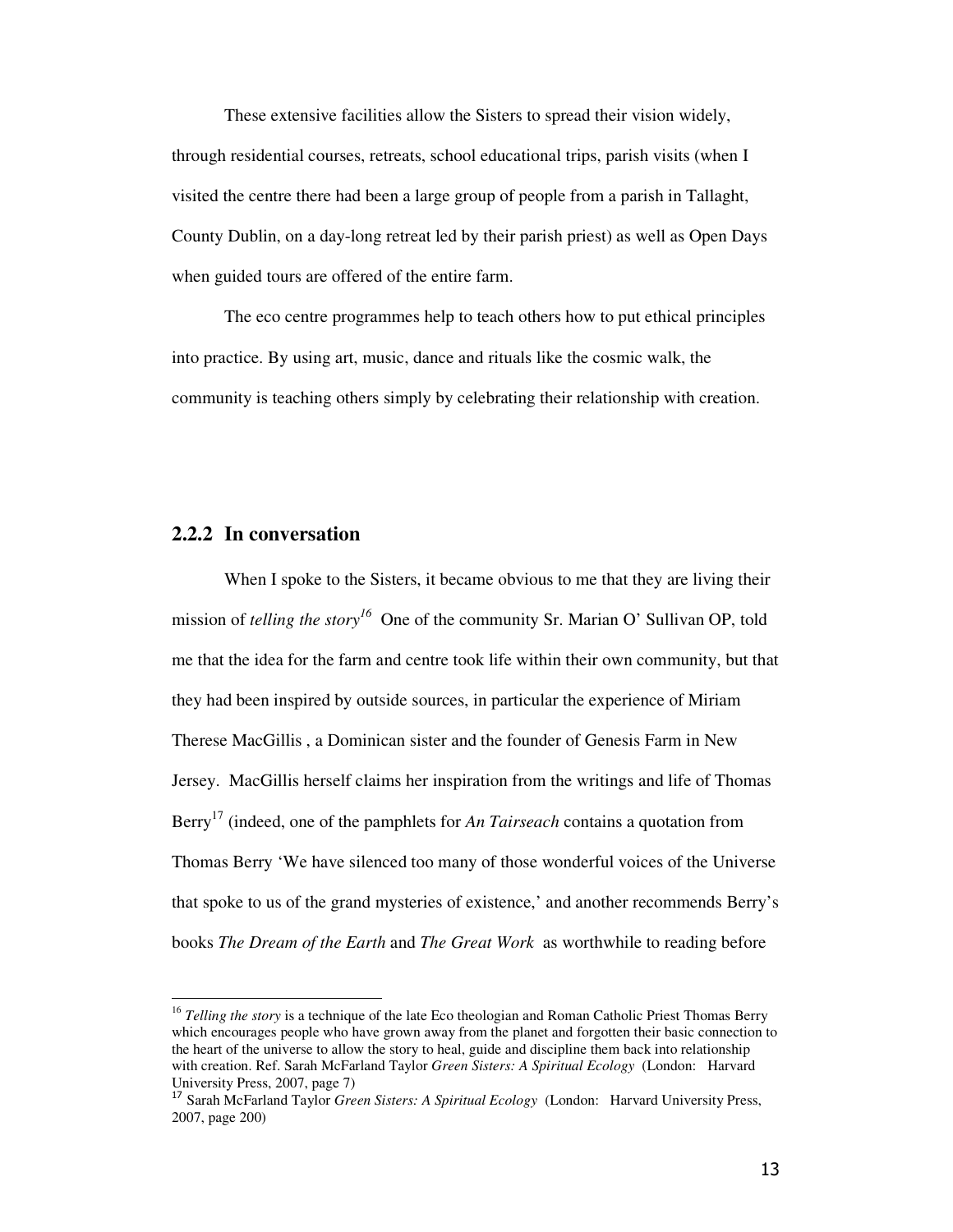These extensive facilities allow the Sisters to spread their vision widely, through residential courses, retreats, school educational trips, parish visits (when I visited the centre there had been a large group of people from a parish in Tallaght, County Dublin, on a day-long retreat led by their parish priest) as well as Open Days when guided tours are offered of the entire farm.

The eco centre programmes help to teach others how to put ethical principles into practice. By using art, music, dance and rituals like the cosmic walk, the community is teaching others simply by celebrating their relationship with creation.

### 2.2.2 In conversation

When I spoke to the Sisters, it became obvious to me that they are living their mission of *telling the story*[16] One of the community Sr. Marian O' Sullivan OP, told me that the idea for the farm and centre took life within their own community, but that they had been inspired by outside sources, in particular the experience of Miriam Therese MacGillis , a Dominican sister and the founder of Genesis Farm in New Jersey. MacGillis herself claims her inspiration from the writings and life of Thomas Berry[17] (indeed, one of the pamphlets for *An Tairseach* contains a quotation from Thomas Berry 'We have silenced too many of those wonderful voices of the Universe that spoke to us of the grand mysteries of existence,' and another recommends Berry's books *The Dream of the Earth* and *The Great Work* as worthwhile to reading before

---

[16] *Telling the story* is a technique of the late Eco theologian and Roman Catholic Priest Thomas Berry which encourages people who have grown away from the planet and forgotten their basic connection to the heart of the universe to allow the story to heal, guide and discipline them back into relationship with creation. Ref. Sarah McFarland Taylor *Green Sisters: A Spiritual Ecology* (London: Harvard University Press, 2007, page 7)

[17] Sarah McFarland Taylor *Green Sisters: A Spiritual Ecology* (London: Harvard University Press, 2007, page 200)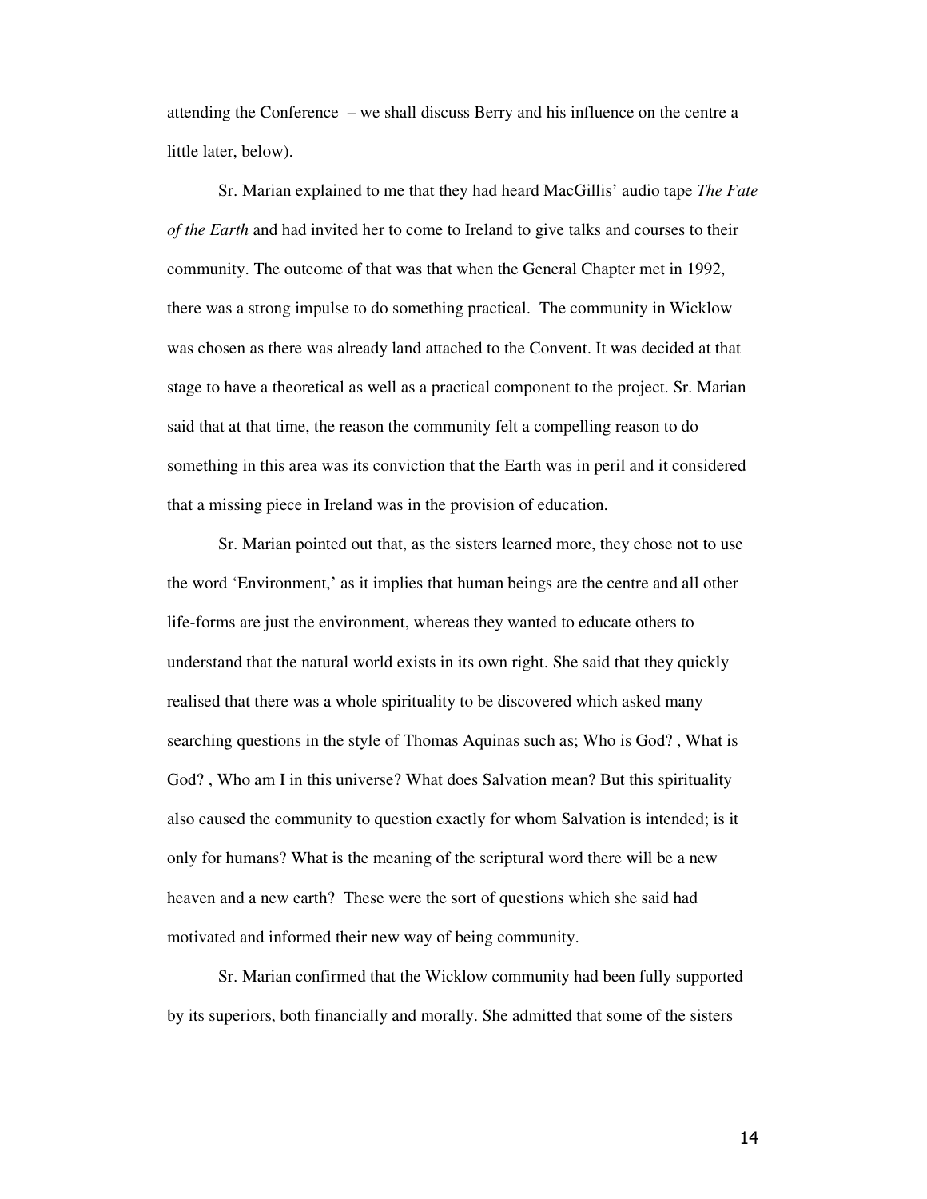attending the Conference – we shall discuss Berry and his influence on the centre a little later, below).

Sr. Marian explained to me that they had heard MacGillis' audio tape *The Fate of the Earth* and had invited her to come to Ireland to give talks and courses to their community. The outcome of that was that when the General Chapter met in 1992, there was a strong impulse to do something practical. The community in Wicklow was chosen as there was already land attached to the Convent. It was decided at that stage to have a theoretical as well as a practical component to the project. Sr. Marian said that at that time, the reason the community felt a compelling reason to do something in this area was its conviction that the Earth was in peril and it considered that a missing piece in Ireland was in the provision of education.

Sr. Marian pointed out that, as the sisters learned more, they chose not to use the word 'Environment,' as it implies that human beings are the centre and all other life-forms are just the environment, whereas they wanted to educate others to understand that the natural world exists in its own right. She said that they quickly realised that there was a whole spirituality to be discovered which asked many searching questions in the style of Thomas Aquinas such as; Who is God? , What is God? , Who am I in this universe? What does Salvation mean? But this spirituality also caused the community to question exactly for whom Salvation is intended; is it only for humans? What is the meaning of the scriptural word there will be a new heaven and a new earth? These were the sort of questions which she said had motivated and informed their new way of being community.

Sr. Marian confirmed that the Wicklow community had been fully supported by its superiors, both financially and morally. She admitted that some of the sisters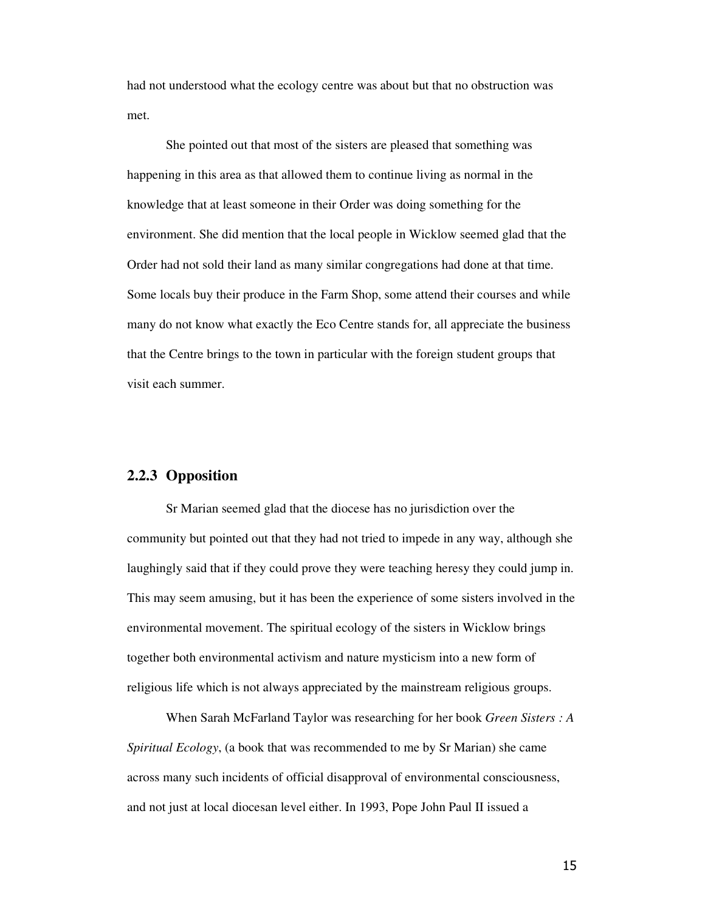had not understood what the ecology centre was about but that no obstruction was met.

She pointed out that most of the sisters are pleased that something was happening in this area as that allowed them to continue living as normal in the knowledge that at least someone in their Order was doing something for the environment. She did mention that the local people in Wicklow seemed glad that the Order had not sold their land as many similar congregations had done at that time. Some locals buy their produce in the Farm Shop, some attend their courses and while many do not know what exactly the Eco Centre stands for, all appreciate the business that the Centre brings to the town in particular with the foreign student groups that visit each summer.

### 2.2.3 Opposition

Sr Marian seemed glad that the diocese has no jurisdiction over the community but pointed out that they had not tried to impede in any way, although she laughingly said that if they could prove they were teaching heresy they could jump in. This may seem amusing, but it has been the experience of some sisters involved in the environmental movement. The spiritual ecology of the sisters in Wicklow brings together both environmental activism and nature mysticism into a new form of religious life which is not always appreciated by the mainstream religious groups.

When Sarah McFarland Taylor was researching for her book *Green Sisters : A Spiritual Ecology*, (a book that was recommended to me by Sr Marian) she came across many such incidents of official disapproval of environmental consciousness, and not just at local diocesan level either. In 1993, Pope John Paul II issued a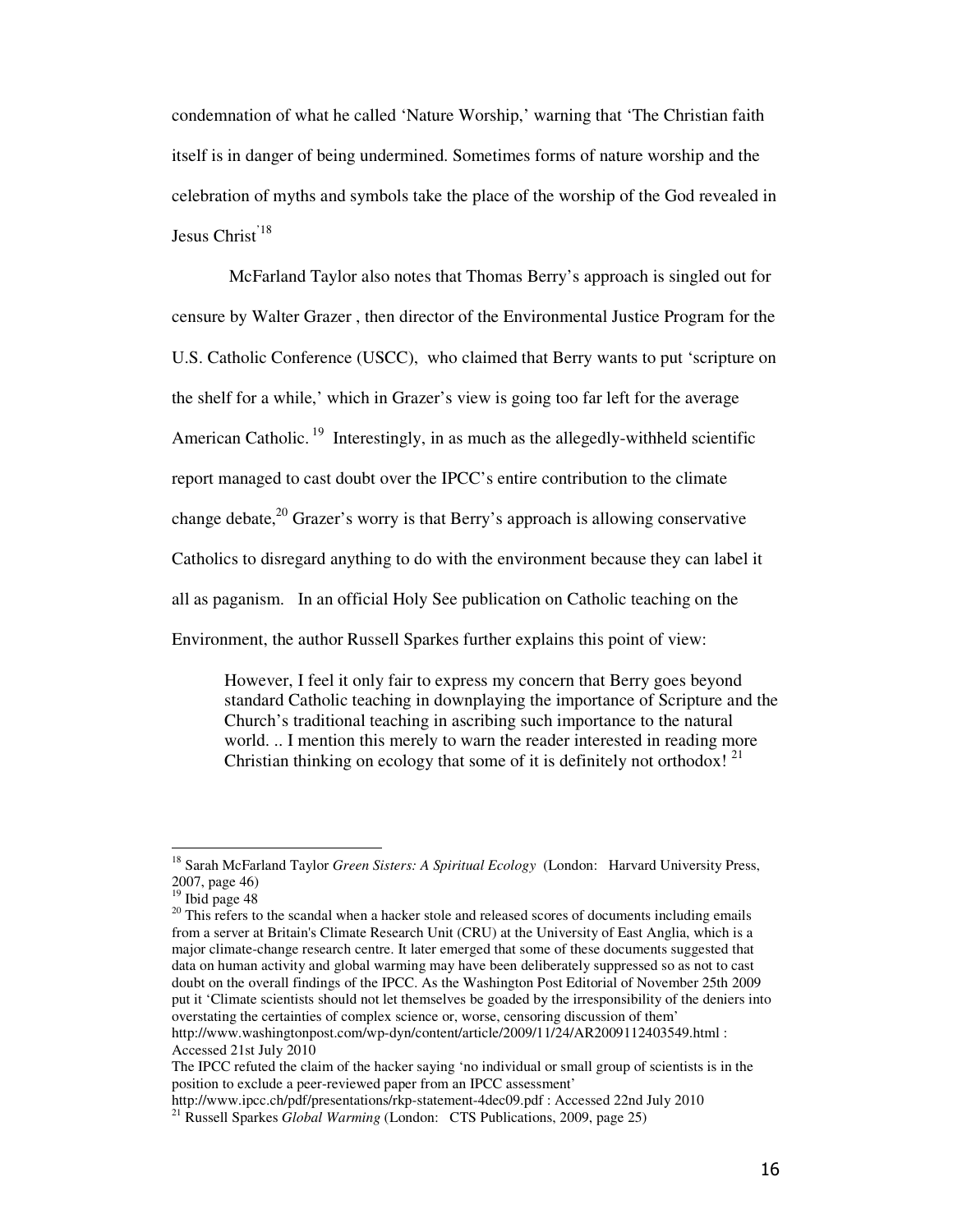condemnation of what he called 'Nature Worship,' warning that 'The Christian faith itself is in danger of being undermined. Sometimes forms of nature worship and the celebration of myths and symbols take the place of the worship of the God revealed in Jesus Christ'[18]

McFarland Taylor also notes that Thomas Berry's approach is singled out for censure by Walter Grazer , then director of the Environmental Justice Program for the U.S. Catholic Conference (USCC), who claimed that Berry wants to put 'scripture on the shelf for a while,' which in Grazer's view is going too far left for the average American Catholic.[19] Interestingly, in as much as the allegedly-withheld scientific report managed to cast doubt over the IPCC's entire contribution to the climate change debate,[20] Grazer's worry is that Berry's approach is allowing conservative Catholics to disregard anything to do with the environment because they can label it all as paganism. In an official Holy See publication on Catholic teaching on the Environment, the author Russell Sparkes further explains this point of view:

> However, I feel it only fair to express my concern that Berry goes beyond standard Catholic teaching in downplaying the importance of Scripture and the Church's traditional teaching in ascribing such importance to the natural world. .. I mention this merely to warn the reader interested in reading more Christian thinking on ecology that some of it is definitely not orthodox![21]

---

[18] Sarah McFarland Taylor *Green Sisters: A Spiritual Ecology* (London: Harvard University Press, 2007, page 46)

[19] Ibid page 48

[20] This refers to the scandal when a hacker stole and released scores of documents including emails from a server at Britain's Climate Research Unit (CRU) at the University of East Anglia, which is a major climate-change research centre. It later emerged that some of these documents suggested that data on human activity and global warming may have been deliberately suppressed so as not to cast doubt on the overall findings of the IPCC. As the Washington Post Editorial of November 25th 2009 put it 'Climate scientists should not let themselves be goaded by the irresponsibility of the deniers into overstating the certainties of complex science or, worse, censoring discussion of them' http://www.washingtonpost.com/wp-dyn/content/article/2009/11/24/AR2009112403549.html : Accessed 21st July 2010

The IPCC refuted the claim of the hacker saying 'no individual or small group of scientists is in the position to exclude a peer-reviewed paper from an IPCC assessment'

http://www.ipcc.ch/pdf/presentations/rkp-statement-4dec09.pdf : Accessed 22nd July 2010

[21] Russell Sparkes *Global Warming* (London: CTS Publications, 2009, page 25)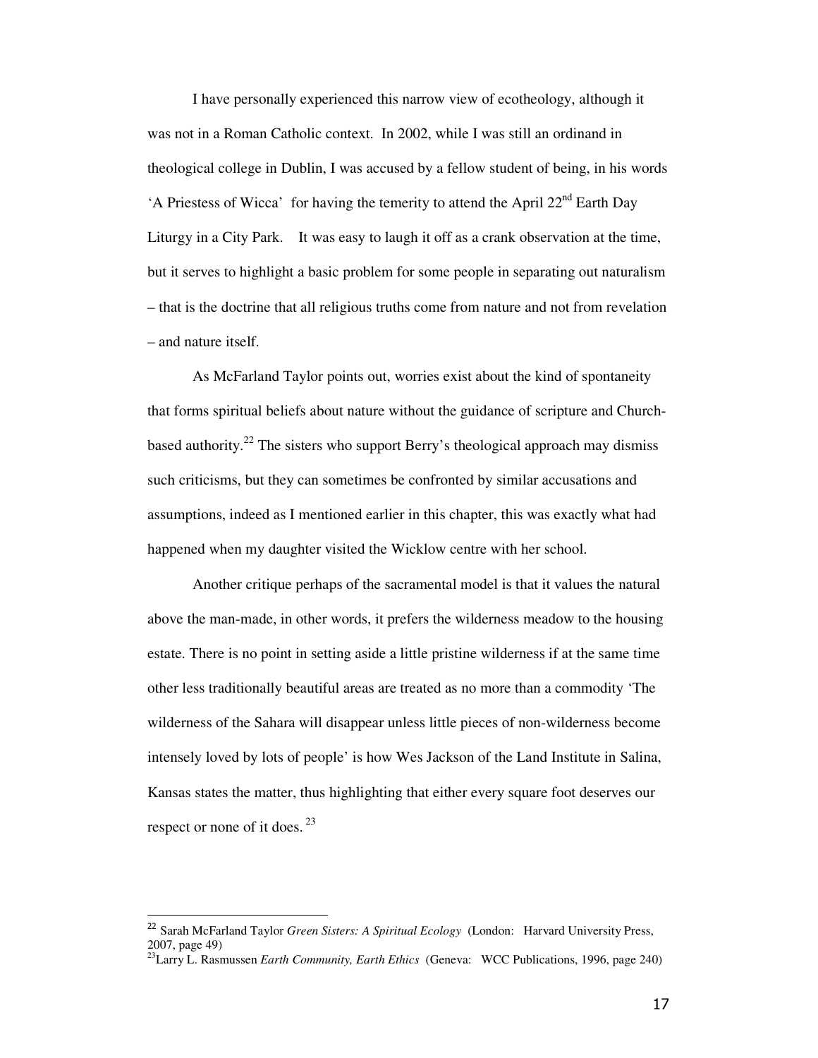I have personally experienced this narrow view of ecotheology, although it was not in a Roman Catholic context. In 2002, while I was still an ordinand in theological college in Dublin, I was accused by a fellow student of being, in his words 'A Priestess of Wicca' for having the temerity to attend the April 22nd Earth Day Liturgy in a City Park. It was easy to laugh it off as a crank observation at the time, but it serves to highlight a basic problem for some people in separating out naturalism – that is the doctrine that all religious truths come from nature and not from revelation – and nature itself.

As McFarland Taylor points out, worries exist about the kind of spontaneity that forms spiritual beliefs about nature without the guidance of scripture and Church-based authority.[22] The sisters who support Berry's theological approach may dismiss such criticisms, but they can sometimes be confronted by similar accusations and assumptions, indeed as I mentioned earlier in this chapter, this was exactly what had happened when my daughter visited the Wicklow centre with her school.

Another critique perhaps of the sacramental model is that it values the natural above the man-made, in other words, it prefers the wilderness meadow to the housing estate. There is no point in setting aside a little pristine wilderness if at the same time other less traditionally beautiful areas are treated as no more than a commodity 'The wilderness of the Sahara will disappear unless little pieces of non-wilderness become intensely loved by lots of people' is how Wes Jackson of the Land Institute in Salina, Kansas states the matter, thus highlighting that either every square foot deserves our respect or none of it does.[23]

---

[22] Sarah McFarland Taylor *Green Sisters: A Spiritual Ecology* (London: Harvard University Press, 2007, page 49)

[23] Larry L. Rasmussen *Earth Community, Earth Ethics* (Geneva: WCC Publications, 1996, page 240)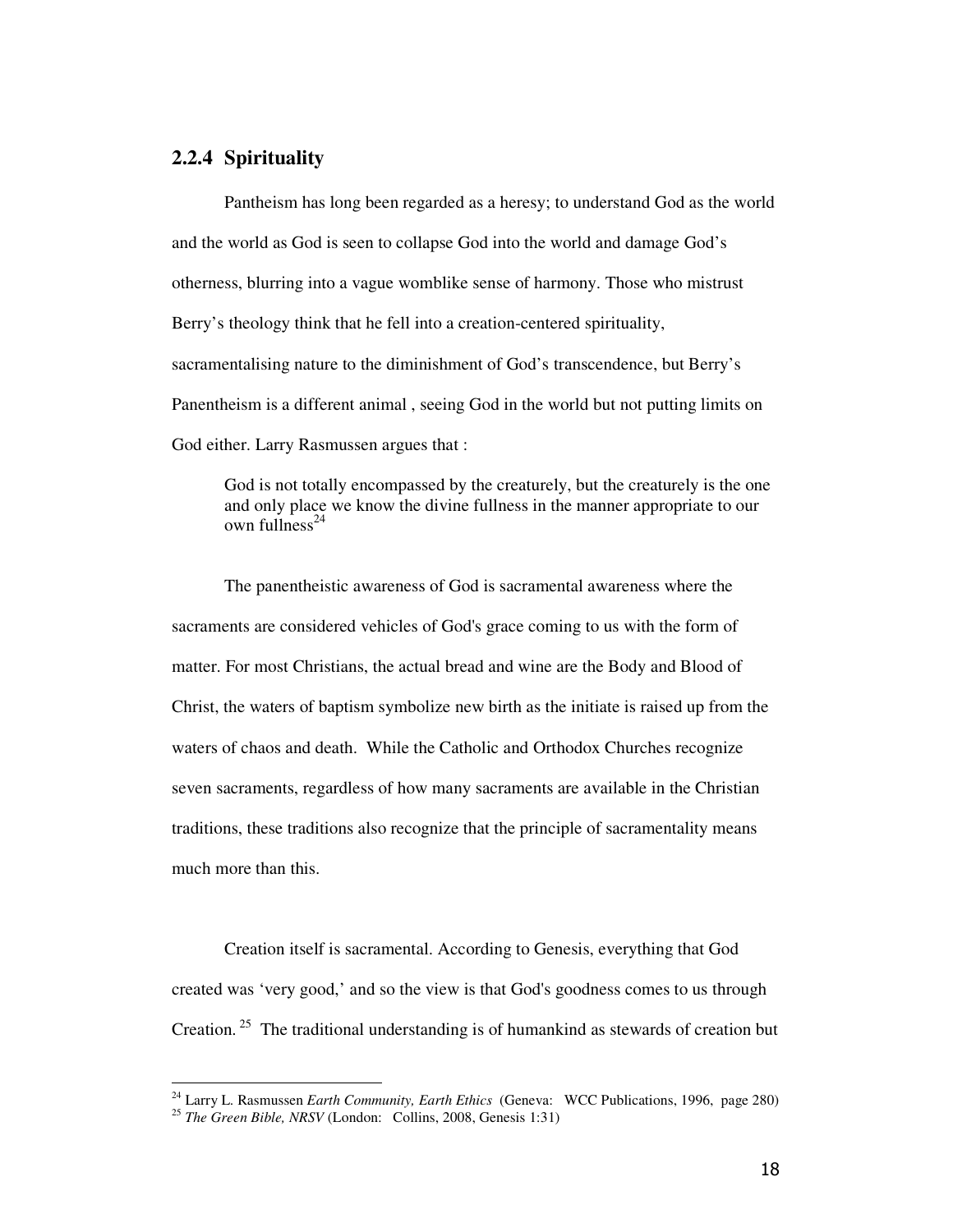## 2.2.4 Spirituality

Pantheism has long been regarded as a heresy; to understand God as the world and the world as God is seen to collapse God into the world and damage God's otherness, blurring into a vague womblike sense of harmony. Those who mistrust Berry's theology think that he fell into a creation-centered spirituality, sacramentalising nature to the diminishment of God's transcendence, but Berry's Panentheism is a different animal , seeing God in the world but not putting limits on God either. Larry Rasmussen argues that :

> God is not totally encompassed by the creaturely, but the creaturely is the one and only place we know the divine fullness in the manner appropriate to our own fullness[24]

The panentheistic awareness of God is sacramental awareness where the sacraments are considered vehicles of God's grace coming to us with the form of matter. For most Christians, the actual bread and wine are the Body and Blood of Christ, the waters of baptism symbolize new birth as the initiate is raised up from the waters of chaos and death. While the Catholic and Orthodox Churches recognize seven sacraments, regardless of how many sacraments are available in the Christian traditions, these traditions also recognize that the principle of sacramentality means much more than this.

Creation itself is sacramental. According to Genesis, everything that God created was 'very good,' and so the view is that God's goodness comes to us through Creation. [25] The traditional understanding is of humankind as stewards of creation but

---

[24] Larry L. Rasmussen *Earth Community, Earth Ethics* (Geneva: WCC Publications, 1996, page 280)

[25] *The Green Bible, NRSV* (London: Collins, 2008, Genesis 1:31)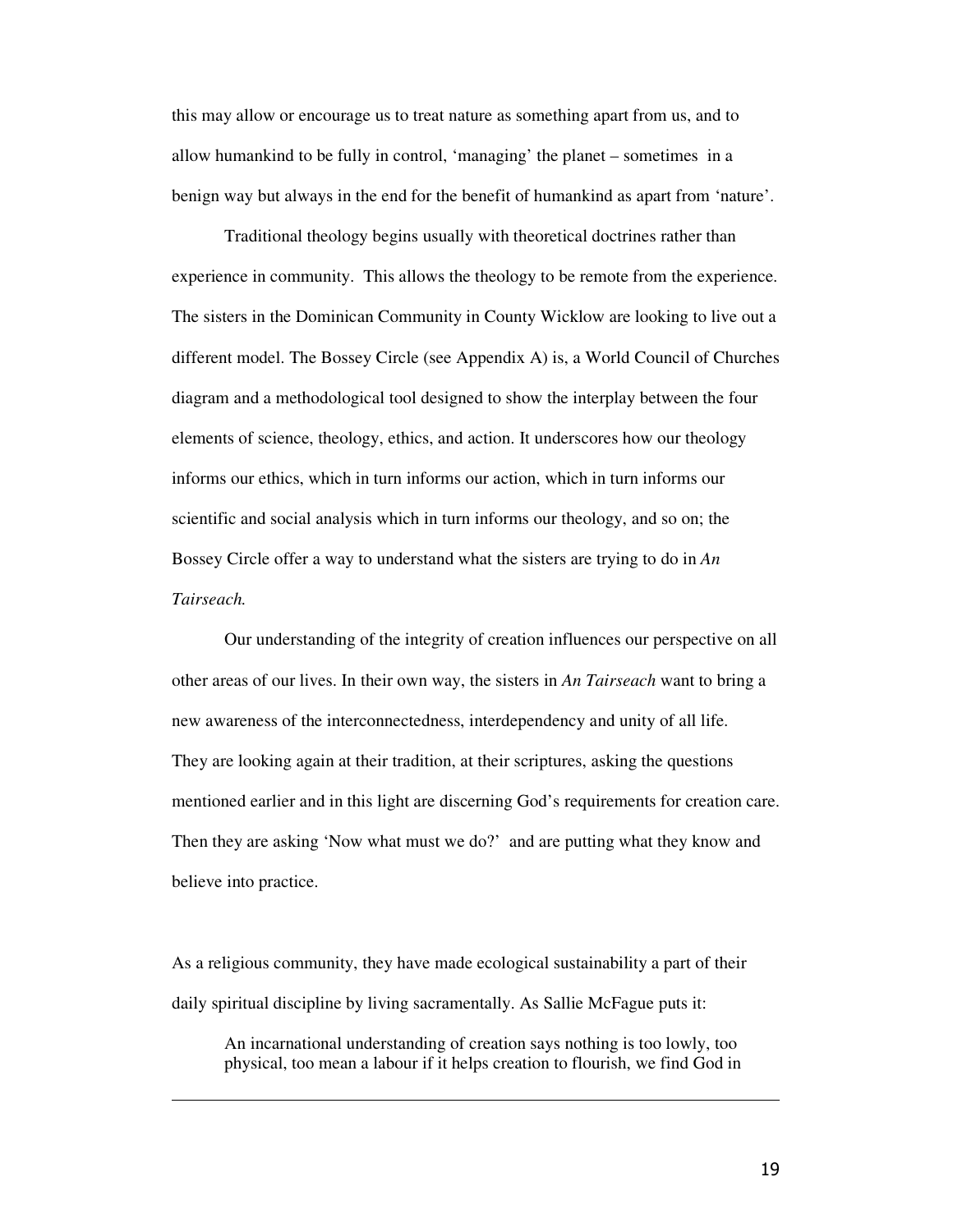this may allow or encourage us to treat nature as something apart from us, and to allow humankind to be fully in control, 'managing' the planet – sometimes in a benign way but always in the end for the benefit of humankind as apart from 'nature'.

Traditional theology begins usually with theoretical doctrines rather than experience in community. This allows the theology to be remote from the experience. The sisters in the Dominican Community in County Wicklow are looking to live out a different model. The Bossey Circle (see Appendix A) is, a World Council of Churches diagram and a methodological tool designed to show the interplay between the four elements of science, theology, ethics, and action. It underscores how our theology informs our ethics, which in turn informs our action, which in turn informs our scientific and social analysis which in turn informs our theology, and so on; the Bossey Circle offer a way to understand what the sisters are trying to do in *An Tairseach.*

Our understanding of the integrity of creation influences our perspective on all other areas of our lives. In their own way, the sisters in *An Tairseach* want to bring a new awareness of the interconnectedness, interdependency and unity of all life. They are looking again at their tradition, at their scriptures, asking the questions mentioned earlier and in this light are discerning God's requirements for creation care. Then they are asking 'Now what must we do?' and are putting what they know and believe into practice.

As a religious community, they have made ecological sustainability a part of their daily spiritual discipline by living sacramentally. As Sallie McFague puts it:

> An incarnational understanding of creation says nothing is too lowly, too physical, too mean a labour if it helps creation to flourish, we find God in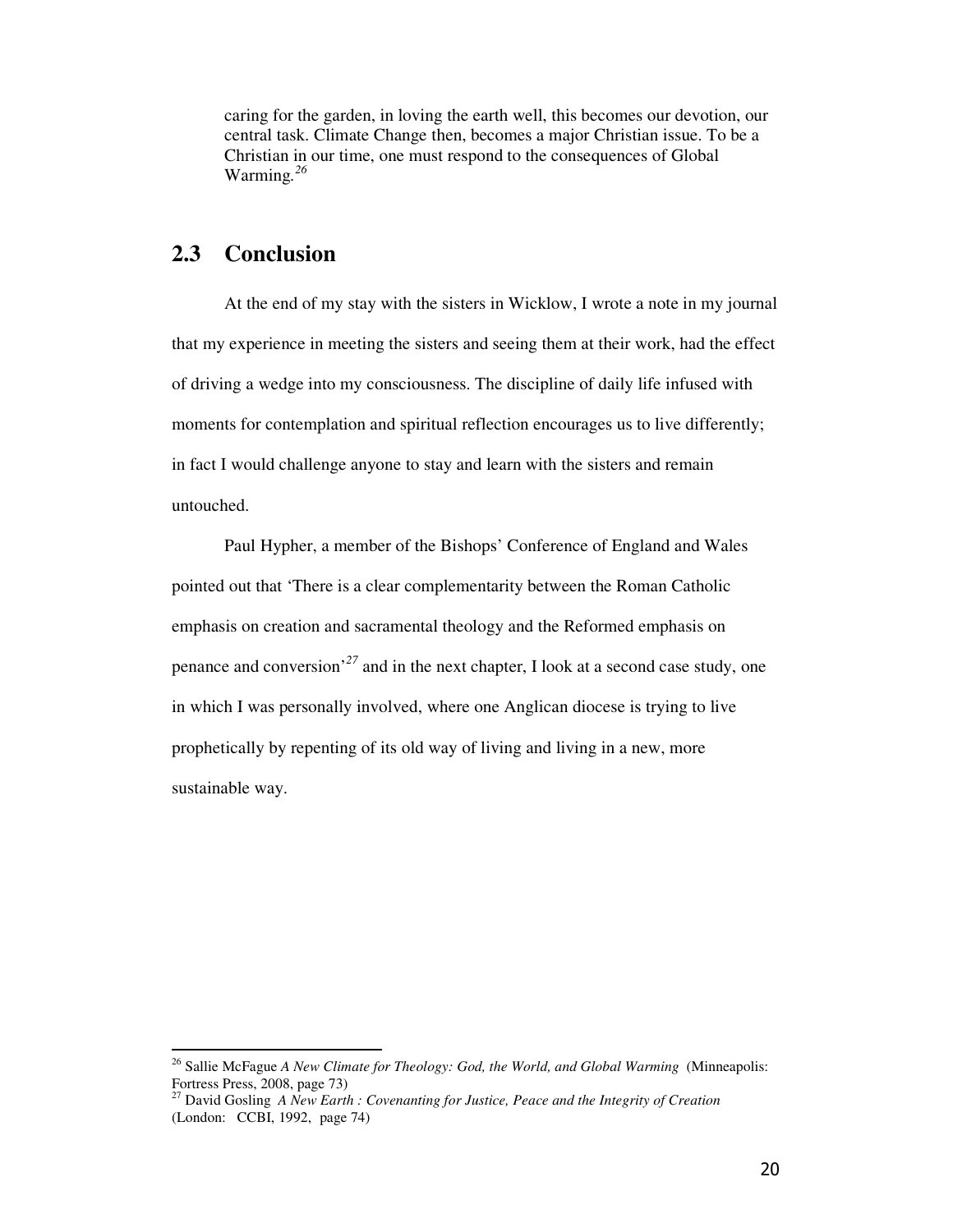> caring for the garden, in loving the earth well, this becomes our devotion, our central task. Climate Change then, becomes a major Christian issue. To be a Christian in our time, one must respond to the consequences of Global Warming.[26]

## 2.3 Conclusion

At the end of my stay with the sisters in Wicklow, I wrote a note in my journal that my experience in meeting the sisters and seeing them at their work, had the effect of driving a wedge into my consciousness. The discipline of daily life infused with moments for contemplation and spiritual reflection encourages us to live differently; in fact I would challenge anyone to stay and learn with the sisters and remain untouched.

Paul Hypher, a member of the Bishops' Conference of England and Wales pointed out that 'There is a clear complementarity between the Roman Catholic emphasis on creation and sacramental theology and the Reformed emphasis on penance and conversion'[27] and in the next chapter, I look at a second case study, one in which I was personally involved, where one Anglican diocese is trying to live prophetically by repenting of its old way of living and living in a new, more sustainable way.

---

[26] Sallie McFague *A New Climate for Theology: God, the World, and Global Warming* (Minneapolis: Fortress Press, 2008, page 73)

[27] David Gosling *A New Earth : Covenanting for Justice, Peace and the Integrity of Creation* (London: CCBI, 1992, page 74)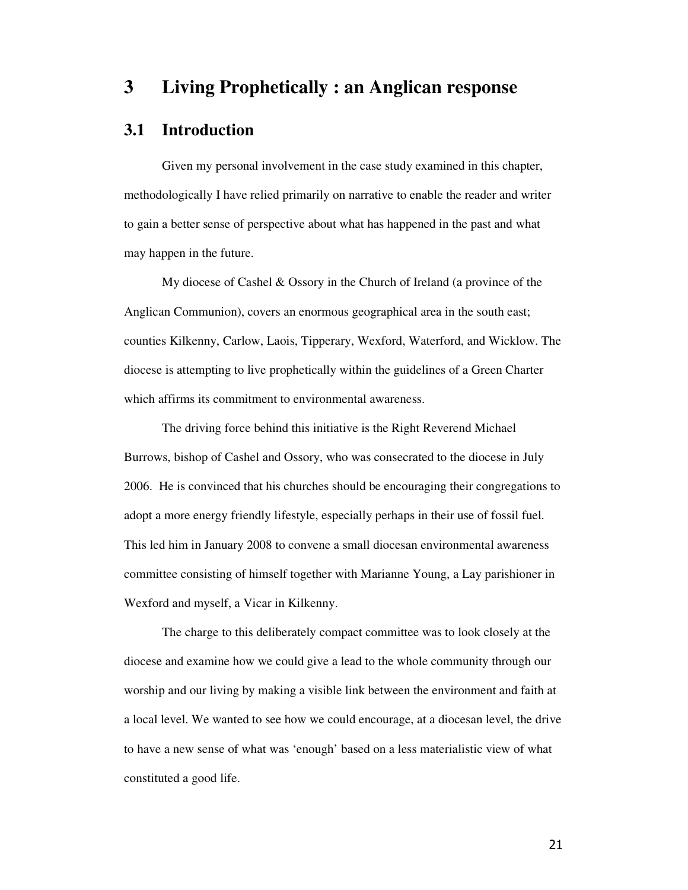# 3 Living Prophetically : an Anglican response

## 3.1 Introduction

Given my personal involvement in the case study examined in this chapter, methodologically I have relied primarily on narrative to enable the reader and writer to gain a better sense of perspective about what has happened in the past and what may happen in the future.

My diocese of Cashel & Ossory in the Church of Ireland (a province of the Anglican Communion), covers an enormous geographical area in the south east; counties Kilkenny, Carlow, Laois, Tipperary, Wexford, Waterford, and Wicklow. The diocese is attempting to live prophetically within the guidelines of a Green Charter which affirms its commitment to environmental awareness.

The driving force behind this initiative is the Right Reverend Michael Burrows, bishop of Cashel and Ossory, who was consecrated to the diocese in July 2006. He is convinced that his churches should be encouraging their congregations to adopt a more energy friendly lifestyle, especially perhaps in their use of fossil fuel. This led him in January 2008 to convene a small diocesan environmental awareness committee consisting of himself together with Marianne Young, a Lay parishioner in Wexford and myself, a Vicar in Kilkenny.

The charge to this deliberately compact committee was to look closely at the diocese and examine how we could give a lead to the whole community through our worship and our living by making a visible link between the environment and faith at a local level. We wanted to see how we could encourage, at a diocesan level, the drive to have a new sense of what was 'enough' based on a less materialistic view of what constituted a good life.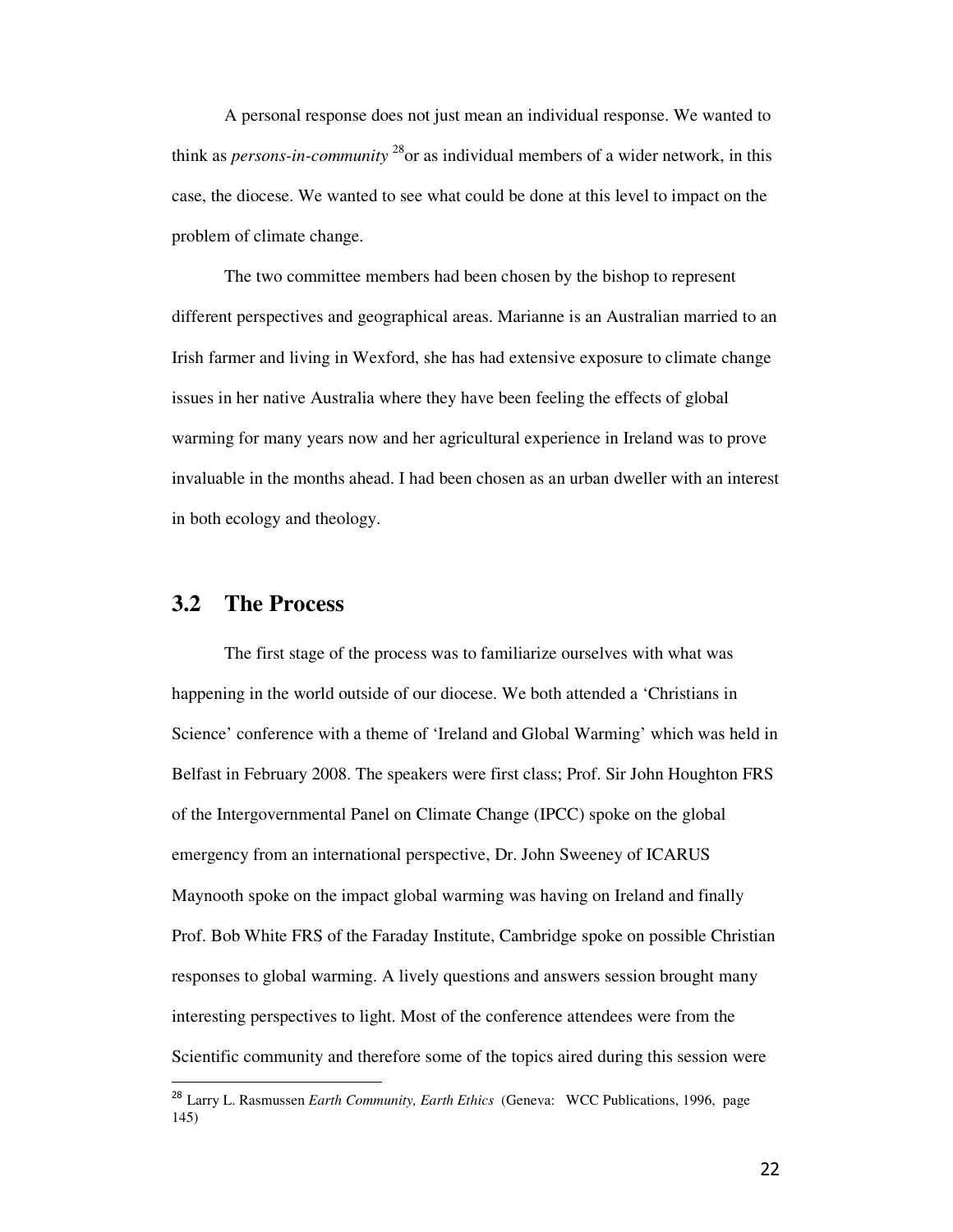A personal response does not just mean an individual response. We wanted to think as *persons-in-community* [28]or as individual members of a wider network, in this case, the diocese. We wanted to see what could be done at this level to impact on the problem of climate change.

The two committee members had been chosen by the bishop to represent different perspectives and geographical areas. Marianne is an Australian married to an Irish farmer and living in Wexford, she has had extensive exposure to climate change issues in her native Australia where they have been feeling the effects of global warming for many years now and her agricultural experience in Ireland was to prove invaluable in the months ahead. I had been chosen as an urban dweller with an interest in both ecology and theology.

## 3.2 The Process

The first stage of the process was to familiarize ourselves with what was happening in the world outside of our diocese. We both attended a 'Christians in Science' conference with a theme of 'Ireland and Global Warming' which was held in Belfast in February 2008. The speakers were first class; Prof. Sir John Houghton FRS of the Intergovernmental Panel on Climate Change (IPCC) spoke on the global emergency from an international perspective, Dr. John Sweeney of ICARUS Maynooth spoke on the impact global warming was having on Ireland and finally Prof. Bob White FRS of the Faraday Institute, Cambridge spoke on possible Christian responses to global warming. A lively questions and answers session brought many interesting perspectives to light. Most of the conference attendees were from the Scientific community and therefore some of the topics aired during this session were

[28] Larry L. Rasmussen *Earth Community, Earth Ethics* (Geneva: WCC Publications, 1996, page 145)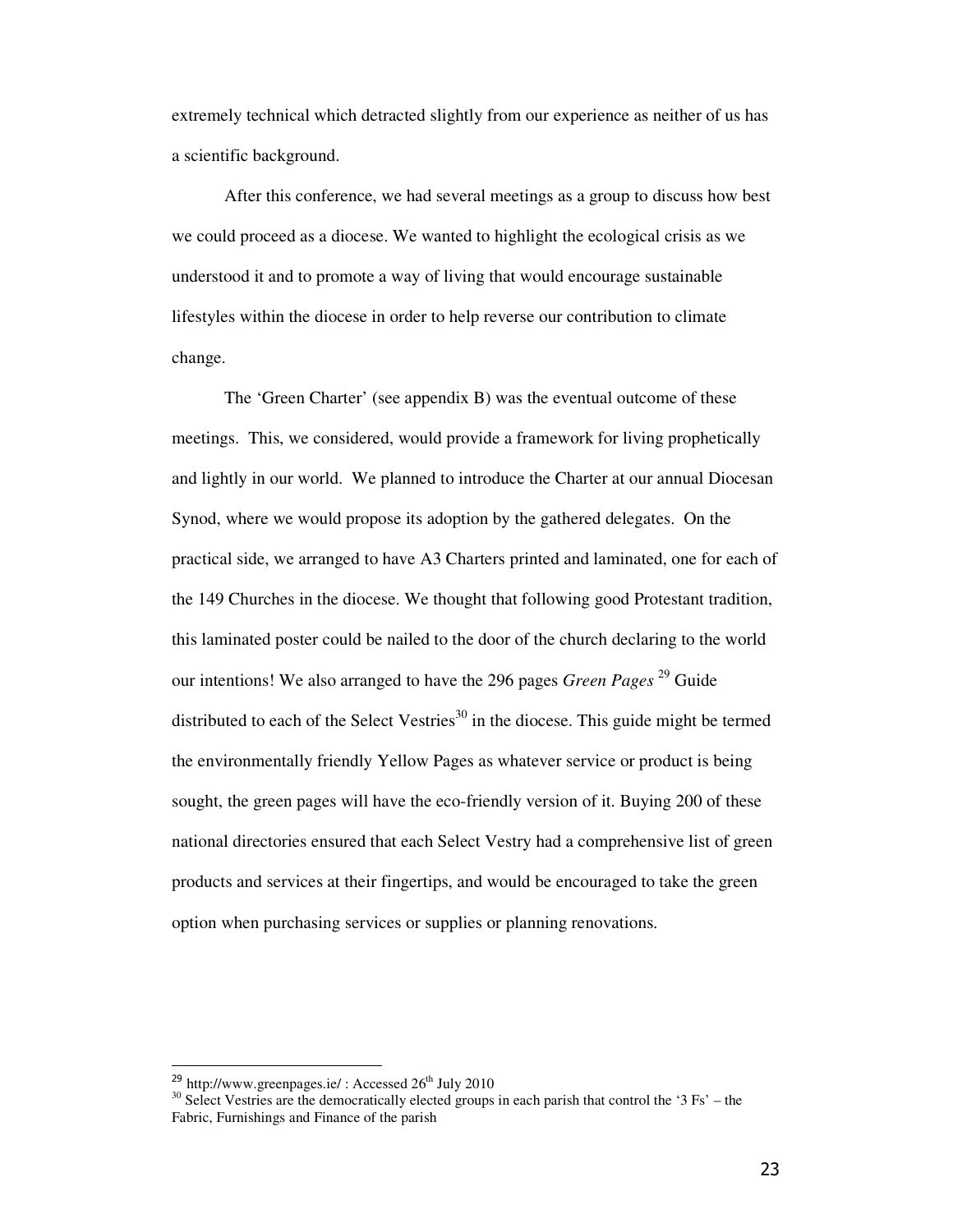extremely technical which detracted slightly from our experience as neither of us has a scientific background.

After this conference, we had several meetings as a group to discuss how best we could proceed as a diocese. We wanted to highlight the ecological crisis as we understood it and to promote a way of living that would encourage sustainable lifestyles within the diocese in order to help reverse our contribution to climate change.

The 'Green Charter' (see appendix B) was the eventual outcome of these meetings. This, we considered, would provide a framework for living prophetically and lightly in our world. We planned to introduce the Charter at our annual Diocesan Synod, where we would propose its adoption by the gathered delegates. On the practical side, we arranged to have A3 Charters printed and laminated, one for each of the 149 Churches in the diocese. We thought that following good Protestant tradition, this laminated poster could be nailed to the door of the church declaring to the world our intentions! We also arranged to have the 296 pages *Green Pages* [29] Guide distributed to each of the Select Vestries[30] in the diocese. This guide might be termed the environmentally friendly Yellow Pages as whatever service or product is being sought, the green pages will have the eco-friendly version of it. Buying 200 of these national directories ensured that each Select Vestry had a comprehensive list of green products and services at their fingertips, and would be encouraged to take the green option when purchasing services or supplies or planning renovations.

---

[29] http://www.greenpages.ie/ : Accessed 26th July 2010

[30] Select Vestries are the democratically elected groups in each parish that control the '3 Fs' – the Fabric, Furnishings and Finance of the parish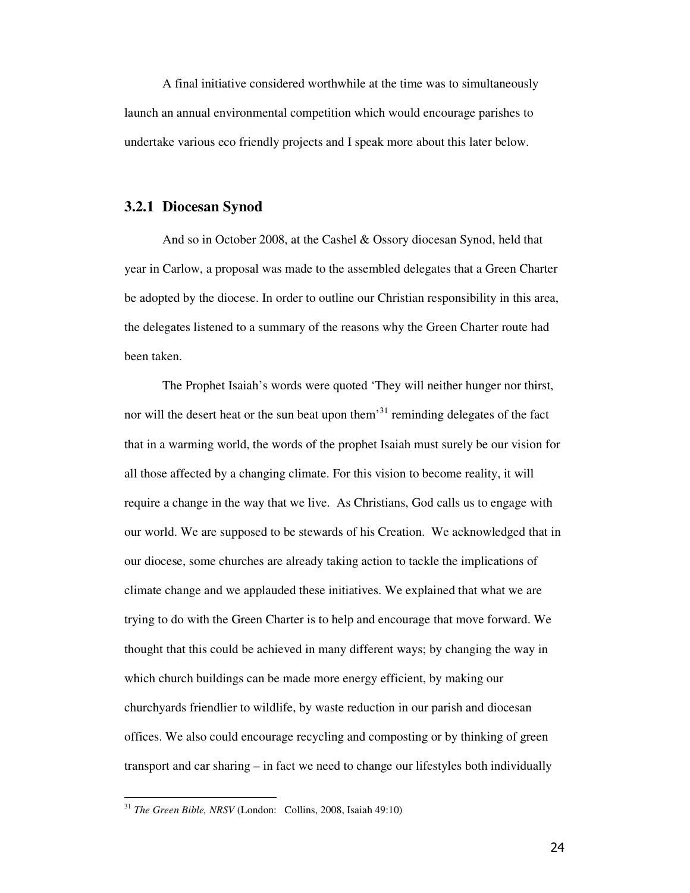A final initiative considered worthwhile at the time was to simultaneously launch an annual environmental competition which would encourage parishes to undertake various eco friendly projects and I speak more about this later below.

### 3.2.1 Diocesan Synod

And so in October 2008, at the Cashel & Ossory diocesan Synod, held that year in Carlow, a proposal was made to the assembled delegates that a Green Charter be adopted by the diocese. In order to outline our Christian responsibility in this area, the delegates listened to a summary of the reasons why the Green Charter route had been taken.

The Prophet Isaiah's words were quoted 'They will neither hunger nor thirst, nor will the desert heat or the sun beat upon them'[31] reminding delegates of the fact that in a warming world, the words of the prophet Isaiah must surely be our vision for all those affected by a changing climate. For this vision to become reality, it will require a change in the way that we live. As Christians, God calls us to engage with our world. We are supposed to be stewards of his Creation. We acknowledged that in our diocese, some churches are already taking action to tackle the implications of climate change and we applauded these initiatives. We explained that what we are trying to do with the Green Charter is to help and encourage that move forward. We thought that this could be achieved in many different ways; by changing the way in which church buildings can be made more energy efficient, by making our churchyards friendlier to wildlife, by waste reduction in our parish and diocesan offices. We also could encourage recycling and composting or by thinking of green transport and car sharing – in fact we need to change our lifestyles both individually

---

[31] *The Green Bible, NRSV* (London: Collins, 2008, Isaiah 49:10)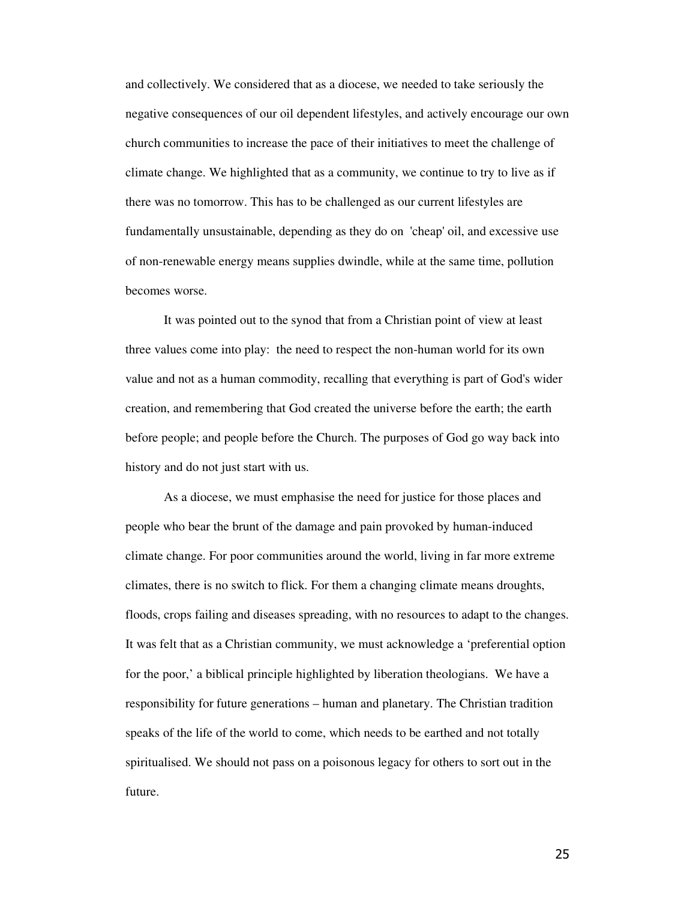and collectively. We considered that as a diocese, we needed to take seriously the negative consequences of our oil dependent lifestyles, and actively encourage our own church communities to increase the pace of their initiatives to meet the challenge of climate change. We highlighted that as a community, we continue to try to live as if there was no tomorrow. This has to be challenged as our current lifestyles are fundamentally unsustainable, depending as they do on 'cheap' oil, and excessive use of non-renewable energy means supplies dwindle, while at the same time, pollution becomes worse.

It was pointed out to the synod that from a Christian point of view at least three values come into play: the need to respect the non-human world for its own value and not as a human commodity, recalling that everything is part of God's wider creation, and remembering that God created the universe before the earth; the earth before people; and people before the Church. The purposes of God go way back into history and do not just start with us.

As a diocese, we must emphasise the need for justice for those places and people who bear the brunt of the damage and pain provoked by human-induced climate change. For poor communities around the world, living in far more extreme climates, there is no switch to flick. For them a changing climate means droughts, floods, crops failing and diseases spreading, with no resources to adapt to the changes. It was felt that as a Christian community, we must acknowledge a 'preferential option for the poor,' a biblical principle highlighted by liberation theologians. We have a responsibility for future generations – human and planetary. The Christian tradition speaks of the life of the world to come, which needs to be earthed and not totally spiritualised. We should not pass on a poisonous legacy for others to sort out in the future.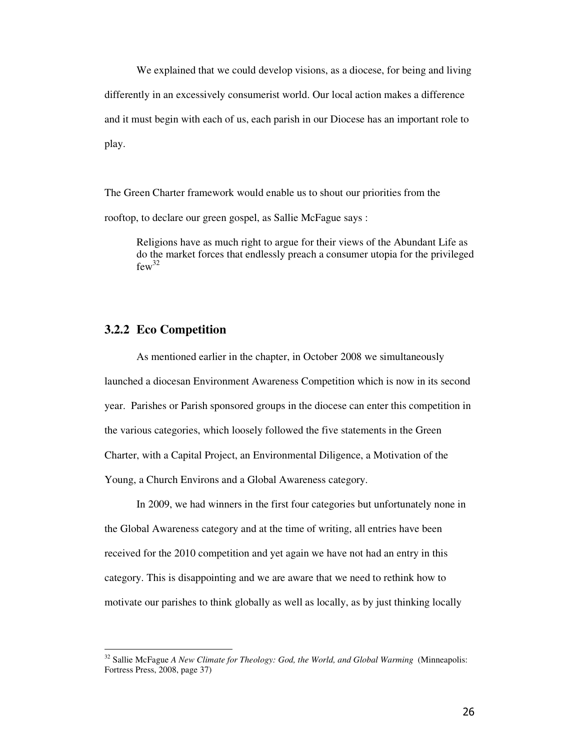We explained that we could develop visions, as a diocese, for being and living differently in an excessively consumerist world. Our local action makes a difference and it must begin with each of us, each parish in our Diocese has an important role to play.

The Green Charter framework would enable us to shout our priorities from the rooftop, to declare our green gospel, as Sallie McFague says :

> Religions have as much right to argue for their views of the Abundant Life as do the market forces that endlessly preach a consumer utopia for the privileged few[32]

### 3.2.2 Eco Competition

As mentioned earlier in the chapter, in October 2008 we simultaneously launched a diocesan Environment Awareness Competition which is now in its second year. Parishes or Parish sponsored groups in the diocese can enter this competition in the various categories, which loosely followed the five statements in the Green Charter, with a Capital Project, an Environmental Diligence, a Motivation of the Young, a Church Environs and a Global Awareness category.

In 2009, we had winners in the first four categories but unfortunately none in the Global Awareness category and at the time of writing, all entries have been received for the 2010 competition and yet again we have not had an entry in this category. This is disappointing and we are aware that we need to rethink how to motivate our parishes to think globally as well as locally, as by just thinking locally

---

[32] Sallie McFague *A New Climate for Theology: God, the World, and Global Warming* (Minneapolis: Fortress Press, 2008, page 37)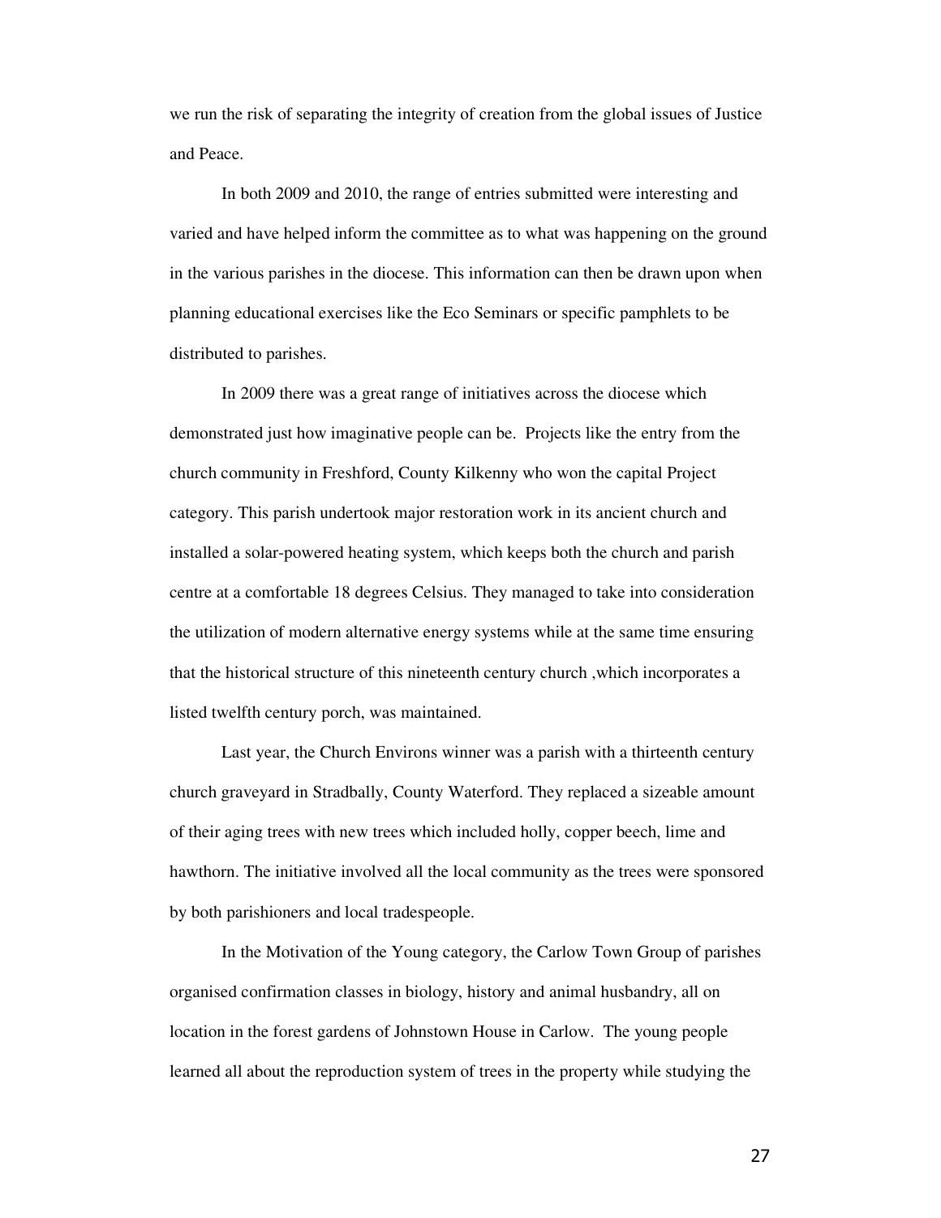we run the risk of separating the integrity of creation from the global issues of Justice and Peace.

In both 2009 and 2010, the range of entries submitted were interesting and varied and have helped inform the committee as to what was happening on the ground in the various parishes in the diocese. This information can then be drawn upon when planning educational exercises like the Eco Seminars or specific pamphlets to be distributed to parishes.

In 2009 there was a great range of initiatives across the diocese which demonstrated just how imaginative people can be. Projects like the entry from the church community in Freshford, County Kilkenny who won the capital Project category. This parish undertook major restoration work in its ancient church and installed a solar-powered heating system, which keeps both the church and parish centre at a comfortable 18 degrees Celsius. They managed to take into consideration the utilization of modern alternative energy systems while at the same time ensuring that the historical structure of this nineteenth century church ,which incorporates a listed twelfth century porch, was maintained.

Last year, the Church Environs winner was a parish with a thirteenth century church graveyard in Stradbally, County Waterford. They replaced a sizeable amount of their aging trees with new trees which included holly, copper beech, lime and hawthorn. The initiative involved all the local community as the trees were sponsored by both parishioners and local tradespeople.

In the Motivation of the Young category, the Carlow Town Group of parishes organised confirmation classes in biology, history and animal husbandry, all on location in the forest gardens of Johnstown House in Carlow. The young people learned all about the reproduction system of trees in the property while studying the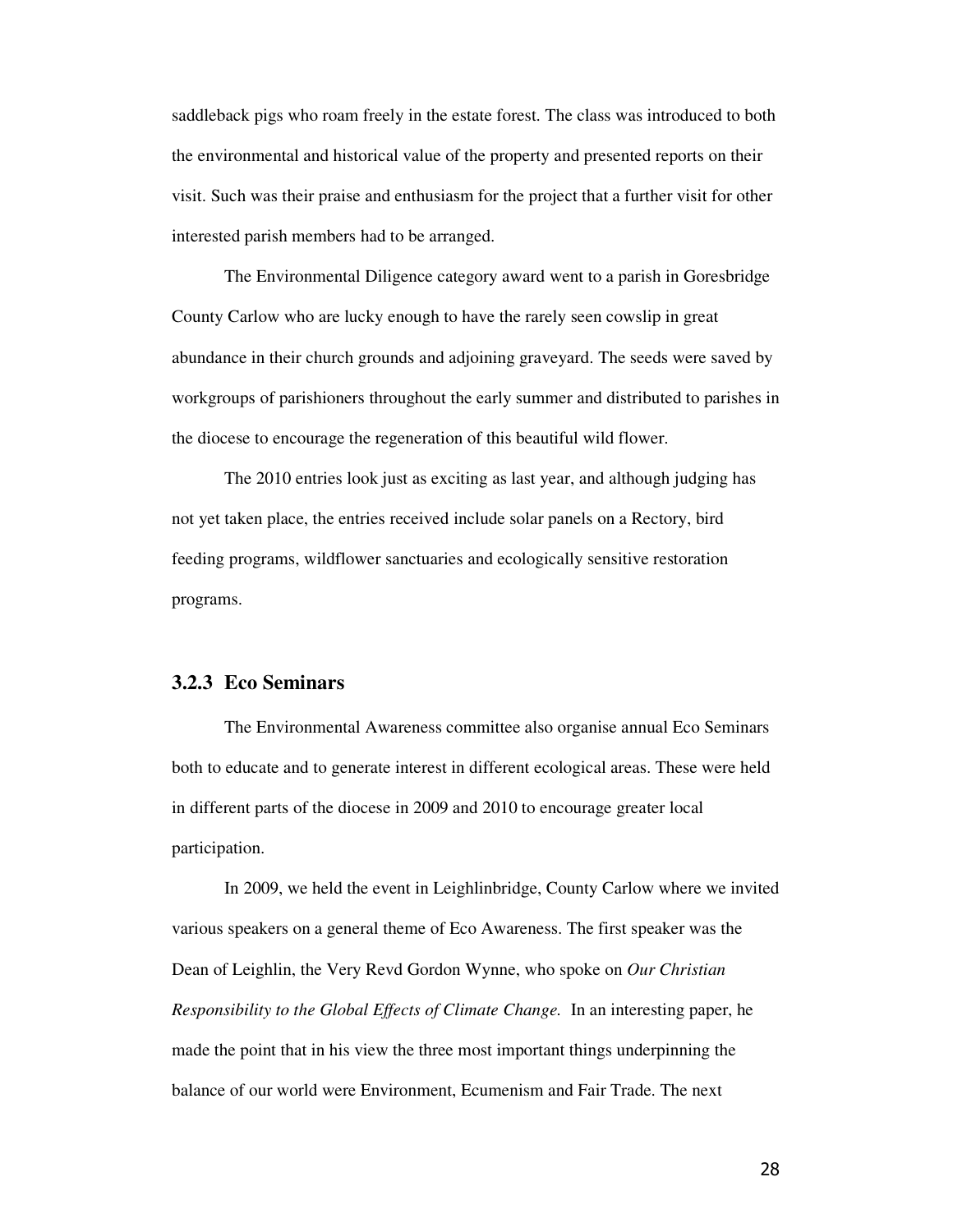saddleback pigs who roam freely in the estate forest. The class was introduced to both the environmental and historical value of the property and presented reports on their visit. Such was their praise and enthusiasm for the project that a further visit for other interested parish members had to be arranged.

The Environmental Diligence category award went to a parish in Goresbridge County Carlow who are lucky enough to have the rarely seen cowslip in great abundance in their church grounds and adjoining graveyard. The seeds were saved by workgroups of parishioners throughout the early summer and distributed to parishes in the diocese to encourage the regeneration of this beautiful wild flower.

The 2010 entries look just as exciting as last year, and although judging has not yet taken place, the entries received include solar panels on a Rectory, bird feeding programs, wildflower sanctuaries and ecologically sensitive restoration programs.

### 3.2.3 Eco Seminars

The Environmental Awareness committee also organise annual Eco Seminars both to educate and to generate interest in different ecological areas. These were held in different parts of the diocese in 2009 and 2010 to encourage greater local participation.

In 2009, we held the event in Leighlinbridge, County Carlow where we invited various speakers on a general theme of Eco Awareness. The first speaker was the Dean of Leighlin, the Very Revd Gordon Wynne, who spoke on *Our Christian Responsibility to the Global Effects of Climate Change.* In an interesting paper, he made the point that in his view the three most important things underpinning the balance of our world were Environment, Ecumenism and Fair Trade. The next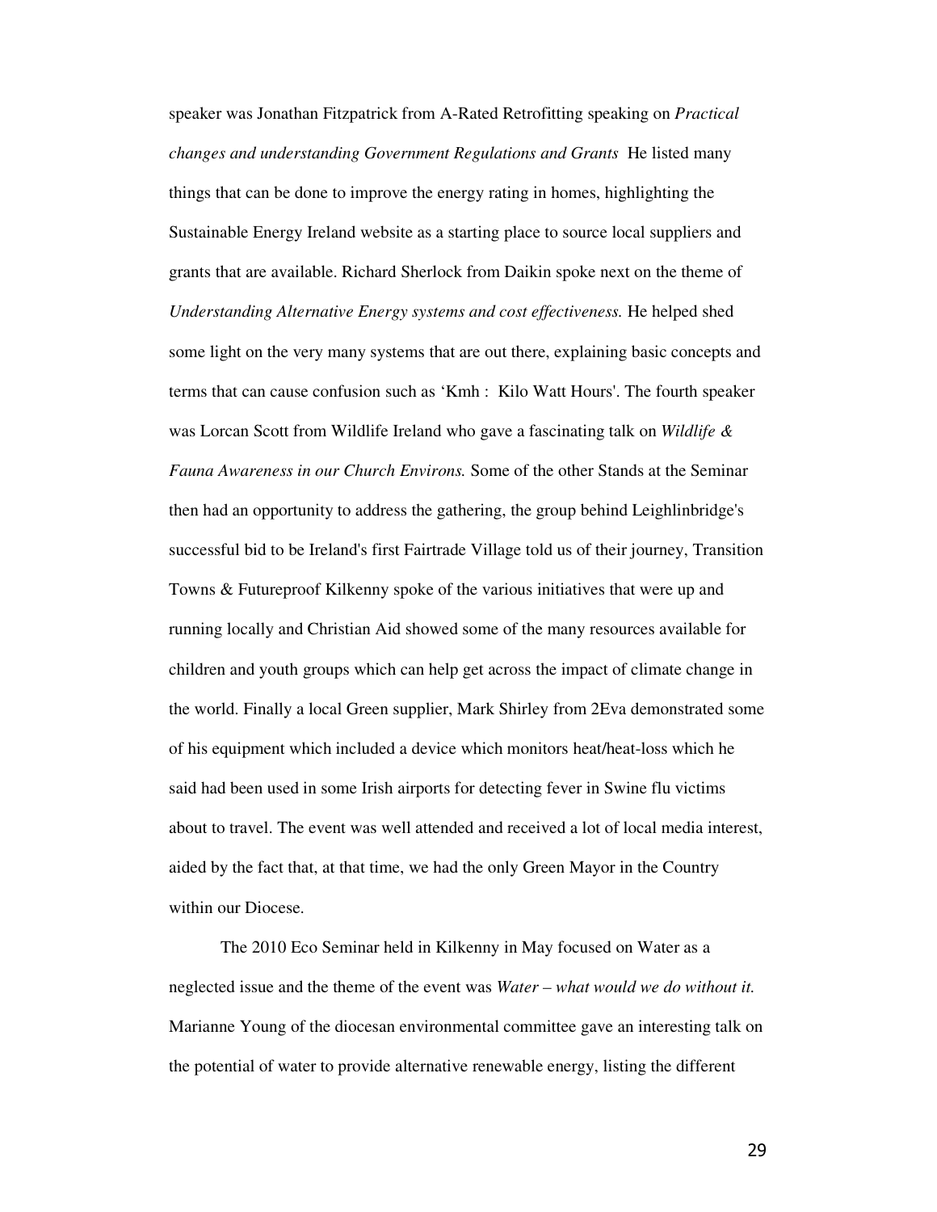speaker was Jonathan Fitzpatrick from A-Rated Retrofitting speaking on *Practical changes and understanding Government Regulations and Grants* He listed many things that can be done to improve the energy rating in homes, highlighting the Sustainable Energy Ireland website as a starting place to source local suppliers and grants that are available. Richard Sherlock from Daikin spoke next on the theme of *Understanding Alternative Energy systems and cost effectiveness.* He helped shed some light on the very many systems that are out there, explaining basic concepts and terms that can cause confusion such as 'Kmh : Kilo Watt Hours'. The fourth speaker was Lorcan Scott from Wildlife Ireland who gave a fascinating talk on *Wildlife & Fauna Awareness in our Church Environs.* Some of the other Stands at the Seminar then had an opportunity to address the gathering, the group behind Leighlinbridge's successful bid to be Ireland's first Fairtrade Village told us of their journey, Transition Towns & Futureproof Kilkenny spoke of the various initiatives that were up and running locally and Christian Aid showed some of the many resources available for children and youth groups which can help get across the impact of climate change in the world. Finally a local Green supplier, Mark Shirley from 2Eva demonstrated some of his equipment which included a device which monitors heat/heat-loss which he said had been used in some Irish airports for detecting fever in Swine flu victims about to travel. The event was well attended and received a lot of local media interest, aided by the fact that, at that time, we had the only Green Mayor in the Country within our Diocese.

The 2010 Eco Seminar held in Kilkenny in May focused on Water as a neglected issue and the theme of the event was *Water – what would we do without it.* Marianne Young of the diocesan environmental committee gave an interesting talk on the potential of water to provide alternative renewable energy, listing the different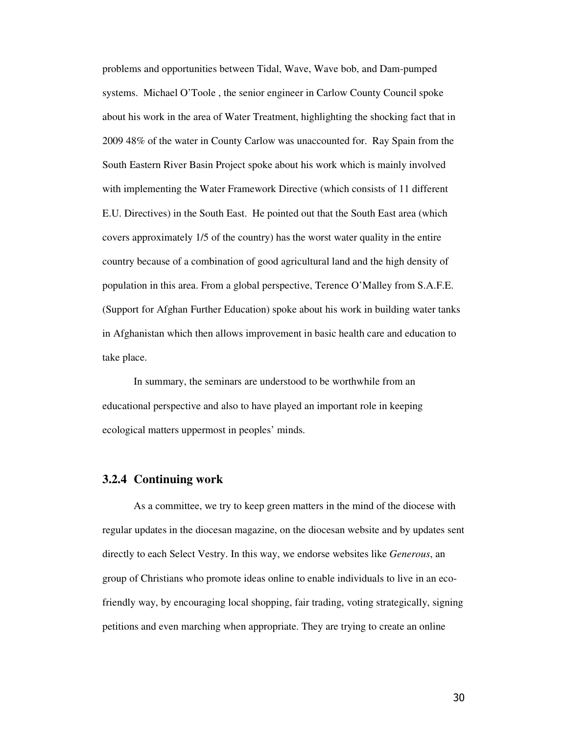problems and opportunities between Tidal, Wave, Wave bob, and Dam-pumped systems. Michael O'Toole , the senior engineer in Carlow County Council spoke about his work in the area of Water Treatment, highlighting the shocking fact that in 2009 48% of the water in County Carlow was unaccounted for. Ray Spain from the South Eastern River Basin Project spoke about his work which is mainly involved with implementing the Water Framework Directive (which consists of 11 different E.U. Directives) in the South East. He pointed out that the South East area (which covers approximately 1/5 of the country) has the worst water quality in the entire country because of a combination of good agricultural land and the high density of population in this area. From a global perspective, Terence O'Malley from S.A.F.E. (Support for Afghan Further Education) spoke about his work in building water tanks in Afghanistan which then allows improvement in basic health care and education to take place.

In summary, the seminars are understood to be worthwhile from an educational perspective and also to have played an important role in keeping ecological matters uppermost in peoples' minds.

### 3.2.4 Continuing work

As a committee, we try to keep green matters in the mind of the diocese with regular updates in the diocesan magazine, on the diocesan website and by updates sent directly to each Select Vestry. In this way, we endorse websites like *Generous*, an group of Christians who promote ideas online to enable individuals to live in an eco-friendly way, by encouraging local shopping, fair trading, voting strategically, signing petitions and even marching when appropriate. They are trying to create an online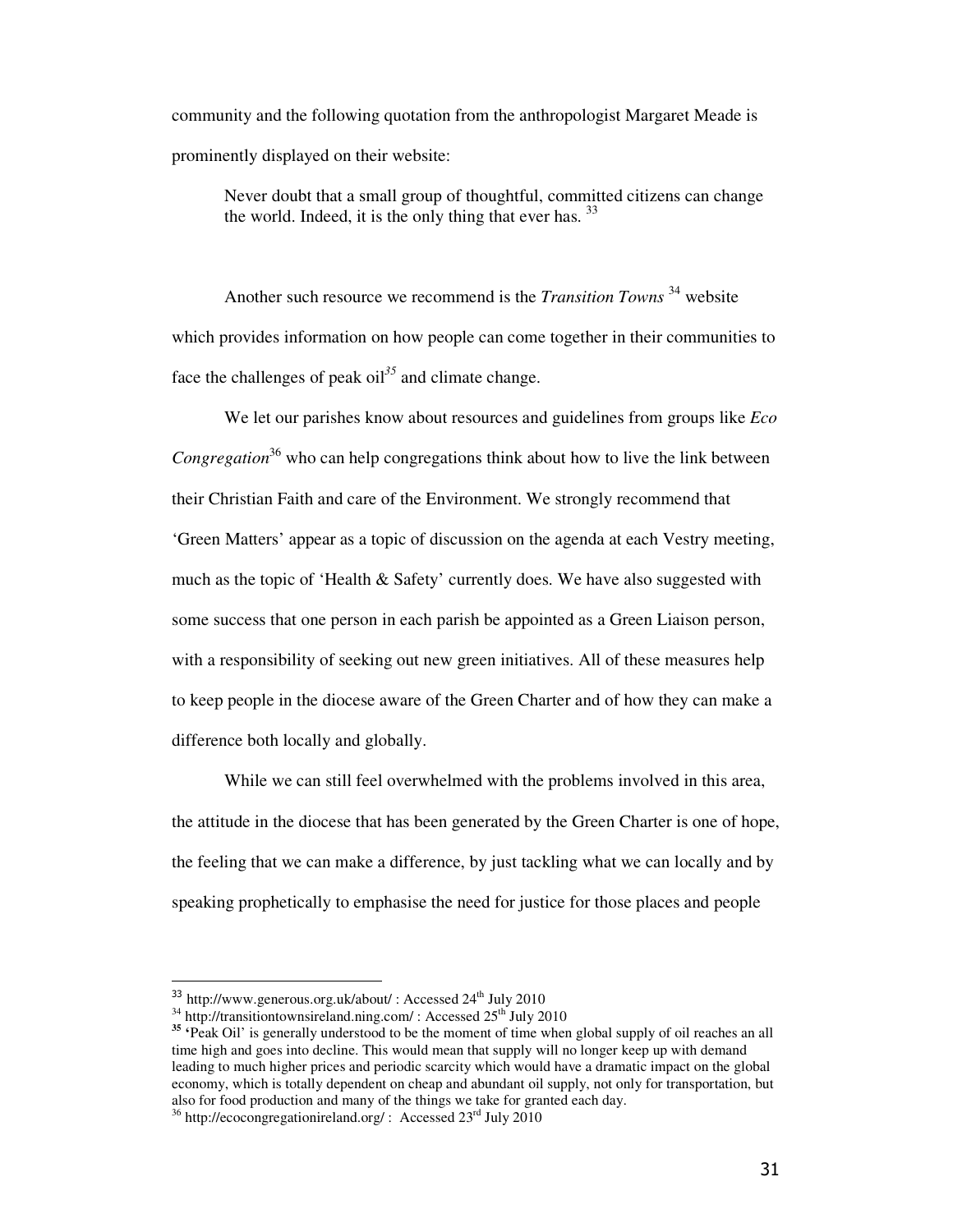community and the following quotation from the anthropologist Margaret Meade is prominently displayed on their website:

> Never doubt that a small group of thoughtful, committed citizens can change the world. Indeed, it is the only thing that ever has. [33]

Another such resource we recommend is the *Transition Towns* [34] website which provides information on how people can come together in their communities to face the challenges of peak oil[35] and climate change.

We let our parishes know about resources and guidelines from groups like *Eco Congregation*[36] who can help congregations think about how to live the link between their Christian Faith and care of the Environment. We strongly recommend that 'Green Matters' appear as a topic of discussion on the agenda at each Vestry meeting, much as the topic of 'Health & Safety' currently does. We have also suggested with some success that one person in each parish be appointed as a Green Liaison person, with a responsibility of seeking out new green initiatives. All of these measures help to keep people in the diocese aware of the Green Charter and of how they can make a difference both locally and globally.

While we can still feel overwhelmed with the problems involved in this area, the attitude in the diocese that has been generated by the Green Charter is one of hope, the feeling that we can make a difference, by just tackling what we can locally and by speaking prophetically to emphasise the need for justice for those places and people

---

[33] http://www.generous.org.uk/about/ : Accessed 24th July 2010

[34] http://transitiontownsireland.ning.com/ : Accessed 25th July 2010

[35] 'Peak Oil' is generally understood to be the moment of time when global supply of oil reaches an all time high and goes into decline. This would mean that supply will no longer keep up with demand leading to much higher prices and periodic scarcity which would have a dramatic impact on the global economy, which is totally dependent on cheap and abundant oil supply, not only for transportation, but also for food production and many of the things we take for granted each day.

[36] http://ecocongregationireland.org/ : Accessed 23rd July 2010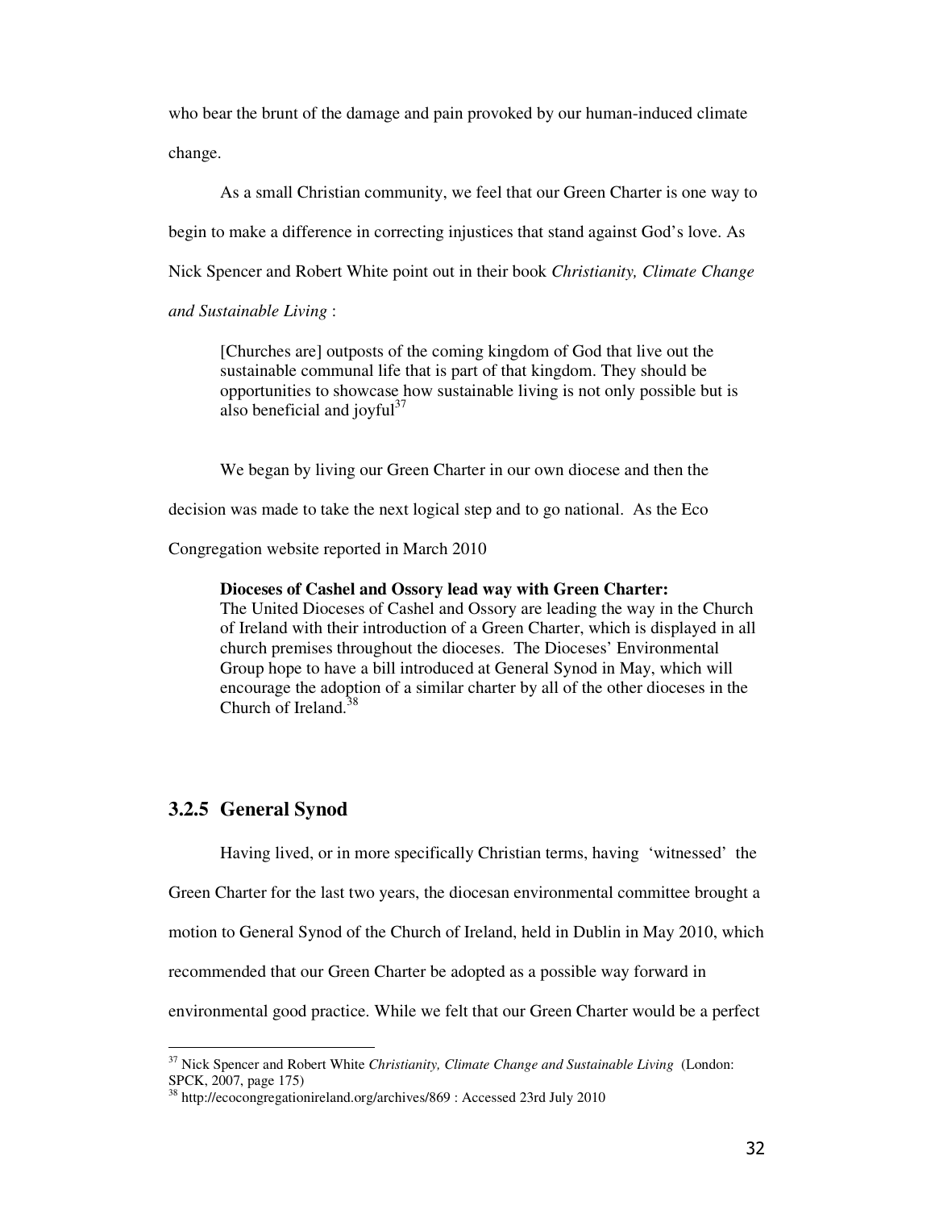who bear the brunt of the damage and pain provoked by our human-induced climate change.

As a small Christian community, we feel that our Green Charter is one way to begin to make a difference in correcting injustices that stand against God's love. As Nick Spencer and Robert White point out in their book *Christianity, Climate Change and Sustainable Living* :

> [Churches are] outposts of the coming kingdom of God that live out the sustainable communal life that is part of that kingdom. They should be opportunities to showcase how sustainable living is not only possible but is also beneficial and joyful[37]

We began by living our Green Charter in our own diocese and then the decision was made to take the next logical step and to go national. As the Eco Congregation website reported in March 2010

> **Dioceses of Cashel and Ossory lead way with Green Charter:**
> The United Dioceses of Cashel and Ossory are leading the way in the Church of Ireland with their introduction of a Green Charter, which is displayed in all church premises throughout the dioceses. The Dioceses' Environmental Group hope to have a bill introduced at General Synod in May, which will encourage the adoption of a similar charter by all of the other dioceses in the Church of Ireland.[38]

### 3.2.5 General Synod

Having lived, or in more specifically Christian terms, having 'witnessed' the Green Charter for the last two years, the diocesan environmental committee brought a motion to General Synod of the Church of Ireland, held in Dublin in May 2010, which recommended that our Green Charter be adopted as a possible way forward in environmental good practice. While we felt that our Green Charter would be a perfect

---

[37] Nick Spencer and Robert White *Christianity, Climate Change and Sustainable Living* (London: SPCK, 2007, page 175)

[38] http://ecocongregationireland.org/archives/869 : Accessed 23rd July 2010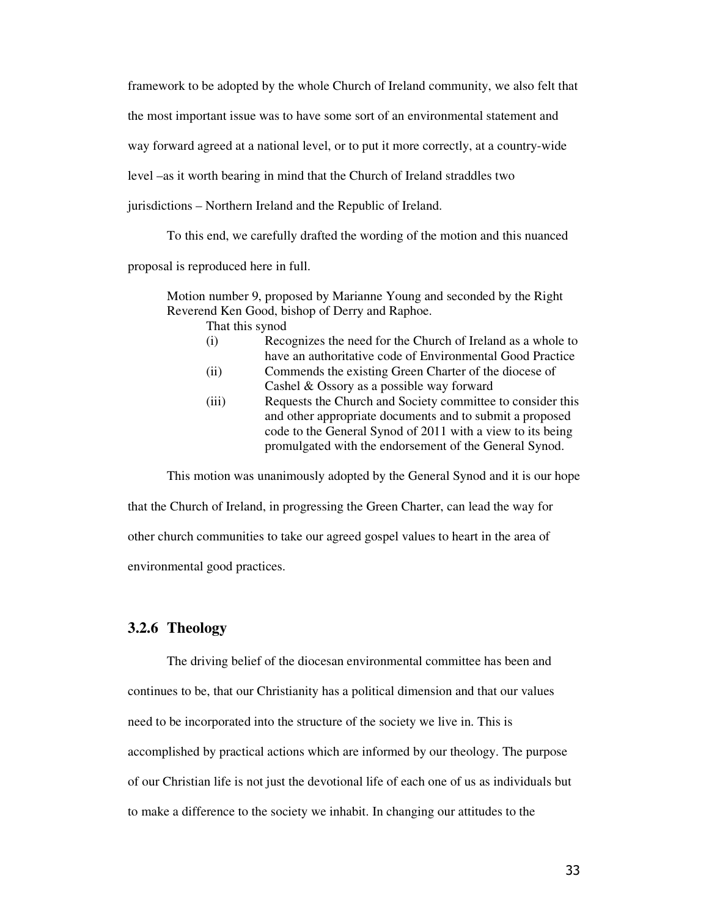framework to be adopted by the whole Church of Ireland community, we also felt that the most important issue was to have some sort of an environmental statement and way forward agreed at a national level, or to put it more correctly, at a country-wide level –as it worth bearing in mind that the Church of Ireland straddles two jurisdictions – Northern Ireland and the Republic of Ireland.

To this end, we carefully drafted the wording of the motion and this nuanced proposal is reproduced here in full.

> Motion number 9, proposed by Marianne Young and seconded by the Right Reverend Ken Good, bishop of Derry and Raphoe.
>
> That this synod
>
> (i) Recognizes the need for the Church of Ireland as a whole to have an authoritative code of Environmental Good Practice
>
> (ii) Commends the existing Green Charter of the diocese of Cashel & Ossory as a possible way forward
>
> (iii) Requests the Church and Society committee to consider this and other appropriate documents and to submit a proposed code to the General Synod of 2011 with a view to its being promulgated with the endorsement of the General Synod.

This motion was unanimously adopted by the General Synod and it is our hope that the Church of Ireland, in progressing the Green Charter, can lead the way for other church communities to take our agreed gospel values to heart in the area of environmental good practices.

### 3.2.6 Theology

The driving belief of the diocesan environmental committee has been and continues to be, that our Christianity has a political dimension and that our values need to be incorporated into the structure of the society we live in. This is accomplished by practical actions which are informed by our theology. The purpose of our Christian life is not just the devotional life of each one of us as individuals but to make a difference to the society we inhabit. In changing our attitudes to the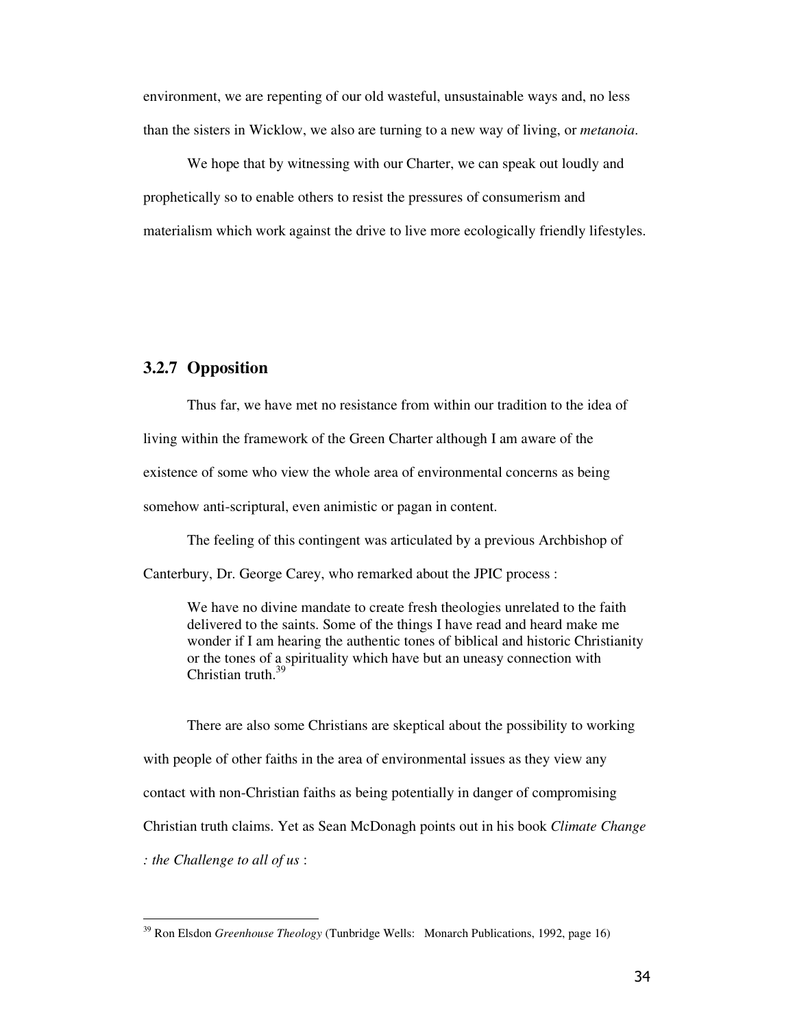environment, we are repenting of our old wasteful, unsustainable ways and, no less than the sisters in Wicklow, we also are turning to a new way of living, or *metanoia*.

We hope that by witnessing with our Charter, we can speak out loudly and prophetically so to enable others to resist the pressures of consumerism and materialism which work against the drive to live more ecologically friendly lifestyles.

### 3.2.7 Opposition

Thus far, we have met no resistance from within our tradition to the idea of living within the framework of the Green Charter although I am aware of the existence of some who view the whole area of environmental concerns as being somehow anti-scriptural, even animistic or pagan in content.

The feeling of this contingent was articulated by a previous Archbishop of Canterbury, Dr. George Carey, who remarked about the JPIC process :

> We have no divine mandate to create fresh theologies unrelated to the faith delivered to the saints. Some of the things I have read and heard make me wonder if I am hearing the authentic tones of biblical and historic Christianity or the tones of a spirituality which have but an uneasy connection with Christian truth.[39]

There are also some Christians are skeptical about the possibility to working with people of other faiths in the area of environmental issues as they view any contact with non-Christian faiths as being potentially in danger of compromising Christian truth claims. Yet as Sean McDonagh points out in his book *Climate Change : the Challenge to all of us* :

---

[39] Ron Elsdon *Greenhouse Theology* (Tunbridge Wells: Monarch Publications, 1992, page 16)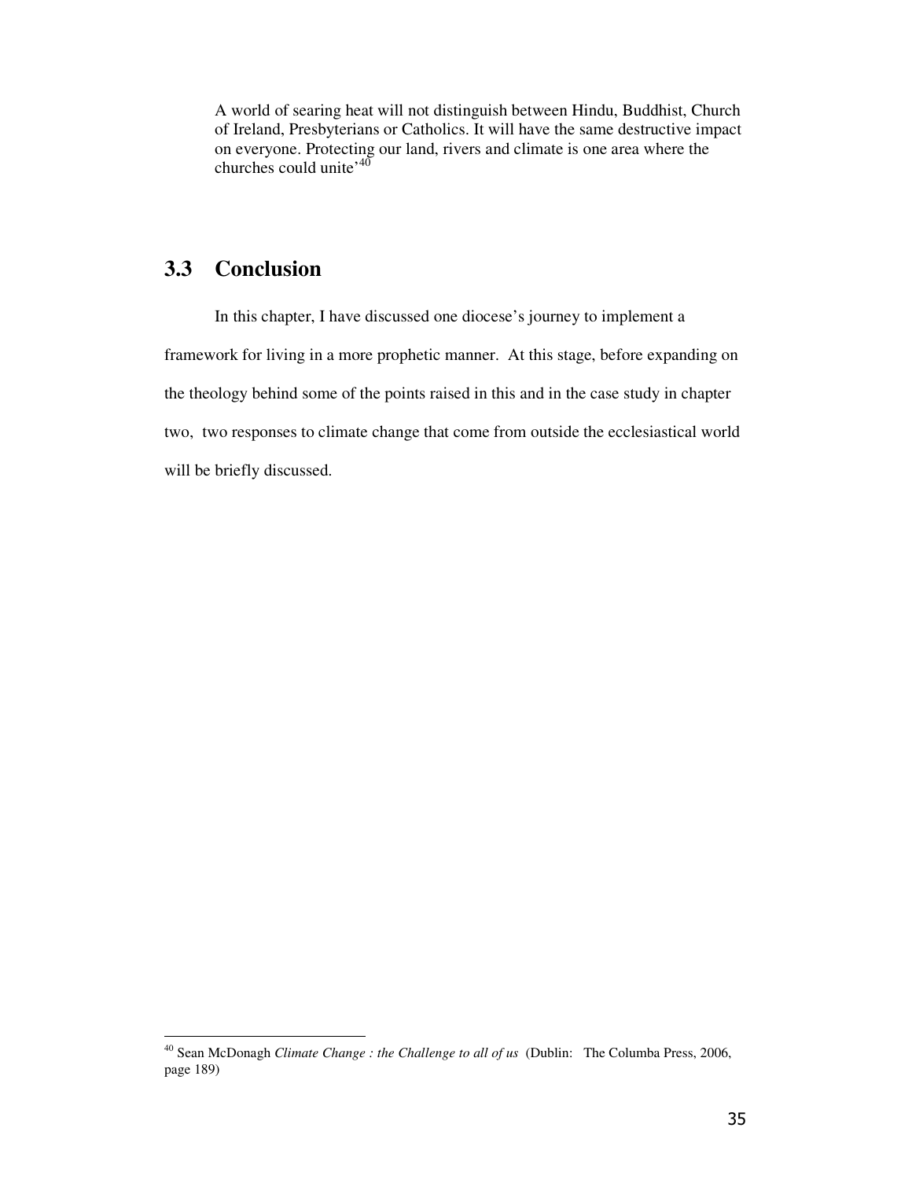> A world of searing heat will not distinguish between Hindu, Buddhist, Church of Ireland, Presbyterians or Catholics. It will have the same destructive impact on everyone. Protecting our land, rivers and climate is one area where the churches could unite'[40]

## 3.3 Conclusion

In this chapter, I have discussed one diocese's journey to implement a framework for living in a more prophetic manner. At this stage, before expanding on the theology behind some of the points raised in this and in the case study in chapter two, two responses to climate change that come from outside the ecclesiastical world will be briefly discussed.

---

[40] Sean McDonagh *Climate Change : the Challenge to all of us* (Dublin: The Columba Press, 2006, page 189)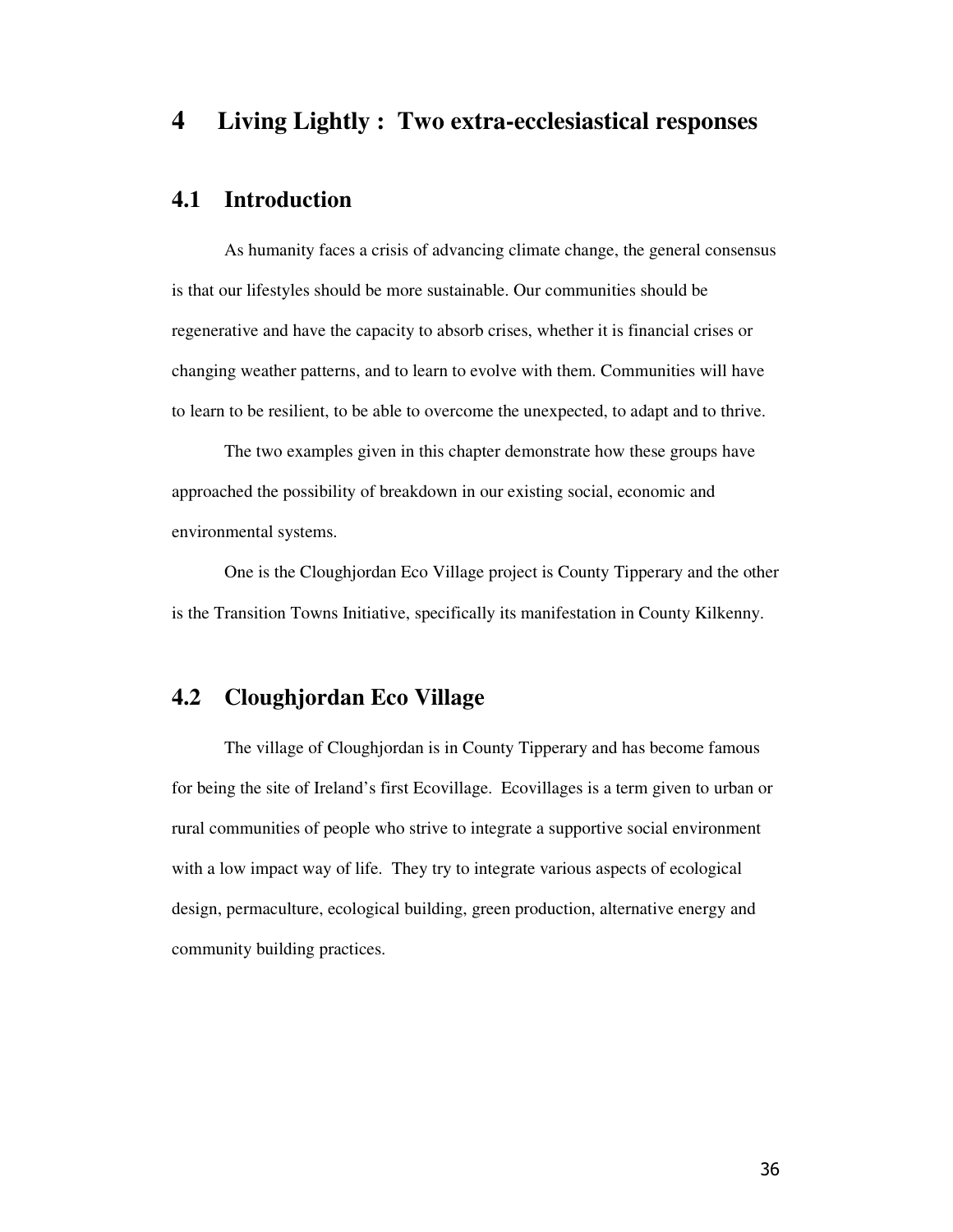# 4 Living Lightly : Two extra-ecclesiastical responses

## 4.1 Introduction

As humanity faces a crisis of advancing climate change, the general consensus is that our lifestyles should be more sustainable. Our communities should be regenerative and have the capacity to absorb crises, whether it is financial crises or changing weather patterns, and to learn to evolve with them. Communities will have to learn to be resilient, to be able to overcome the unexpected, to adapt and to thrive.

The two examples given in this chapter demonstrate how these groups have approached the possibility of breakdown in our existing social, economic and environmental systems.

One is the Cloughjordan Eco Village project is County Tipperary and the other is the Transition Towns Initiative, specifically its manifestation in County Kilkenny.

## 4.2 Cloughjordan Eco Village

The village of Cloughjordan is in County Tipperary and has become famous for being the site of Ireland's first Ecovillage. Ecovillages is a term given to urban or rural communities of people who strive to integrate a supportive social environment with a low impact way of life. They try to integrate various aspects of ecological design, permaculture, ecological building, green production, alternative energy and community building practices.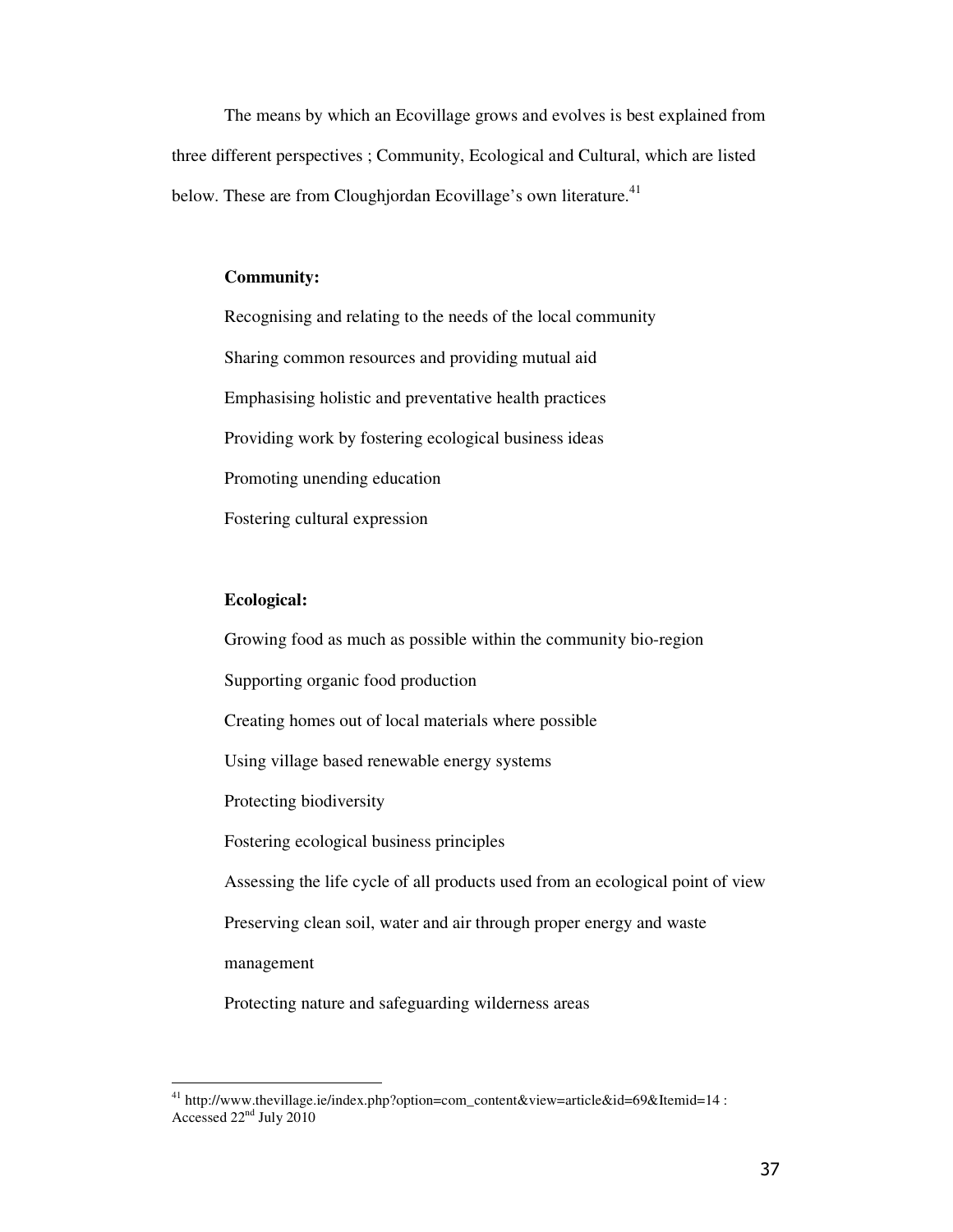The means by which an Ecovillage grows and evolves is best explained from three different perspectives ; Community, Ecological and Cultural, which are listed below. These are from Cloughjordan Ecovillage's own literature.[41]

**Community:**

Recognising and relating to the needs of the local community

Sharing common resources and providing mutual aid

Emphasising holistic and preventative health practices

Providing work by fostering ecological business ideas

Promoting unending education

Fostering cultural expression

**Ecological:**

Growing food as much as possible within the community bio-region

Supporting organic food production

Creating homes out of local materials where possible

Using village based renewable energy systems

Protecting biodiversity

Fostering ecological business principles

Assessing the life cycle of all products used from an ecological point of view

Preserving clean soil, water and air through proper energy and waste management

Protecting nature and safeguarding wilderness areas

[41] http://www.thevillage.ie/index.php?option=com_content&view=article&id=69&Itemid=14 : Accessed 22nd July 2010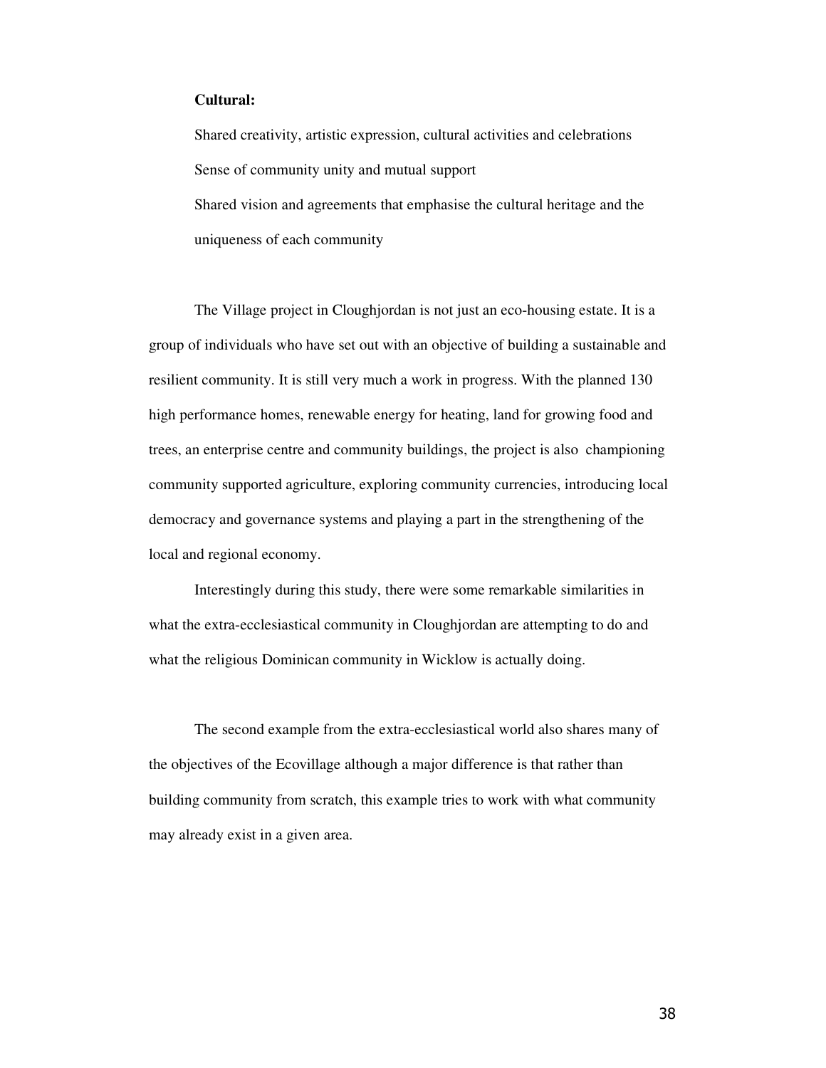**Cultural:**

Shared creativity, artistic expression, cultural activities and celebrations

Sense of community unity and mutual support

Shared vision and agreements that emphasise the cultural heritage and the uniqueness of each community

The Village project in Cloughjordan is not just an eco-housing estate. It is a group of individuals who have set out with an objective of building a sustainable and resilient community. It is still very much a work in progress. With the planned 130 high performance homes, renewable energy for heating, land for growing food and trees, an enterprise centre and community buildings, the project is also championing community supported agriculture, exploring community currencies, introducing local democracy and governance systems and playing a part in the strengthening of the local and regional economy.

Interestingly during this study, there were some remarkable similarities in what the extra-ecclesiastical community in Cloughjordan are attempting to do and what the religious Dominican community in Wicklow is actually doing.

The second example from the extra-ecclesiastical world also shares many of the objectives of the Ecovillage although a major difference is that rather than building community from scratch, this example tries to work with what community may already exist in a given area.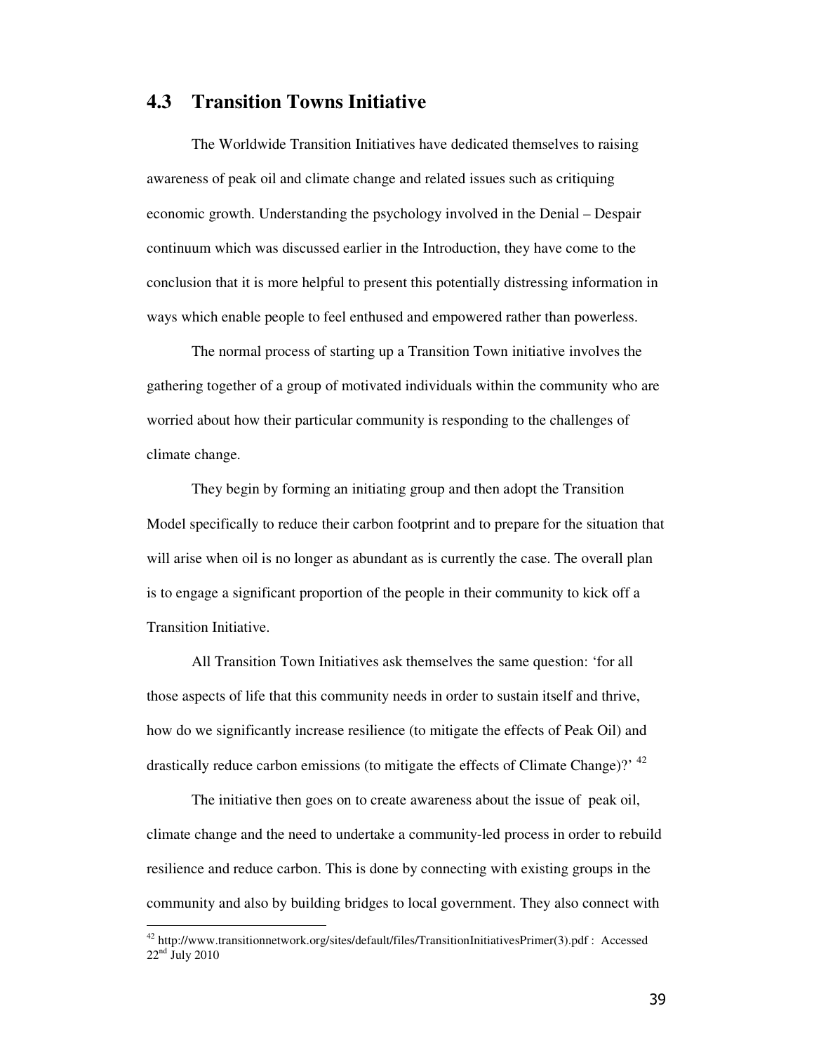## 4.3 Transition Towns Initiative

The Worldwide Transition Initiatives have dedicated themselves to raising awareness of peak oil and climate change and related issues such as critiquing economic growth. Understanding the psychology involved in the Denial – Despair continuum which was discussed earlier in the Introduction, they have come to the conclusion that it is more helpful to present this potentially distressing information in ways which enable people to feel enthused and empowered rather than powerless.

The normal process of starting up a Transition Town initiative involves the gathering together of a group of motivated individuals within the community who are worried about how their particular community is responding to the challenges of climate change.

They begin by forming an initiating group and then adopt the Transition Model specifically to reduce their carbon footprint and to prepare for the situation that will arise when oil is no longer as abundant as is currently the case. The overall plan is to engage a significant proportion of the people in their community to kick off a Transition Initiative.

All Transition Town Initiatives ask themselves the same question: 'for all those aspects of life that this community needs in order to sustain itself and thrive, how do we significantly increase resilience (to mitigate the effects of Peak Oil) and drastically reduce carbon emissions (to mitigate the effects of Climate Change)?' [42]

The initiative then goes on to create awareness about the issue of peak oil, climate change and the need to undertake a community-led process in order to rebuild resilience and reduce carbon. This is done by connecting with existing groups in the community and also by building bridges to local government. They also connect with

---

[42] http://www.transitionnetwork.org/sites/default/files/TransitionInitiativesPrimer(3).pdf : Accessed 22nd July 2010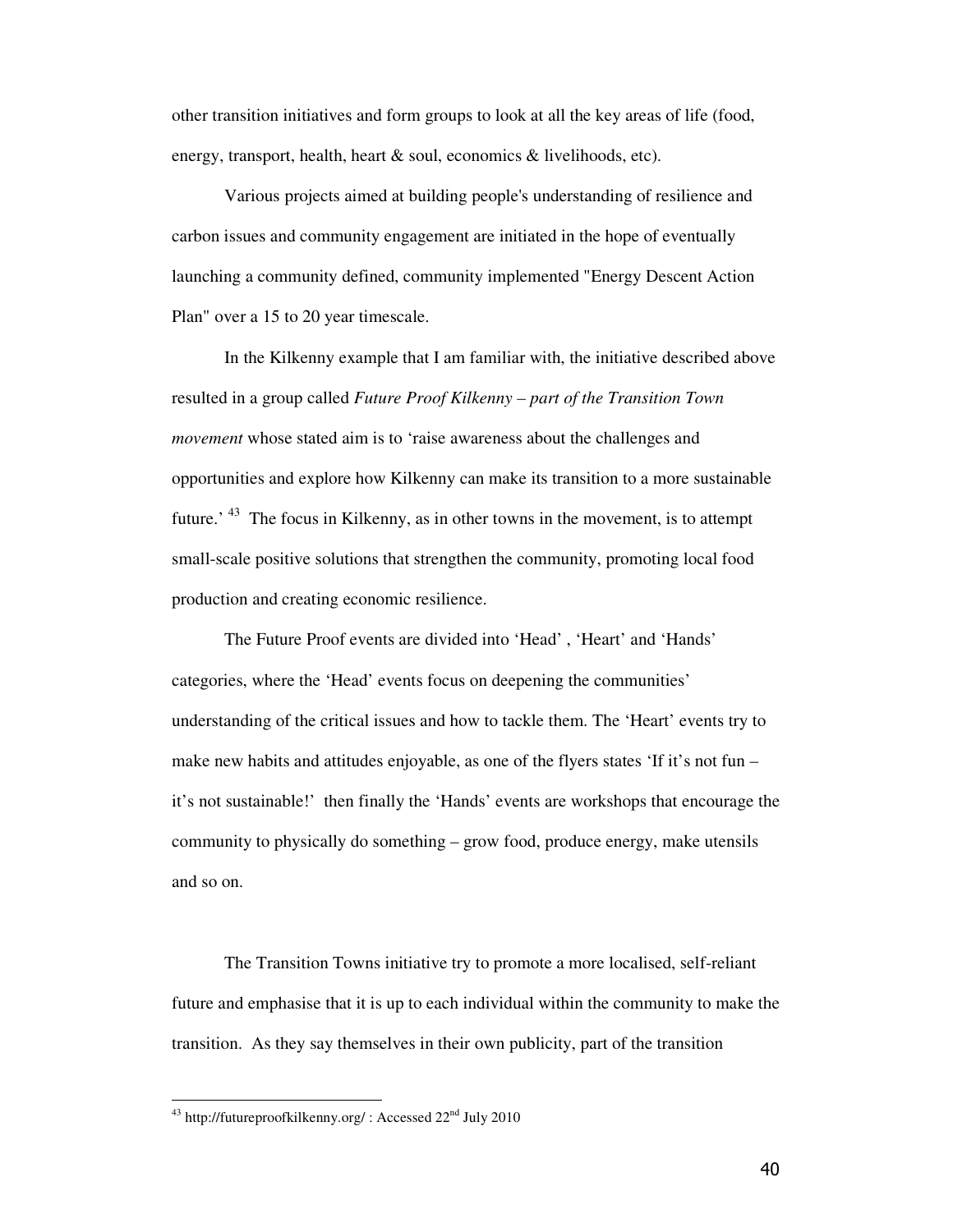other transition initiatives and form groups to look at all the key areas of life (food, energy, transport, health, heart & soul, economics & livelihoods, etc).

Various projects aimed at building people's understanding of resilience and carbon issues and community engagement are initiated in the hope of eventually launching a community defined, community implemented "Energy Descent Action Plan" over a 15 to 20 year timescale.

In the Kilkenny example that I am familiar with, the initiative described above resulted in a group called *Future Proof Kilkenny – part of the Transition Town movement* whose stated aim is to 'raise awareness about the challenges and opportunities and explore how Kilkenny can make its transition to a more sustainable future.' [43] The focus in Kilkenny, as in other towns in the movement, is to attempt small-scale positive solutions that strengthen the community, promoting local food production and creating economic resilience.

The Future Proof events are divided into 'Head' , 'Heart' and 'Hands' categories, where the 'Head' events focus on deepening the communities' understanding of the critical issues and how to tackle them. The 'Heart' events try to make new habits and attitudes enjoyable, as one of the flyers states 'If it's not fun – it's not sustainable!' then finally the 'Hands' events are workshops that encourage the community to physically do something – grow food, produce energy, make utensils and so on.

The Transition Towns initiative try to promote a more localised, self-reliant future and emphasise that it is up to each individual within the community to make the transition. As they say themselves in their own publicity, part of the transition

---

[43] http://futureproofkilkenny.org/ : Accessed 22nd July 2010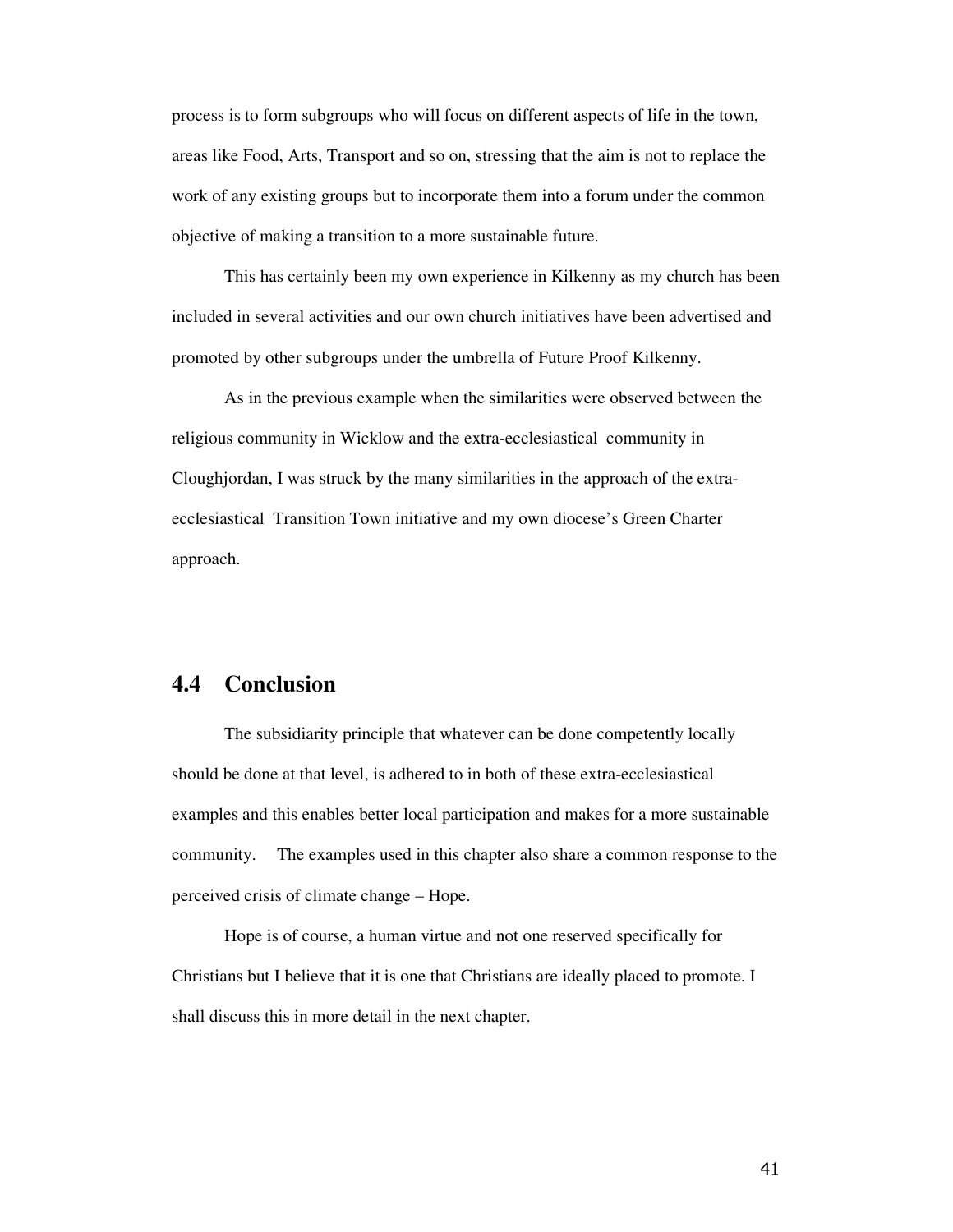process is to form subgroups who will focus on different aspects of life in the town, areas like Food, Arts, Transport and so on, stressing that the aim is not to replace the work of any existing groups but to incorporate them into a forum under the common objective of making a transition to a more sustainable future.

This has certainly been my own experience in Kilkenny as my church has been included in several activities and our own church initiatives have been advertised and promoted by other subgroups under the umbrella of Future Proof Kilkenny.

As in the previous example when the similarities were observed between the religious community in Wicklow and the extra-ecclesiastical community in Cloughjordan, I was struck by the many similarities in the approach of the extra-ecclesiastical Transition Town initiative and my own diocese's Green Charter approach.

## 4.4 Conclusion

The subsidiarity principle that whatever can be done competently locally should be done at that level, is adhered to in both of these extra-ecclesiastical examples and this enables better local participation and makes for a more sustainable community. The examples used in this chapter also share a common response to the perceived crisis of climate change – Hope.

Hope is of course, a human virtue and not one reserved specifically for Christians but I believe that it is one that Christians are ideally placed to promote. I shall discuss this in more detail in the next chapter.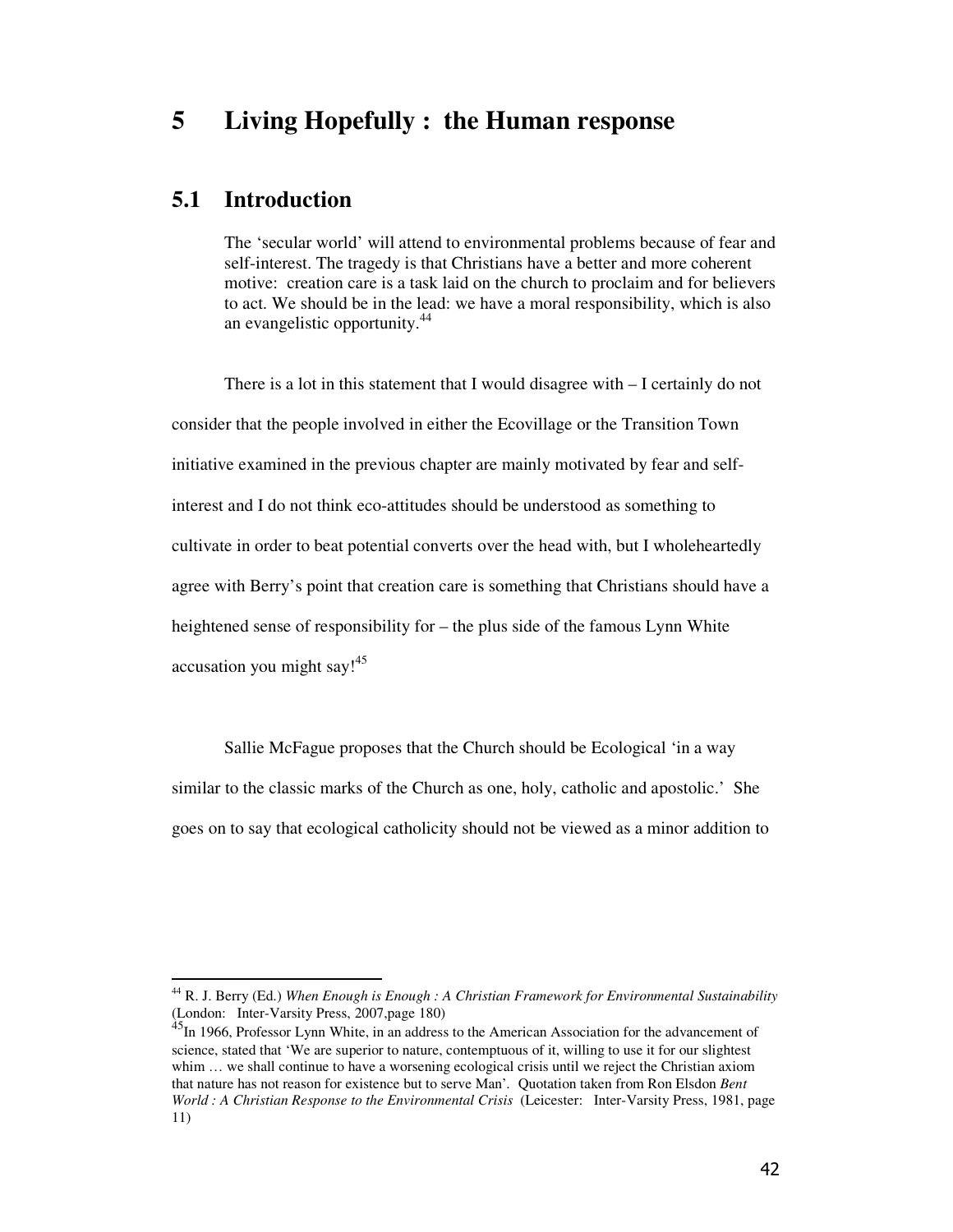# 5 Living Hopefully : the Human response

## 5.1 Introduction

> The 'secular world' will attend to environmental problems because of fear and self-interest. The tragedy is that Christians have a better and more coherent motive: creation care is a task laid on the church to proclaim and for believers to act. We should be in the lead: we have a moral responsibility, which is also an evangelistic opportunity.[44]

There is a lot in this statement that I would disagree with – I certainly do not consider that the people involved in either the Ecovillage or the Transition Town initiative examined in the previous chapter are mainly motivated by fear and self-interest and I do not think eco-attitudes should be understood as something to cultivate in order to beat potential converts over the head with, but I wholeheartedly agree with Berry's point that creation care is something that Christians should have a heightened sense of responsibility for – the plus side of the famous Lynn White accusation you might say![45]

Sallie McFague proposes that the Church should be Ecological 'in a way similar to the classic marks of the Church as one, holy, catholic and apostolic.' She goes on to say that ecological catholicity should not be viewed as a minor addition to

---

[44] R. J. Berry (Ed.) *When Enough is Enough : A Christian Framework for Environmental Sustainability* (London: Inter-Varsity Press, 2007,page 180)

[45] In 1966, Professor Lynn White, in an address to the American Association for the advancement of science, stated that 'We are superior to nature, contemptuous of it, willing to use it for our slightest whim … we shall continue to have a worsening ecological crisis until we reject the Christian axiom that nature has not reason for existence but to serve Man'. Quotation taken from Ron Elsdon *Bent World : A Christian Response to the Environmental Crisis* (Leicester: Inter-Varsity Press, 1981, page 11)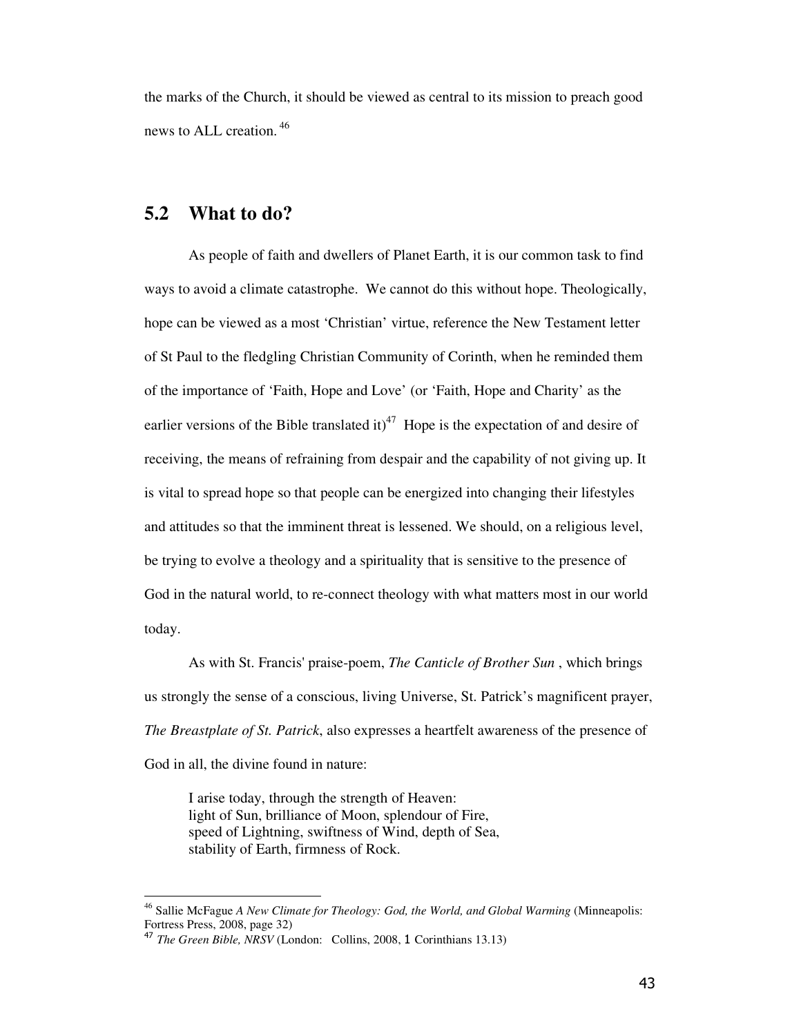the marks of the Church, it should be viewed as central to its mission to preach good news to ALL creation.[46]

## 5.2 What to do?

As people of faith and dwellers of Planet Earth, it is our common task to find ways to avoid a climate catastrophe. We cannot do this without hope. Theologically, hope can be viewed as a most 'Christian' virtue, reference the New Testament letter of St Paul to the fledgling Christian Community of Corinth, when he reminded them of the importance of 'Faith, Hope and Love' (or 'Faith, Hope and Charity' as the earlier versions of the Bible translated it)[47] Hope is the expectation of and desire of receiving, the means of refraining from despair and the capability of not giving up. It is vital to spread hope so that people can be energized into changing their lifestyles and attitudes so that the imminent threat is lessened. We should, on a religious level, be trying to evolve a theology and a spirituality that is sensitive to the presence of God in the natural world, to re-connect theology with what matters most in our world today.

As with St. Francis' praise-poem, *The Canticle of Brother Sun* , which brings us strongly the sense of a conscious, living Universe, St. Patrick's magnificent prayer, *The Breastplate of St. Patrick*, also expresses a heartfelt awareness of the presence of God in all, the divine found in nature:

> I arise today, through the strength of Heaven:
> light of Sun, brilliance of Moon, splendour of Fire,
> speed of Lightning, swiftness of Wind, depth of Sea,
> stability of Earth, firmness of Rock.

---

[46] Sallie McFague *A New Climate for Theology: God, the World, and Global Warming* (Minneapolis: Fortress Press, 2008, page 32)

[47] *The Green Bible, NRSV* (London: Collins, 2008, 1 Corinthians 13.13)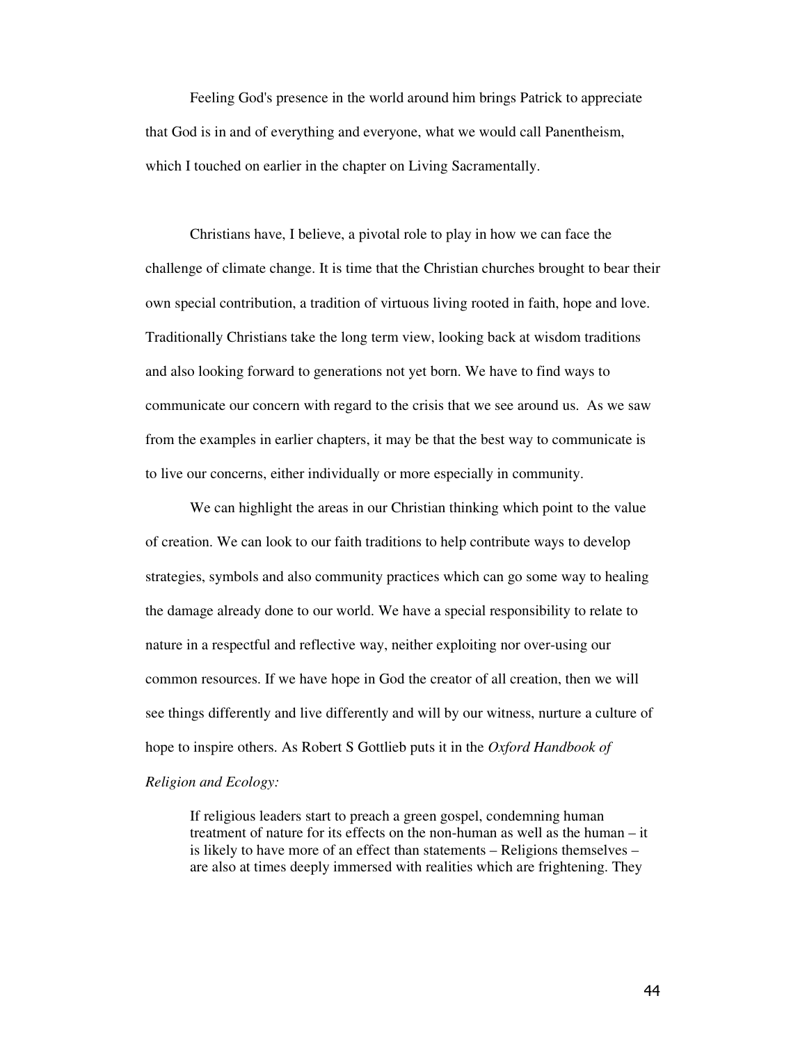Feeling God's presence in the world around him brings Patrick to appreciate that God is in and of everything and everyone, what we would call Panentheism, which I touched on earlier in the chapter on Living Sacramentally.

Christians have, I believe, a pivotal role to play in how we can face the challenge of climate change. It is time that the Christian churches brought to bear their own special contribution, a tradition of virtuous living rooted in faith, hope and love. Traditionally Christians take the long term view, looking back at wisdom traditions and also looking forward to generations not yet born. We have to find ways to communicate our concern with regard to the crisis that we see around us. As we saw from the examples in earlier chapters, it may be that the best way to communicate is to live our concerns, either individually or more especially in community.

We can highlight the areas in our Christian thinking which point to the value of creation. We can look to our faith traditions to help contribute ways to develop strategies, symbols and also community practices which can go some way to healing the damage already done to our world. We have a special responsibility to relate to nature in a respectful and reflective way, neither exploiting nor over-using our common resources. If we have hope in God the creator of all creation, then we will see things differently and live differently and will by our witness, nurture a culture of hope to inspire others. As Robert S Gottlieb puts it in the *Oxford Handbook of Religion and Ecology:*

> If religious leaders start to preach a green gospel, condemning human treatment of nature for its effects on the non-human as well as the human – it is likely to have more of an effect than statements – Religions themselves – are also at times deeply immersed with realities which are frightening. They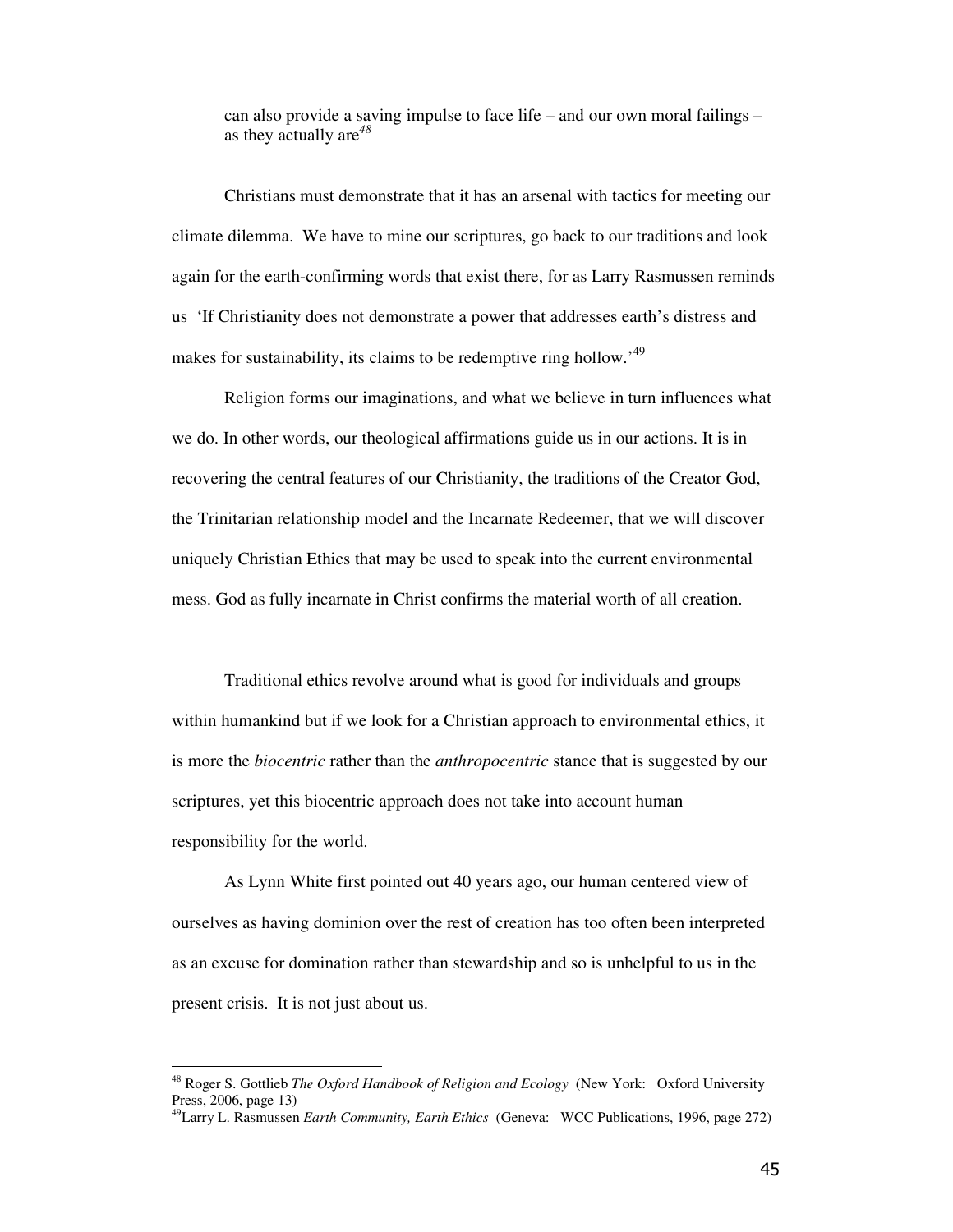> can also provide a saving impulse to face life – and our own moral failings – as they actually are[48]

Christians must demonstrate that it has an arsenal with tactics for meeting our climate dilemma. We have to mine our scriptures, go back to our traditions and look again for the earth-confirming words that exist there, for as Larry Rasmussen reminds us 'If Christianity does not demonstrate a power that addresses earth's distress and makes for sustainability, its claims to be redemptive ring hollow.'[49]

Religion forms our imaginations, and what we believe in turn influences what we do. In other words, our theological affirmations guide us in our actions. It is in recovering the central features of our Christianity, the traditions of the Creator God, the Trinitarian relationship model and the Incarnate Redeemer, that we will discover uniquely Christian Ethics that may be used to speak into the current environmental mess. God as fully incarnate in Christ confirms the material worth of all creation.

Traditional ethics revolve around what is good for individuals and groups within humankind but if we look for a Christian approach to environmental ethics, it is more the *biocentric* rather than the *anthropocentric* stance that is suggested by our scriptures, yet this biocentric approach does not take into account human responsibility for the world.

As Lynn White first pointed out 40 years ago, our human centered view of ourselves as having dominion over the rest of creation has too often been interpreted as an excuse for domination rather than stewardship and so is unhelpful to us in the present crisis. It is not just about us.

---

[48] Roger S. Gottlieb *The Oxford Handbook of Religion and Ecology* (New York: Oxford University Press, 2006, page 13)

[49] Larry L. Rasmussen *Earth Community, Earth Ethics* (Geneva: WCC Publications, 1996, page 272)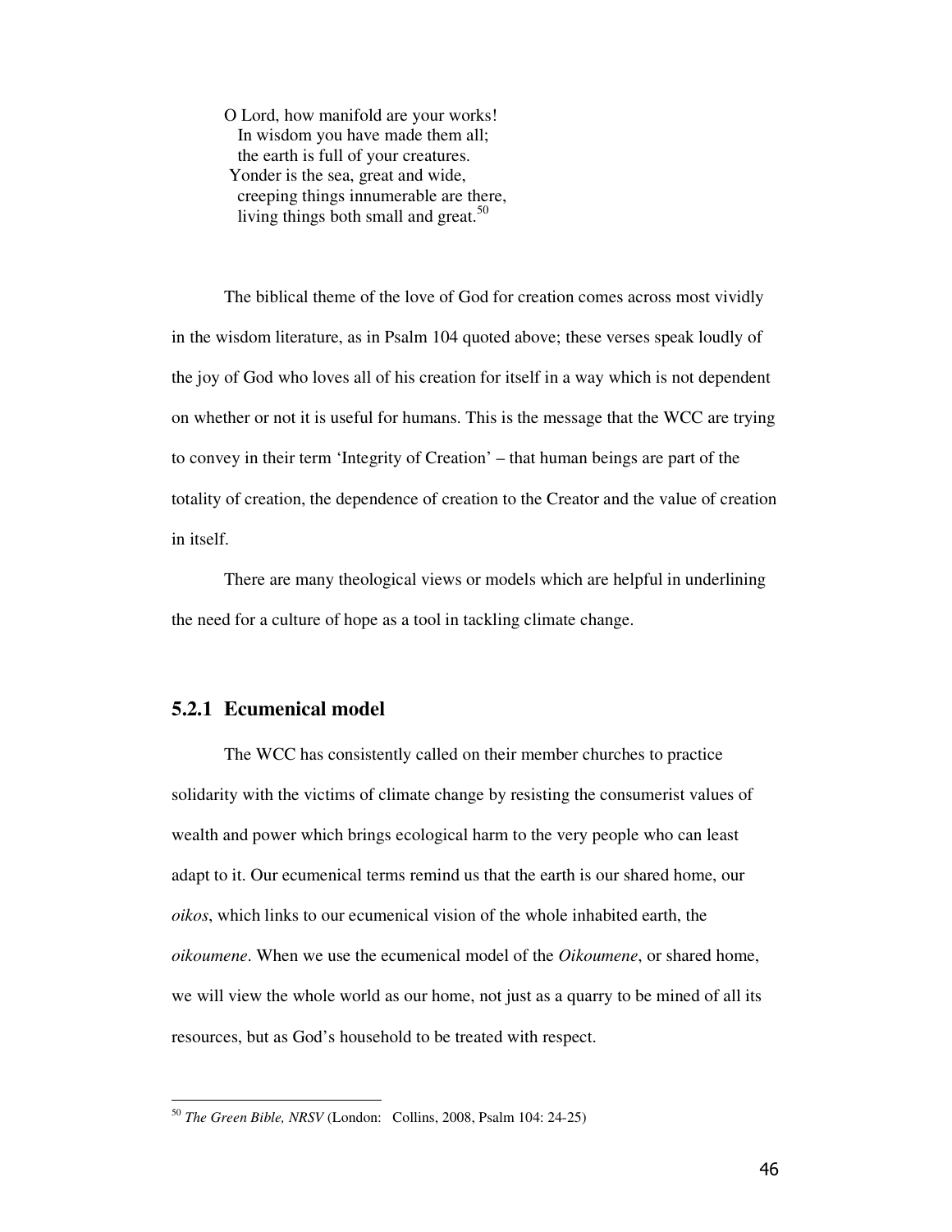> O Lord, how manifold are your works!
>   In wisdom you have made them all;
>   the earth is full of your creatures.
> Yonder is the sea, great and wide,
>   creeping things innumerable are there,
>   living things both small and great.[50]

The biblical theme of the love of God for creation comes across most vividly in the wisdom literature, as in Psalm 104 quoted above; these verses speak loudly of the joy of God who loves all of his creation for itself in a way which is not dependent on whether or not it is useful for humans. This is the message that the WCC are trying to convey in their term 'Integrity of Creation' – that human beings are part of the totality of creation, the dependence of creation to the Creator and the value of creation in itself.

There are many theological views or models which are helpful in underlining the need for a culture of hope as a tool in tackling climate change.

### 5.2.1 Ecumenical model

The WCC has consistently called on their member churches to practice solidarity with the victims of climate change by resisting the consumerist values of wealth and power which brings ecological harm to the very people who can least adapt to it. Our ecumenical terms remind us that the earth is our shared home, our *oikos*, which links to our ecumenical vision of the whole inhabited earth, the *oikoumene*. When we use the ecumenical model of the *Oikoumene*, or shared home, we will view the whole world as our home, not just as a quarry to be mined of all its resources, but as God's household to be treated with respect.

---

[50] *The Green Bible, NRSV* (London: Collins, 2008, Psalm 104: 24-25)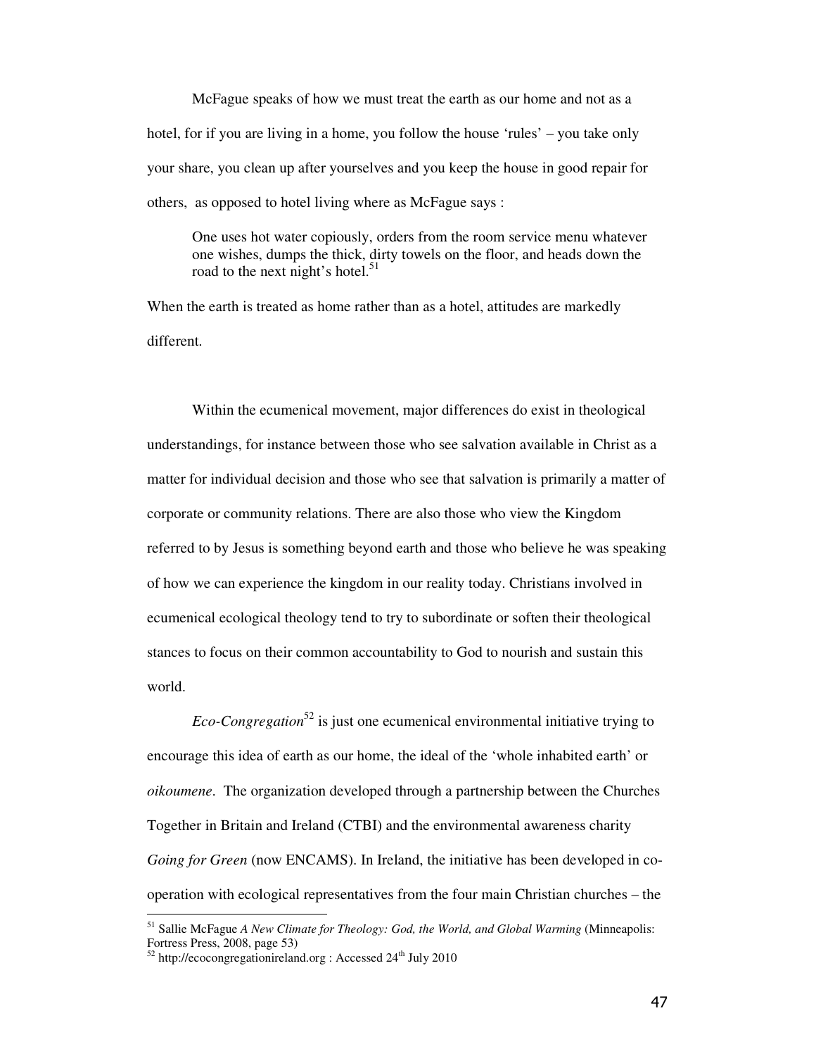McFague speaks of how we must treat the earth as our home and not as a hotel, for if you are living in a home, you follow the house 'rules' – you take only your share, you clean up after yourselves and you keep the house in good repair for others, as opposed to hotel living where as McFague says :

> One uses hot water copiously, orders from the room service menu whatever one wishes, dumps the thick, dirty towels on the floor, and heads down the road to the next night's hotel.[51]

When the earth is treated as home rather than as a hotel, attitudes are markedly different.

Within the ecumenical movement, major differences do exist in theological understandings, for instance between those who see salvation available in Christ as a matter for individual decision and those who see that salvation is primarily a matter of corporate or community relations. There are also those who view the Kingdom referred to by Jesus is something beyond earth and those who believe he was speaking of how we can experience the kingdom in our reality today. Christians involved in ecumenical ecological theology tend to try to subordinate or soften their theological stances to focus on their common accountability to God to nourish and sustain this world.

*Eco-Congregation*[52] is just one ecumenical environmental initiative trying to encourage this idea of earth as our home, the ideal of the 'whole inhabited earth' or *oikoumene*. The organization developed through a partnership between the Churches Together in Britain and Ireland (CTBI) and the environmental awareness charity *Going for Green* (now ENCAMS). In Ireland, the initiative has been developed in co-operation with ecological representatives from the four main Christian churches – the

---

[51] Sallie McFague *A New Climate for Theology: God, the World, and Global Warming* (Minneapolis: Fortress Press, 2008, page 53)

[52] http://ecocongregationireland.org : Accessed 24th July 2010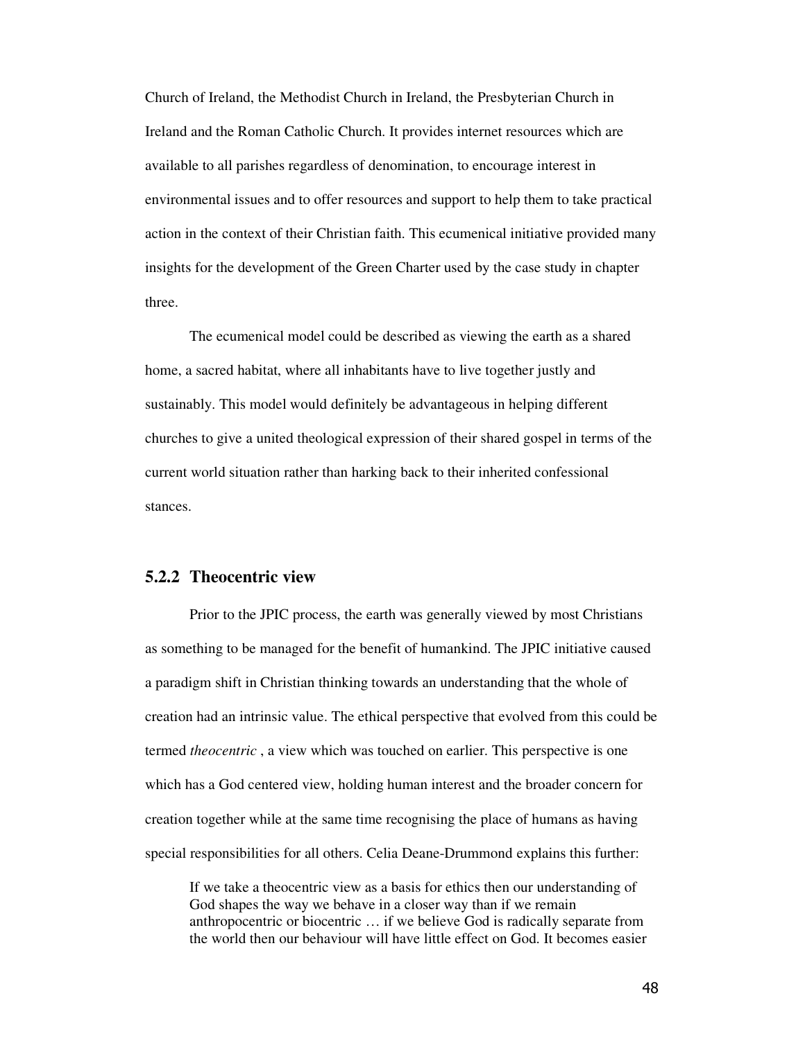Church of Ireland, the Methodist Church in Ireland, the Presbyterian Church in Ireland and the Roman Catholic Church. It provides internet resources which are available to all parishes regardless of denomination, to encourage interest in environmental issues and to offer resources and support to help them to take practical action in the context of their Christian faith. This ecumenical initiative provided many insights for the development of the Green Charter used by the case study in chapter three.

The ecumenical model could be described as viewing the earth as a shared home, a sacred habitat, where all inhabitants have to live together justly and sustainably. This model would definitely be advantageous in helping different churches to give a united theological expression of their shared gospel in terms of the current world situation rather than harking back to their inherited confessional stances.

### 5.2.2 Theocentric view

Prior to the JPIC process, the earth was generally viewed by most Christians as something to be managed for the benefit of humankind. The JPIC initiative caused a paradigm shift in Christian thinking towards an understanding that the whole of creation had an intrinsic value. The ethical perspective that evolved from this could be termed *theocentric* , a view which was touched on earlier. This perspective is one which has a God centered view, holding human interest and the broader concern for creation together while at the same time recognising the place of humans as having special responsibilities for all others. Celia Deane-Drummond explains this further:

> If we take a theocentric view as a basis for ethics then our understanding of God shapes the way we behave in a closer way than if we remain anthropocentric or biocentric … if we believe God is radically separate from the world then our behaviour will have little effect on God. It becomes easier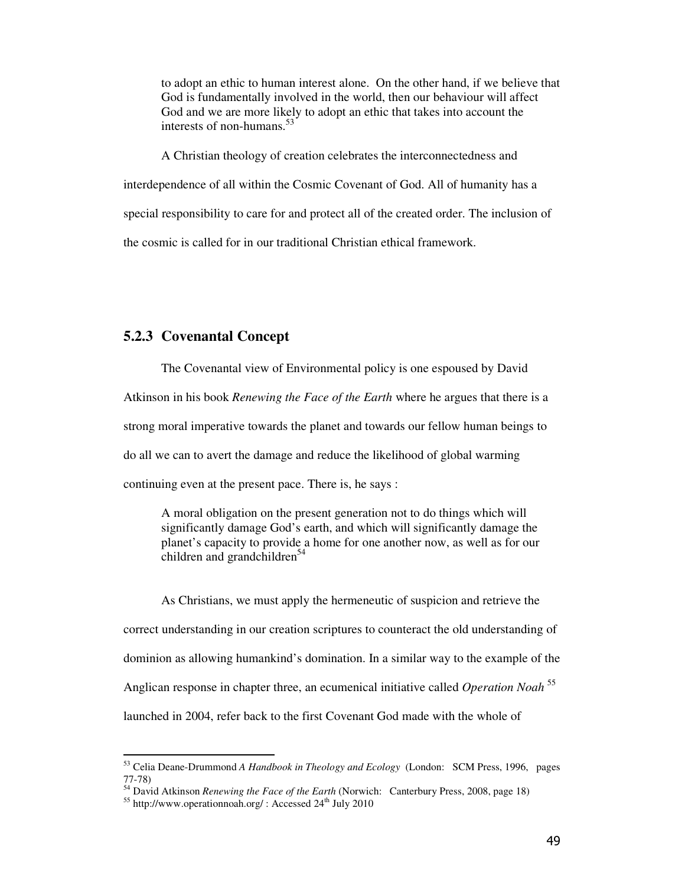> to adopt an ethic to human interest alone. On the other hand, if we believe that God is fundamentally involved in the world, then our behaviour will affect God and we are more likely to adopt an ethic that takes into account the interests of non-humans.[53]

A Christian theology of creation celebrates the interconnectedness and interdependence of all within the Cosmic Covenant of God. All of humanity has a special responsibility to care for and protect all of the created order. The inclusion of the cosmic is called for in our traditional Christian ethical framework.

### 5.2.3 Covenantal Concept

The Covenantal view of Environmental policy is one espoused by David Atkinson in his book *Renewing the Face of the Earth* where he argues that there is a strong moral imperative towards the planet and towards our fellow human beings to do all we can to avert the damage and reduce the likelihood of global warming continuing even at the present pace. There is, he says :

> A moral obligation on the present generation not to do things which will significantly damage God's earth, and which will significantly damage the planet's capacity to provide a home for one another now, as well as for our children and grandchildren[54]

As Christians, we must apply the hermeneutic of suspicion and retrieve the correct understanding in our creation scriptures to counteract the old understanding of dominion as allowing humankind's domination. In a similar way to the example of the Anglican response in chapter three, an ecumenical initiative called *Operation Noah* [55] launched in 2004, refer back to the first Covenant God made with the whole of

---

[53] Celia Deane-Drummond *A Handbook in Theology and Ecology* (London: SCM Press, 1996, pages 77-78)

[54] David Atkinson *Renewing the Face of the Earth* (Norwich: Canterbury Press, 2008, page 18)

[55] http://www.operationnoah.org/ : Accessed 24th July 2010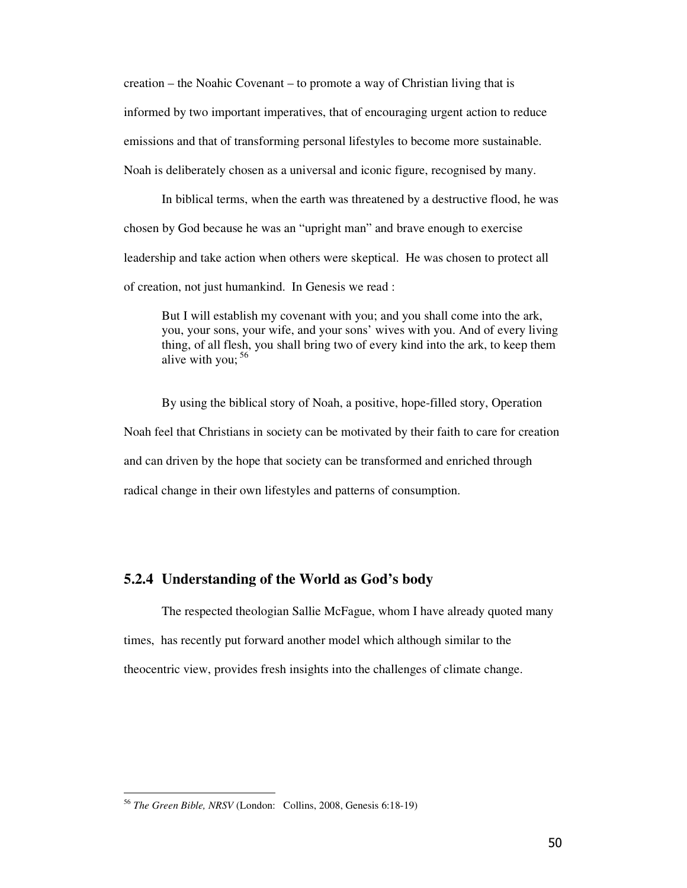creation – the Noahic Covenant – to promote a way of Christian living that is informed by two important imperatives, that of encouraging urgent action to reduce emissions and that of transforming personal lifestyles to become more sustainable. Noah is deliberately chosen as a universal and iconic figure, recognised by many.

In biblical terms, when the earth was threatened by a destructive flood, he was chosen by God because he was an "upright man" and brave enough to exercise leadership and take action when others were skeptical. He was chosen to protect all of creation, not just humankind. In Genesis we read :

> But I will establish my covenant with you; and you shall come into the ark, you, your sons, your wife, and your sons' wives with you. And of every living thing, of all flesh, you shall bring two of every kind into the ark, to keep them alive with you; [56]

By using the biblical story of Noah, a positive, hope-filled story, Operation Noah feel that Christians in society can be motivated by their faith to care for creation and can driven by the hope that society can be transformed and enriched through radical change in their own lifestyles and patterns of consumption.

### 5.2.4 Understanding of the World as God's body

The respected theologian Sallie McFague, whom I have already quoted many times, has recently put forward another model which although similar to the theocentric view, provides fresh insights into the challenges of climate change.

---

[56] *The Green Bible, NRSV* (London: Collins, 2008, Genesis 6:18-19)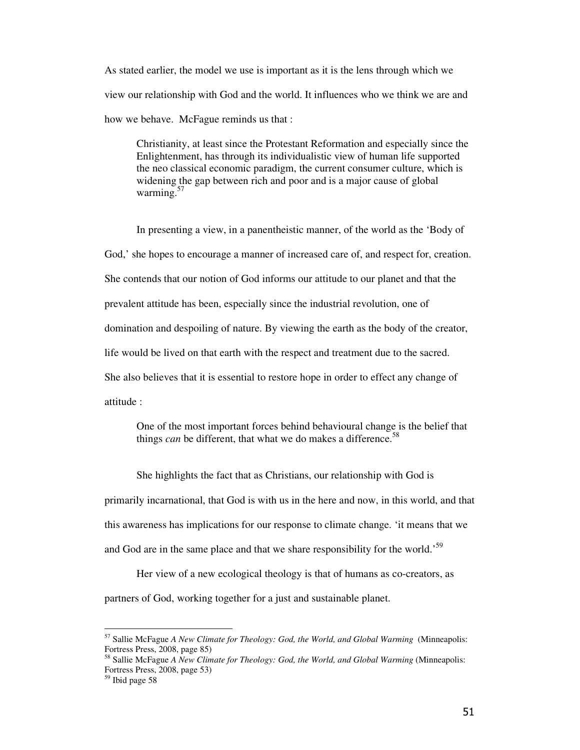As stated earlier, the model we use is important as it is the lens through which we view our relationship with God and the world. It influences who we think we are and how we behave. McFague reminds us that :

> Christianity, at least since the Protestant Reformation and especially since the Enlightenment, has through its individualistic view of human life supported the neo classical economic paradigm, the current consumer culture, which is widening the gap between rich and poor and is a major cause of global warming.[57]

In presenting a view, in a panentheistic manner, of the world as the 'Body of God,' she hopes to encourage a manner of increased care of, and respect for, creation. She contends that our notion of God informs our attitude to our planet and that the prevalent attitude has been, especially since the industrial revolution, one of domination and despoiling of nature. By viewing the earth as the body of the creator, life would be lived on that earth with the respect and treatment due to the sacred. She also believes that it is essential to restore hope in order to effect any change of attitude :

> One of the most important forces behind behavioural change is the belief that things *can* be different, that what we do makes a difference.[58]

She highlights the fact that as Christians, our relationship with God is primarily incarnational, that God is with us in the here and now, in this world, and that this awareness has implications for our response to climate change. 'it means that we and God are in the same place and that we share responsibility for the world.'[59]

Her view of a new ecological theology is that of humans as co-creators, as partners of God, working together for a just and sustainable planet.

---

[57] Sallie McFague *A New Climate for Theology: God, the World, and Global Warming* (Minneapolis: Fortress Press, 2008, page 85)

[58] Sallie McFague *A New Climate for Theology: God, the World, and Global Warming* (Minneapolis: Fortress Press, 2008, page 53)

[59] Ibid page 58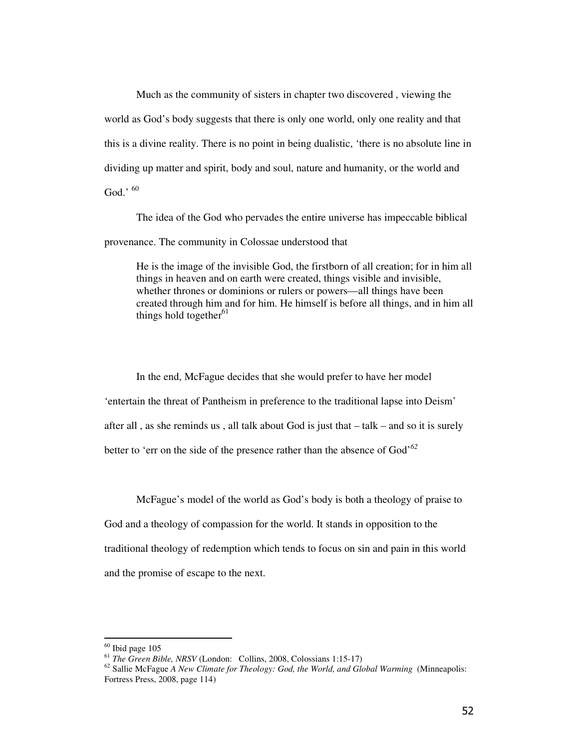Much as the community of sisters in chapter two discovered , viewing the world as God's body suggests that there is only one world, only one reality and that this is a divine reality. There is no point in being dualistic, 'there is no absolute line in dividing up matter and spirit, body and soul, nature and humanity, or the world and God.' [60]

The idea of the God who pervades the entire universe has impeccable biblical provenance. The community in Colossae understood that

> He is the image of the invisible God, the firstborn of all creation; for in him all things in heaven and on earth were created, things visible and invisible, whether thrones or dominions or rulers or powers—all things have been created through him and for him. He himself is before all things, and in him all things hold together[61]

In the end, McFague decides that she would prefer to have her model 'entertain the threat of Pantheism in preference to the traditional lapse into Deism' after all , as she reminds us , all talk about God is just that – talk – and so it is surely better to 'err on the side of the presence rather than the absence of God'[62]

McFague's model of the world as God's body is both a theology of praise to God and a theology of compassion for the world. It stands in opposition to the traditional theology of redemption which tends to focus on sin and pain in this world and the promise of escape to the next.

---

[60] Ibid page 105

[61] *The Green Bible, NRSV* (London: Collins, 2008, Colossians 1:15-17)

[62] Sallie McFague *A New Climate for Theology: God, the World, and Global Warming* (Minneapolis: Fortress Press, 2008, page 114)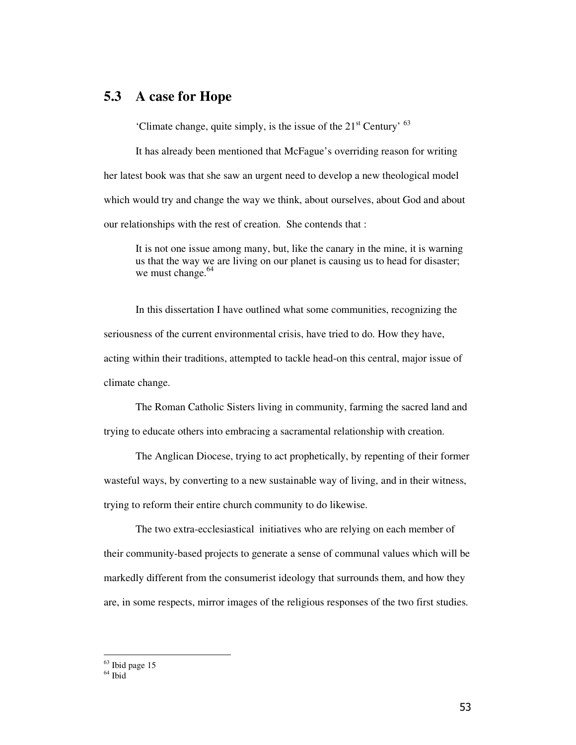## 5.3 A case for Hope

'Climate change, quite simply, is the issue of the 21st Century' [63]

It has already been mentioned that McFague's overriding reason for writing her latest book was that she saw an urgent need to develop a new theological model which would try and change the way we think, about ourselves, about God and about our relationships with the rest of creation. She contends that :

> It is not one issue among many, but, like the canary in the mine, it is warning us that the way we are living on our planet is causing us to head for disaster; we must change.[64]

In this dissertation I have outlined what some communities, recognizing the seriousness of the current environmental crisis, have tried to do. How they have, acting within their traditions, attempted to tackle head-on this central, major issue of climate change.

The Roman Catholic Sisters living in community, farming the sacred land and trying to educate others into embracing a sacramental relationship with creation.

The Anglican Diocese, trying to act prophetically, by repenting of their former wasteful ways, by converting to a new sustainable way of living, and in their witness, trying to reform their entire church community to do likewise.

The two extra-ecclesiastical initiatives who are relying on each member of their community-based projects to generate a sense of communal values which will be markedly different from the consumerist ideology that surrounds them, and how they are, in some respects, mirror images of the religious responses of the two first studies.

---

[63] Ibid page 15

[64] Ibid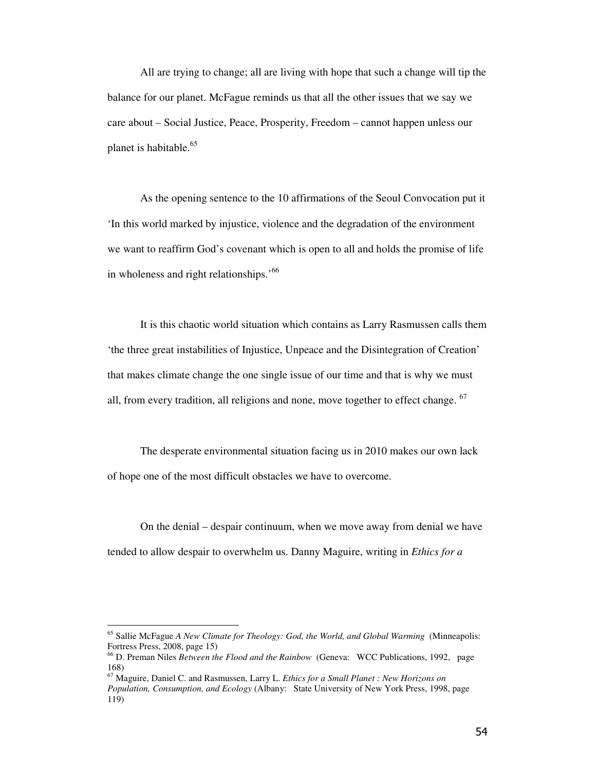All are trying to change; all are living with hope that such a change will tip the balance for our planet. McFague reminds us that all the other issues that we say we care about – Social Justice, Peace, Prosperity, Freedom – cannot happen unless our planet is habitable.[65]

As the opening sentence to the 10 affirmations of the Seoul Convocation put it 'In this world marked by injustice, violence and the degradation of the environment we want to reaffirm God's covenant which is open to all and holds the promise of life in wholeness and right relationships.'[66]

It is this chaotic world situation which contains as Larry Rasmussen calls them 'the three great instabilities of Injustice, Unpeace and the Disintegration of Creation' that makes climate change the one single issue of our time and that is why we must all, from every tradition, all religions and none, move together to effect change. [67]

The desperate environmental situation facing us in 2010 makes our own lack of hope one of the most difficult obstacles we have to overcome.

On the denial – despair continuum, when we move away from denial we have tended to allow despair to overwhelm us. Danny Maguire, writing in *Ethics for a*

---

[65] Sallie McFague *A New Climate for Theology: God, the World, and Global Warming* (Minneapolis: Fortress Press, 2008, page 15)

[66] D. Preman Niles *Between the Flood and the Rainbow* (Geneva: WCC Publications, 1992, page 168)

[67] Maguire, Daniel C. and Rasmussen, Larry L. *Ethics for a Small Planet : New Horizons on Population, Consumption, and Ecology* (Albany: State University of New York Press, 1998, page 119)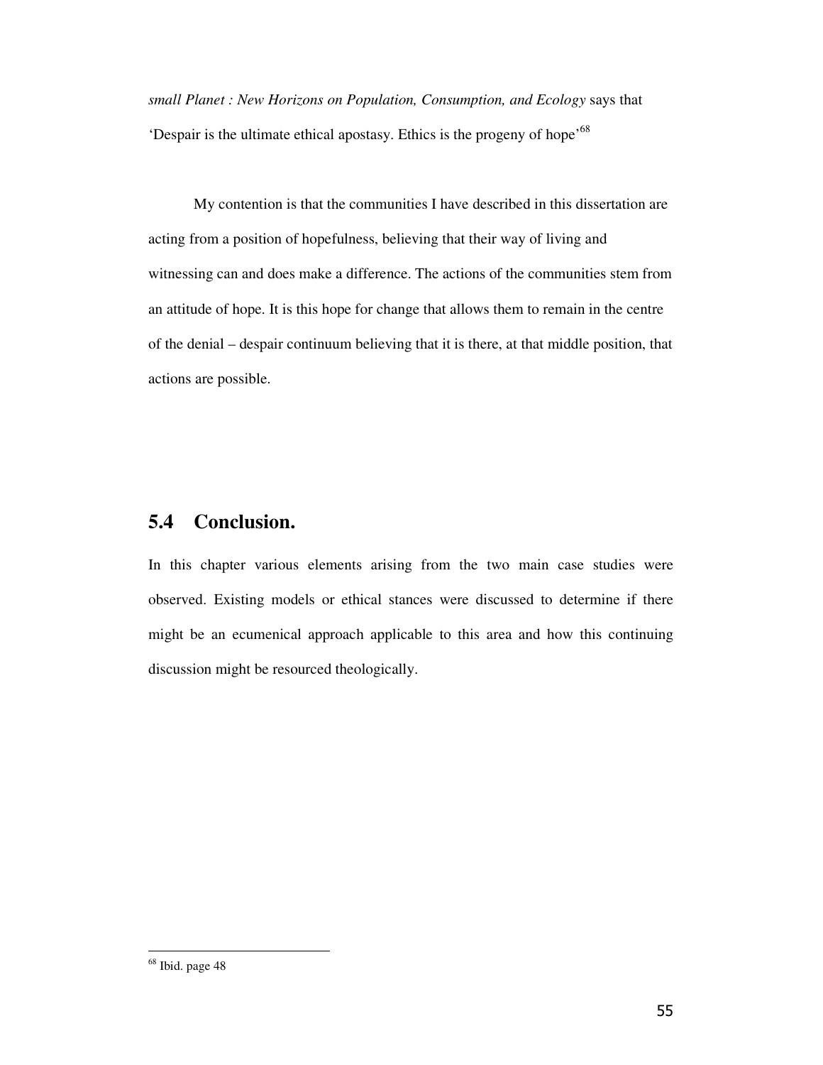*small Planet : New Horizons on Population, Consumption, and Ecology* says that 'Despair is the ultimate ethical apostasy. Ethics is the progeny of hope'[68]

My contention is that the communities I have described in this dissertation are acting from a position of hopefulness, believing that their way of living and witnessing can and does make a difference. The actions of the communities stem from an attitude of hope. It is this hope for change that allows them to remain in the centre of the denial – despair continuum believing that it is there, at that middle position, that actions are possible.

## 5.4 Conclusion.

In this chapter various elements arising from the two main case studies were observed. Existing models or ethical stances were discussed to determine if there might be an ecumenical approach applicable to this area and how this continuing discussion might be resourced theologically.

---

[68] Ibid. page 48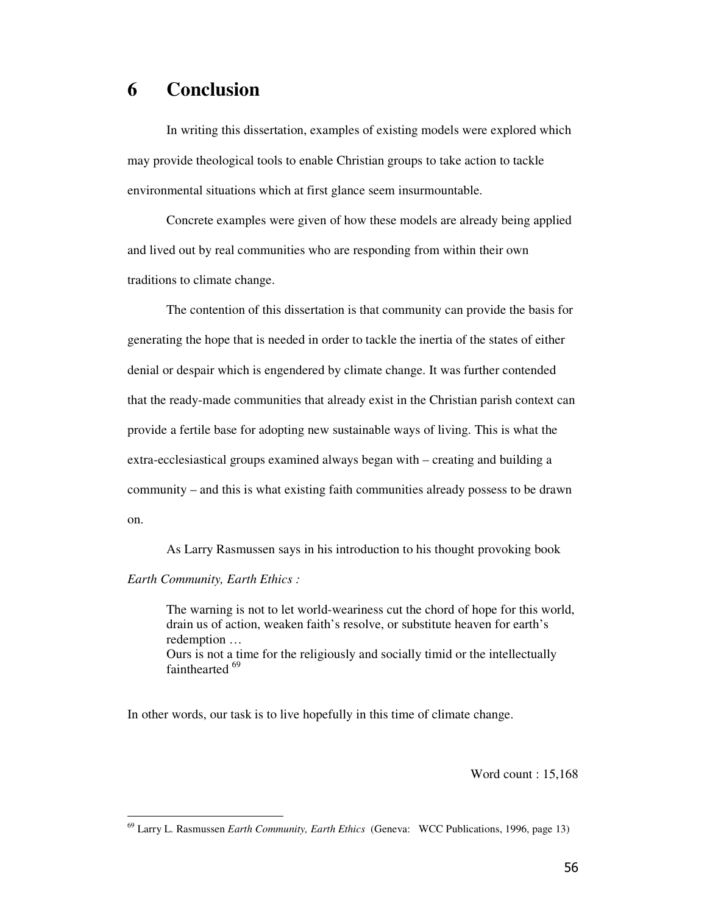# 6 Conclusion

In writing this dissertation, examples of existing models were explored which may provide theological tools to enable Christian groups to take action to tackle environmental situations which at first glance seem insurmountable.

Concrete examples were given of how these models are already being applied and lived out by real communities who are responding from within their own traditions to climate change.

The contention of this dissertation is that community can provide the basis for generating the hope that is needed in order to tackle the inertia of the states of either denial or despair which is engendered by climate change. It was further contended that the ready-made communities that already exist in the Christian parish context can provide a fertile base for adopting new sustainable ways of living. This is what the extra-ecclesiastical groups examined always began with – creating and building a community – and this is what existing faith communities already possess to be drawn on.

As Larry Rasmussen says in his introduction to his thought provoking book *Earth Community, Earth Ethics :*

> The warning is not to let world-weariness cut the chord of hope for this world, drain us of action, weaken faith's resolve, or substitute heaven for earth's redemption …
> Ours is not a time for the religiously and socially timid or the intellectually fainthearted [69]

In other words, our task is to live hopefully in this time of climate change.

Word count : 15,168

---

[69] Larry L. Rasmussen *Earth Community, Earth Ethics* (Geneva: WCC Publications, 1996, page 13)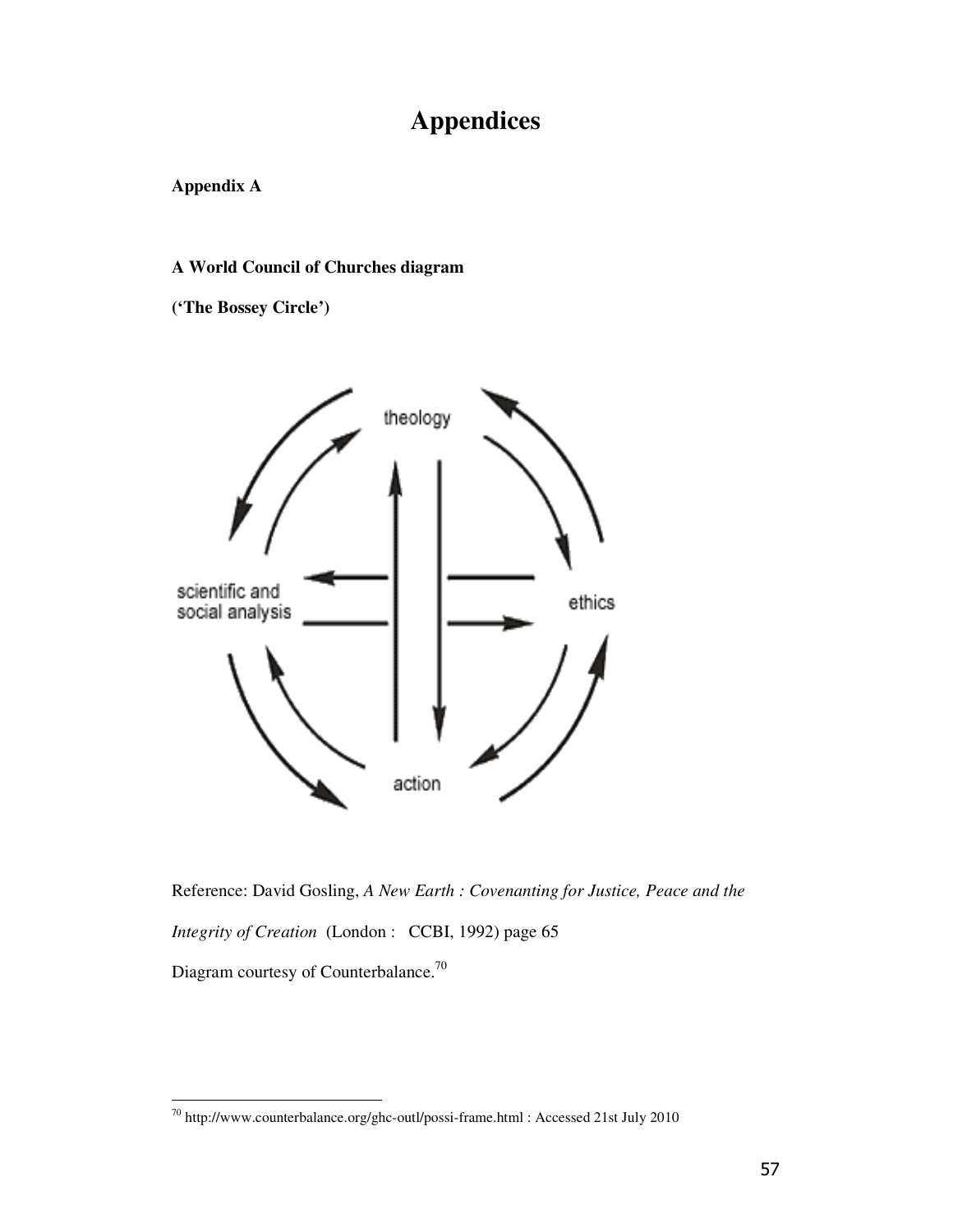# Appendices

**Appendix A**

**A World Council of Churches diagram**

**('The Bossey Circle')**

theology

scientific and social analysis

ethics

action

Reference: David Gosling, *A New Earth : Covenanting for Justice, Peace and the Integrity of Creation* (London : CCBI, 1992) page 65

Diagram courtesy of Counterbalance.[70]

[70] http://www.counterbalance.org/ghc-outl/possi-frame.html : Accessed 21st July 2010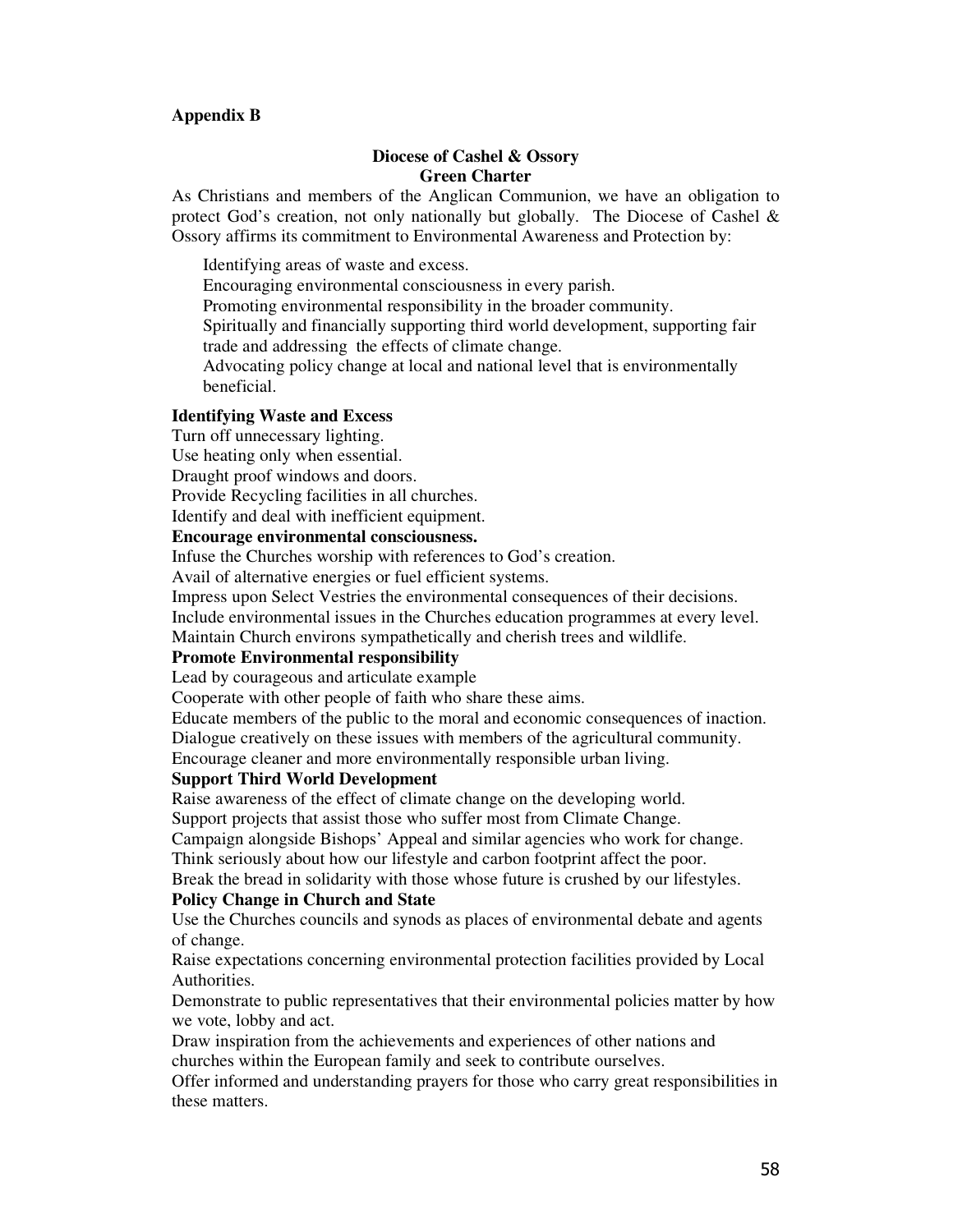**Appendix B**

**Diocese of Cashel & Ossory**
**Green Charter**

As Christians and members of the Anglican Communion, we have an obligation to protect God's creation, not only nationally but globally. The Diocese of Cashel & Ossory affirms its commitment to Environmental Awareness and Protection by:

Identifying areas of waste and excess.
Encouraging environmental consciousness in every parish.
Promoting environmental responsibility in the broader community.
Spiritually and financially supporting third world development, supporting fair trade and addressing the effects of climate change.
Advocating policy change at local and national level that is environmentally beneficial.

**Identifying Waste and Excess**

Turn off unnecessary lighting.
Use heating only when essential.
Draught proof windows and doors.
Provide Recycling facilities in all churches.
Identify and deal with inefficient equipment.

**Encourage environmental consciousness.**

Infuse the Churches worship with references to God's creation.
Avail of alternative energies or fuel efficient systems.
Impress upon Select Vestries the environmental consequences of their decisions.
Include environmental issues in the Churches education programmes at every level.
Maintain Church environs sympathetically and cherish trees and wildlife.

**Promote Environmental responsibility**

Lead by courageous and articulate example
Cooperate with other people of faith who share these aims.
Educate members of the public to the moral and economic consequences of inaction.
Dialogue creatively on these issues with members of the agricultural community.
Encourage cleaner and more environmentally responsible urban living.

**Support Third World Development**

Raise awareness of the effect of climate change on the developing world.
Support projects that assist those who suffer most from Climate Change.
Campaign alongside Bishops' Appeal and similar agencies who work for change.
Think seriously about how our lifestyle and carbon footprint affect the poor.
Break the bread in solidarity with those whose future is crushed by our lifestyles.

**Policy Change in Church and State**

Use the Churches councils and synods as places of environmental debate and agents of change.
Raise expectations concerning environmental protection facilities provided by Local Authorities.
Demonstrate to public representatives that their environmental policies matter by how we vote, lobby and act.
Draw inspiration from the achievements and experiences of other nations and churches within the European family and seek to contribute ourselves.
Offer informed and understanding prayers for those who carry great responsibilities in these matters.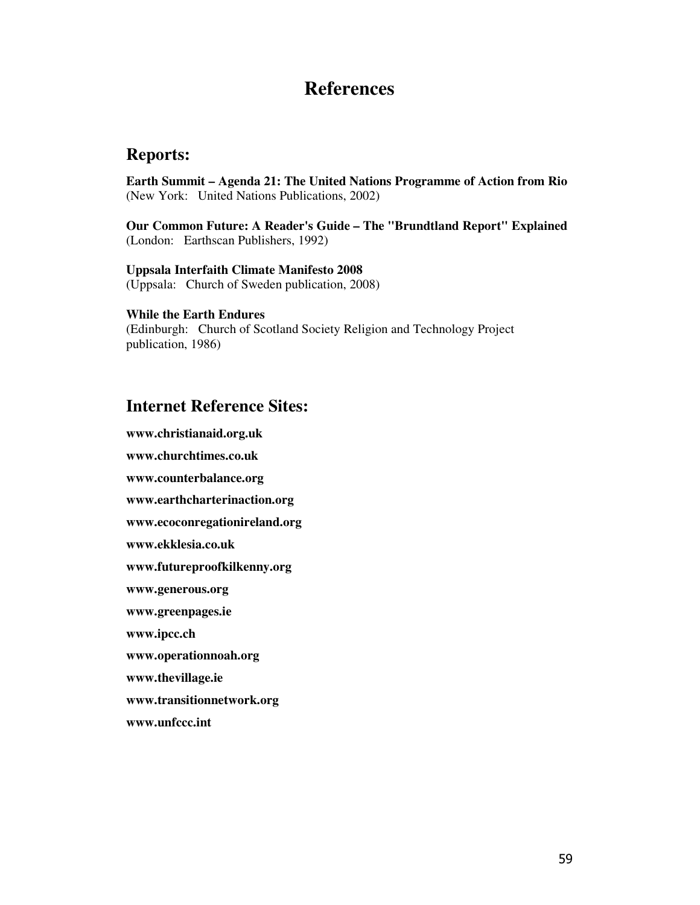# References

## Reports:

**Earth Summit – Agenda 21: The United Nations Programme of Action from Rio**
(New York: United Nations Publications, 2002)

**Our Common Future: A Reader's Guide – The "Brundtland Report" Explained**
(London: Earthscan Publishers, 1992)

**Uppsala Interfaith Climate Manifesto 2008**
(Uppsala: Church of Sweden publication, 2008)

**While the Earth Endures**
(Edinburgh: Church of Scotland Society Religion and Technology Project publication, 1986)

## Internet Reference Sites:

**www.christianaid.org.uk**

**www.churchtimes.co.uk**

**www.counterbalance.org**

**www.earthcharterinaction.org**

**www.ecoconregationireland.org**

**www.ekklesia.co.uk**

**www.futureproofkilkenny.org**

**www.generous.org**

**www.greenpages.ie**

**www.ipcc.ch**

**www.operationnoah.org**

**www.thevillage.ie**

**www.transitionnetwork.org**

**www.unfccc.int**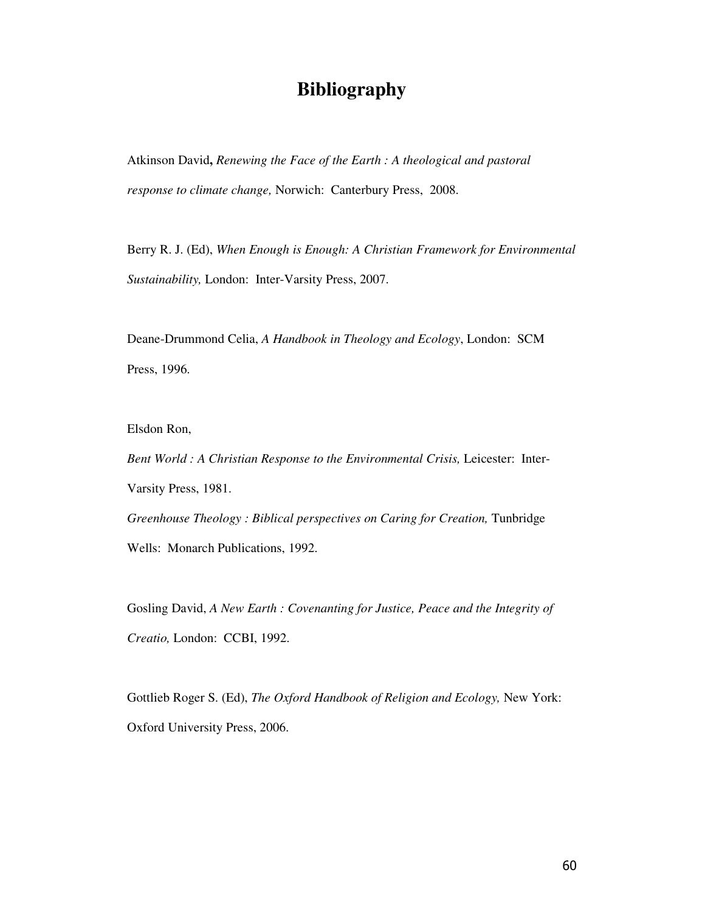# Bibliography

Atkinson David**,** *Renewing the Face of the Earth : A theological and pastoral response to climate change,* Norwich: Canterbury Press, 2008.

Berry R. J. (Ed), *When Enough is Enough: A Christian Framework for Environmental Sustainability,* London: Inter-Varsity Press, 2007.

Deane-Drummond Celia, *A Handbook in Theology and Ecology*, London: SCM Press, 1996.

Elsdon Ron,

*Bent World : A Christian Response to the Environmental Crisis,* Leicester: Inter-Varsity Press, 1981.

*Greenhouse Theology : Biblical perspectives on Caring for Creation,* Tunbridge Wells: Monarch Publications, 1992.

Gosling David, *A New Earth : Covenanting for Justice, Peace and the Integrity of Creatio,* London: CCBI, 1992.

Gottlieb Roger S. (Ed), *The Oxford Handbook of Religion and Ecology,* New York: Oxford University Press, 2006.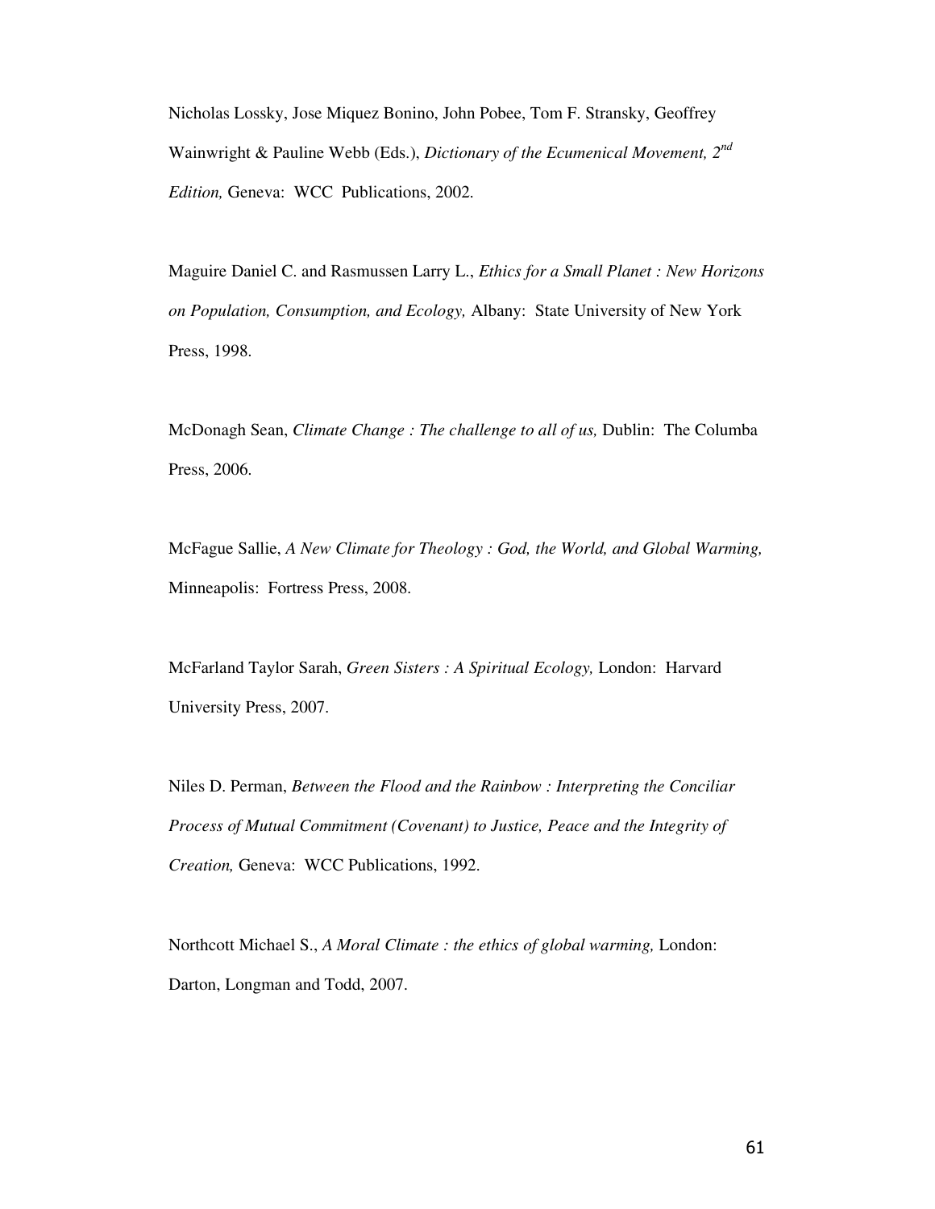Nicholas Lossky, Jose Miquez Bonino, John Pobee, Tom F. Stransky, Geoffrey Wainwright & Pauline Webb (Eds.), *Dictionary of the Ecumenical Movement, 2nd Edition,* Geneva: WCC Publications, 2002.

Maguire Daniel C. and Rasmussen Larry L., *Ethics for a Small Planet : New Horizons on Population, Consumption, and Ecology,* Albany: State University of New York Press, 1998.

McDonagh Sean, *Climate Change : The challenge to all of us,* Dublin: The Columba Press, 2006.

McFague Sallie, *A New Climate for Theology : God, the World, and Global Warming,* Minneapolis: Fortress Press, 2008.

McFarland Taylor Sarah, *Green Sisters : A Spiritual Ecology,* London: Harvard University Press, 2007.

Niles D. Perman, *Between the Flood and the Rainbow : Interpreting the Conciliar Process of Mutual Commitment (Covenant) to Justice, Peace and the Integrity of Creation,* Geneva: WCC Publications, 1992.

Northcott Michael S., *A Moral Climate : the ethics of global warming,* London: Darton, Longman and Todd, 2007.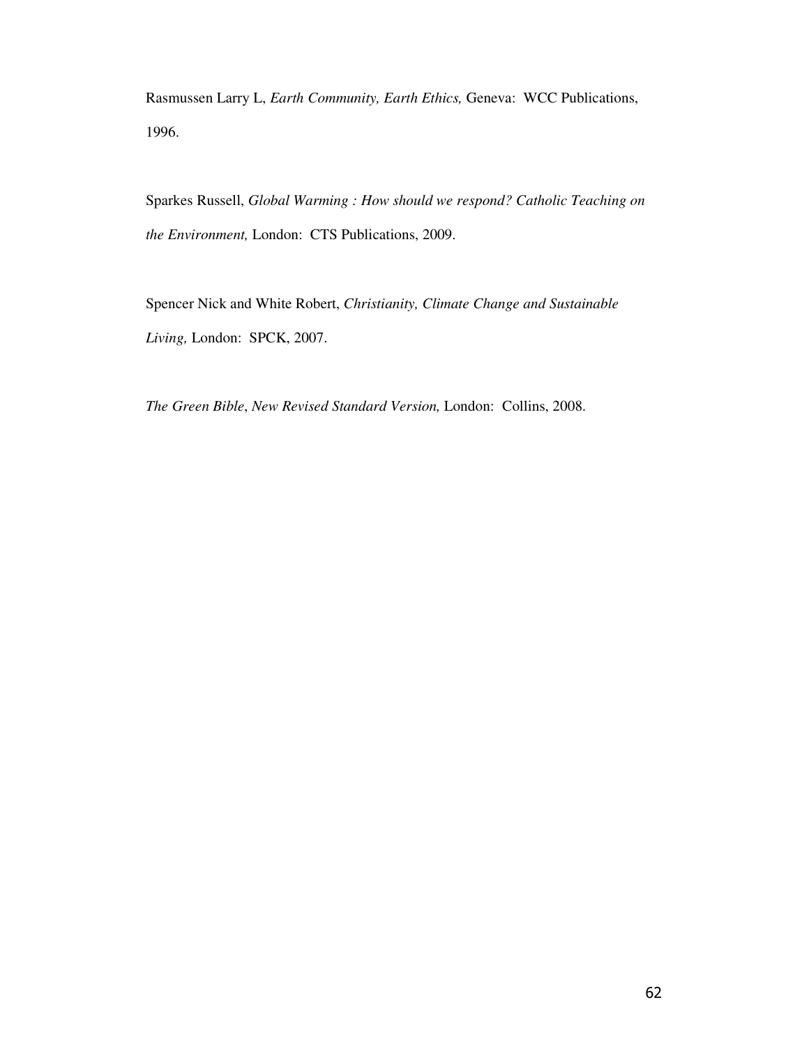Rasmussen Larry L, *Earth Community, Earth Ethics,* Geneva: WCC Publications, 1996.

Sparkes Russell, *Global Warming : How should we respond? Catholic Teaching on the Environment,* London: CTS Publications, 2009.

Spencer Nick and White Robert, *Christianity, Climate Change and Sustainable Living,* London: SPCK, 2007.

*The Green Bible*, *New Revised Standard Version,* London: Collins, 2008.